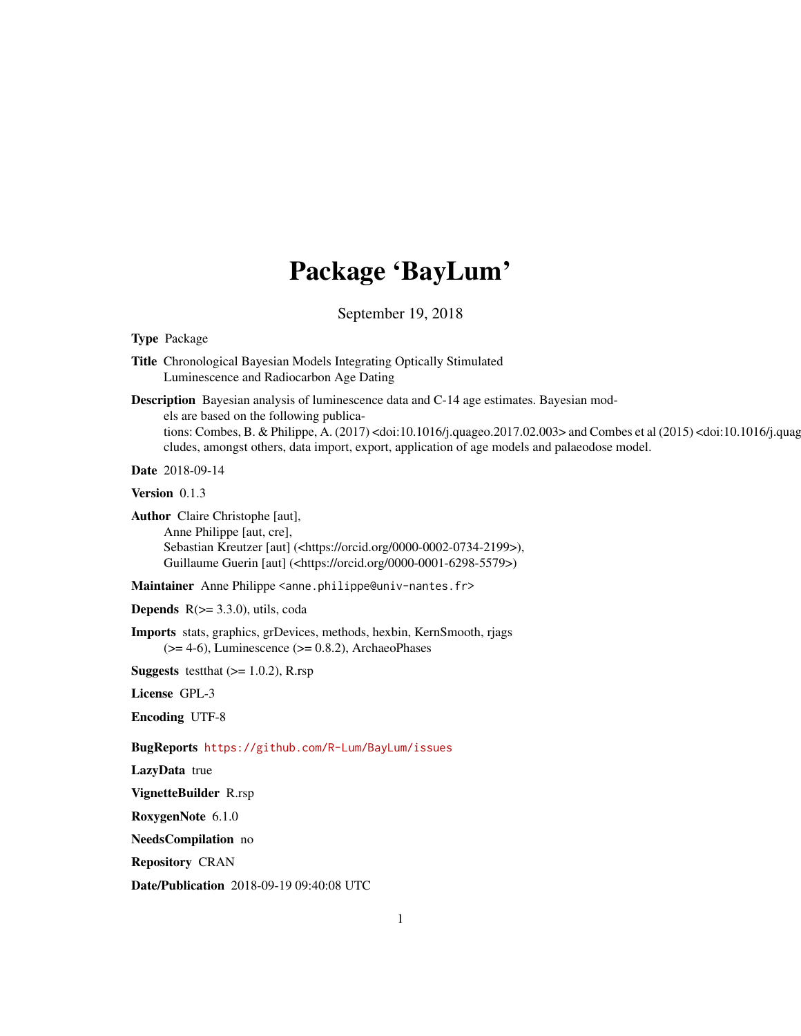# Package 'BayLum'

September 19, 2018

**Type** Package

**Title** Chronological Bayesian Models Integrating Optically Stimulated Luminescence and Radiocarbon Age Dating

**Description** Bayesian analysis of luminescence data and C-14 age estimates. Bayesian models are based on the following publications: Combes, B. & Philippe, A. (2017) <doi:10.1016/j.quageo.2017.02.003> and Combes et al (2015) <doi:10.1016/j.quag cludes, amongst others, data import, export, application of age models and palaeodose model.

**Date** 2018-09-14

**Version** 0.1.3

**Author** Claire Christophe [aut],
Anne Philippe [aut, cre],
Sebastian Kreutzer [aut] (<https://orcid.org/0000-0002-0734-2199>),
Guillaume Guerin [aut] (<https://orcid.org/0000-0001-6298-5579>)

**Maintainer** Anne Philippe <anne.philippe@univ-nantes.fr>

**Depends** R(>= 3.3.0), utils, coda

**Imports** stats, graphics, grDevices, methods, hexbin, KernSmooth, rjags (>= 4-6), Luminescence (>= 0.8.2), ArchaeoPhases

**Suggests** testthat (>= 1.0.2), R.rsp

**License** GPL-3

**Encoding** UTF-8

**BugReports** https://github.com/R-Lum/BayLum/issues

**LazyData** true

**VignetteBuilder** R.rsp

**RoxygenNote** 6.1.0

**NeedsCompilation** no

**Repository** CRAN

**Date/Publication** 2018-09-19 09:40:08 UTC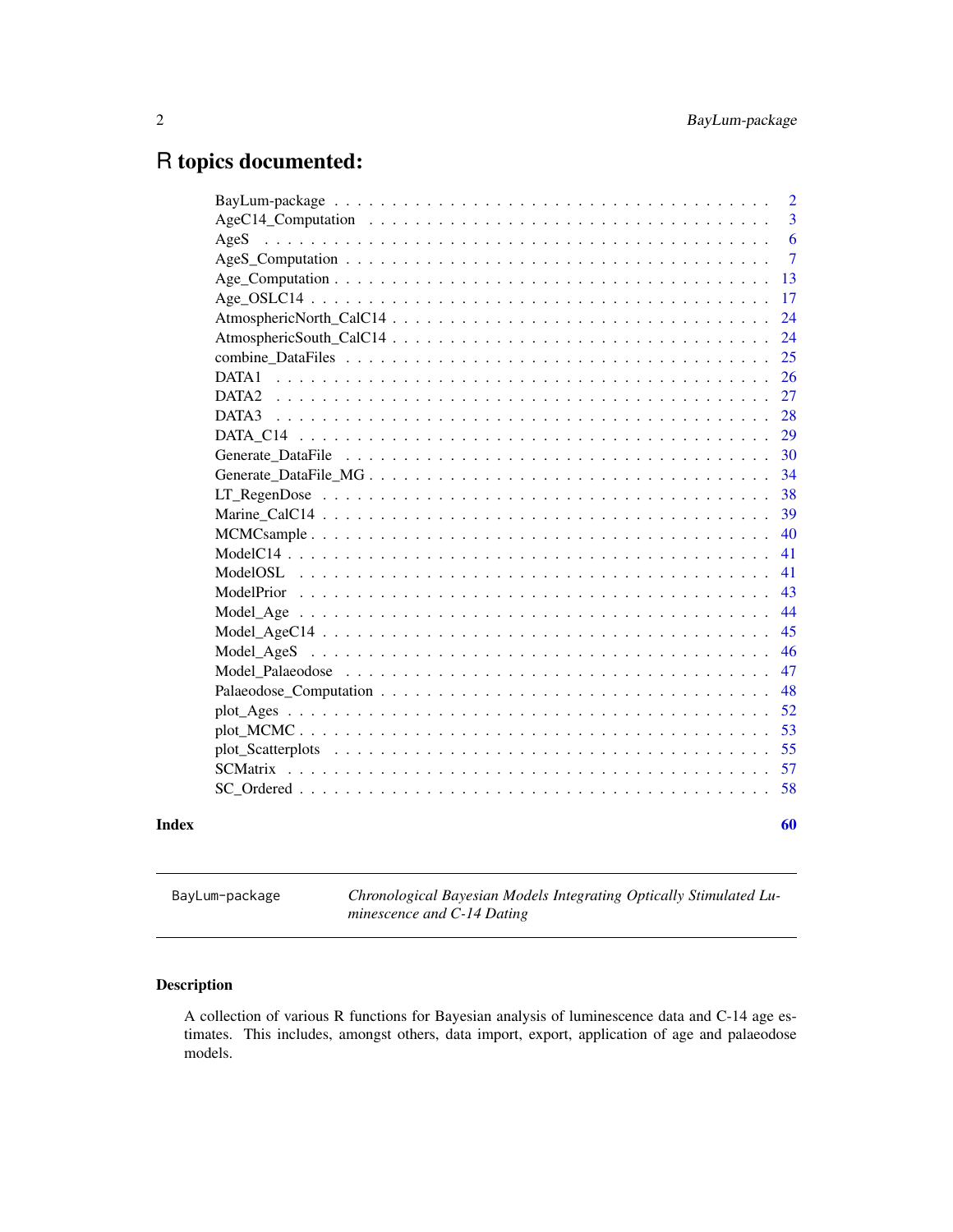# R topics documented:

| | |
|---|---|
| BayLum-package | 2 |
| AgeC14_Computation | 3 |
| AgeS | 6 |
| AgeS_Computation | 7 |
| Age_Computation | 13 |
| Age_OSLC14 | 17 |
| AtmosphericNorth_CalC14 | 24 |
| AtmosphericSouth_CalC14 | 24 |
| combine_DataFiles | 25 |
| DATA1 | 26 |
| DATA2 | 27 |
| DATA3 | 28 |
| DATA_C14 | 29 |
| Generate_DataFile | 30 |
| Generate_DataFile_MG | 34 |
| LT_RegenDose | 38 |
| Marine_CalC14 | 39 |
| MCMCsample | 40 |
| ModelC14 | 41 |
| ModelOSL | 41 |
| ModelPrior | 43 |
| Model_Age | 44 |
| Model_AgeC14 | 45 |
| Model_AgeS | 46 |
| Model_Palaeodose | 47 |
| Palaeodose_Computation | 48 |
| plot_Ages | 52 |
| plot_MCMC | 53 |
| plot_Scatterplots | 55 |
| SCMatrix | 57 |
| SC_Ordered | 58 |
| **Index** | **60** |

---

`BayLum-package` *Chronological Bayesian Models Integrating Optically Stimulated Luminescence and C-14 Dating*

---

### Description

A collection of various R functions for Bayesian analysis of luminescence data and C-14 age estimates. This includes, amongst others, data import, export, application of age and palaeodose models.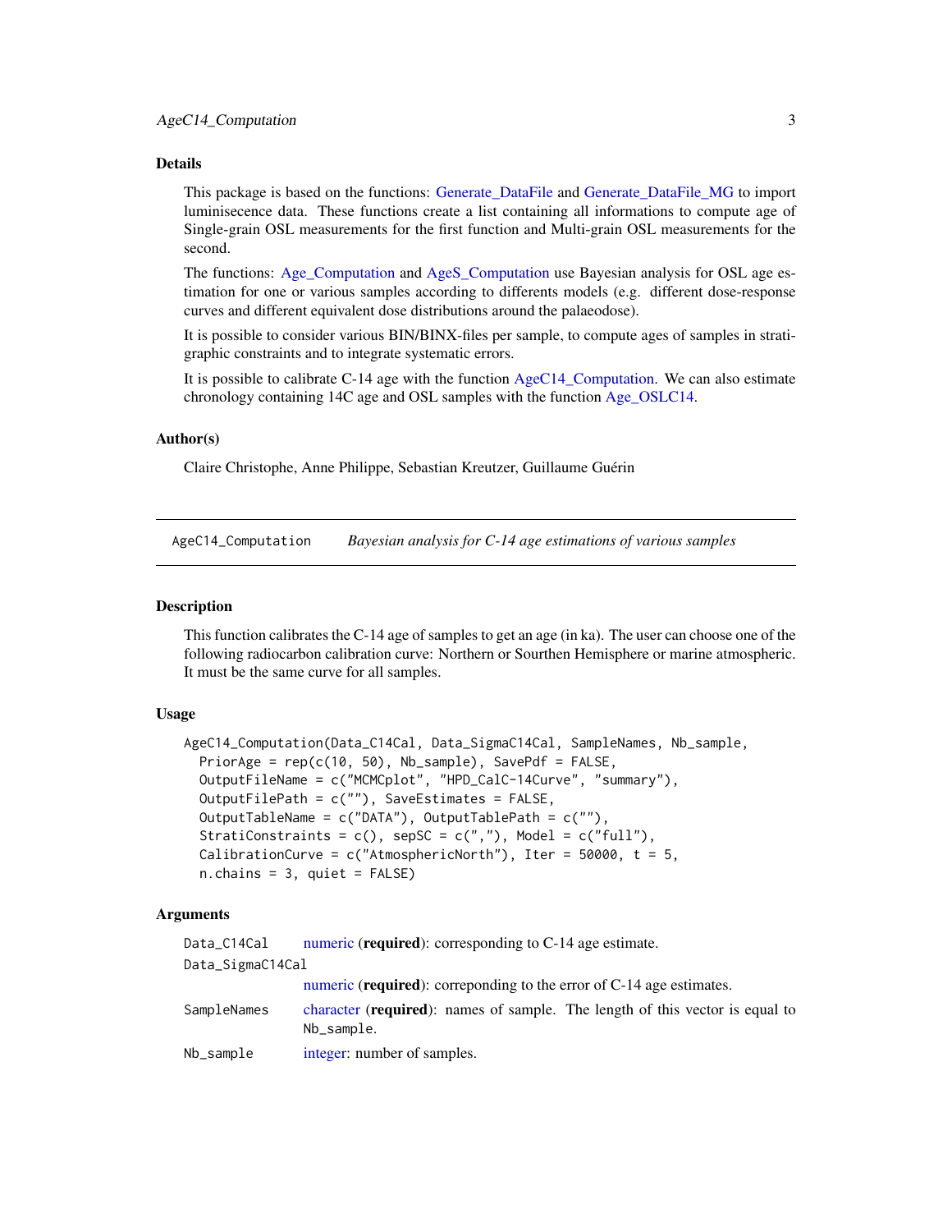## Details

This package is based on the functions: Generate_DataFile and Generate_DataFile_MG to import luminisecence data. These functions create a list containing all informations to compute age of Single-grain OSL measurements for the first function and Multi-grain OSL measurements for the second.

The functions: Age_Computation and AgeS_Computation use Bayesian analysis for OSL age estimation for one or various samples according to differents models (e.g. different dose-response curves and different equivalent dose distributions around the palaeodose).

It is possible to consider various BIN/BINX-files per sample, to compute ages of samples in stratigraphic constraints and to integrate systematic errors.

It is possible to calibrate C-14 age with the function AgeC14_Computation. We can also estimate chronology containing 14C age and OSL samples with the function Age_OSLC14.

## Author(s)

Claire Christophe, Anne Philippe, Sebastian Kreutzer, Guillaume Guérin

---

AgeC14_Computation    *Bayesian analysis for C-14 age estimations of various samples*

---

## Description

This function calibrates the C-14 age of samples to get an age (in ka). The user can choose one of the following radiocarbon calibration curve: Northern or Sourthen Hemisphere or marine atmospheric. It must be the same curve for all samples.

## Usage

```
AgeC14_Computation(Data_C14Cal, Data_SigmaC14Cal, SampleNames, Nb_sample,
  PriorAge = rep(c(10, 50), Nb_sample), SavePdf = FALSE,
  OutputFileName = c("MCMCplot", "HPD_CalC-14Curve", "summary"),
  OutputFilePath = c(""), SaveEstimates = FALSE,
  OutputTableName = c("DATA"), OutputTablePath = c(""),
  StratiConstraints = c(), sepSC = c(","), Model = c("full"),
  CalibrationCurve = c("AtmosphericNorth"), Iter = 50000, t = 5,
  n.chains = 3, quiet = FALSE)
```

## Arguments

| | |
|---|---|
| `Data_C14Cal` | numeric (**required**): corresponding to C-14 age estimate. |
| `Data_SigmaC14Cal` | numeric (**required**): correponding to the error of C-14 age estimates. |
| `SampleNames` | character (**required**): names of sample. The length of this vector is equal to `Nb_sample`. |
| `Nb_sample` | integer: number of samples. |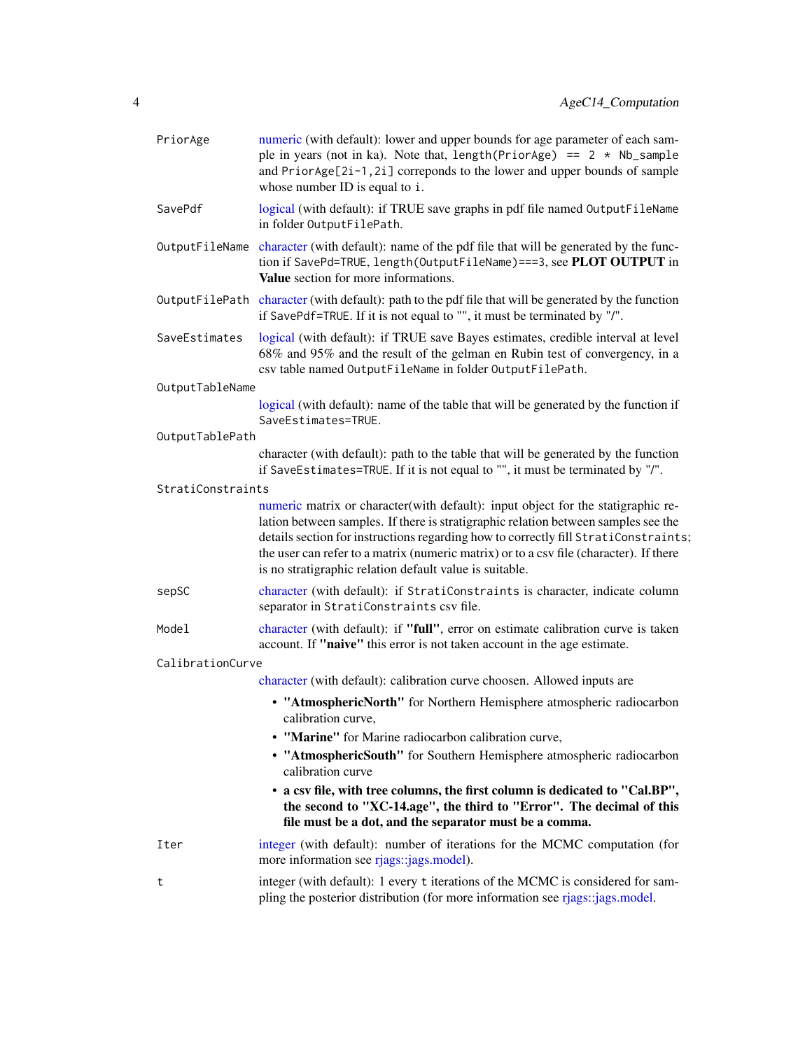**PriorAge**
: numeric (with default): lower and upper bounds for age parameter of each sample in years (not in ka). Note that, `length(PriorAge) == 2 * Nb_sample` and `PriorAge[2i-1,2i]` correponds to the lower and upper bounds of sample whose number ID is equal to `i`.

**SavePdf**
: logical (with default): if TRUE save graphs in pdf file named `OutputFileName` in folder `OutputFilePath`.

**OutputFileName**
: character (with default): name of the pdf file that will be generated by the function if `SavePd=TRUE`, `length(OutputFileName)===3`, see **PLOT OUTPUT** in **Value** section for more informations.

**OutputFilePath**
: character (with default): path to the pdf file that will be generated by the function if `SavePdf=TRUE`. If it is not equal to "", it must be terminated by "/".

**SaveEstimates**
: logical (with default): if TRUE save Bayes estimates, credible interval at level 68% and 95% and the result of the gelman en Rubin test of convergency, in a csv table named `OutputFileName` in folder `OutputFilePath`.

**OutputTableName**
: logical (with default): name of the table that will be generated by the function if `SaveEstimates=TRUE`.

**OutputTablePath**
: character (with default): path to the table that will be generated by the function if `SaveEstimates=TRUE`. If it is not equal to "", it must be terminated by "/".

**StratiConstraints**
: numeric matrix or character(with default): input object for the statigraphic relation between samples. If there is stratigraphic relation between samples see the details section for instructions regarding how to correctly fill `StratiConstraints`; the user can refer to a matrix (numeric matrix) or to a csv file (character). If there is no stratigraphic relation default value is suitable.

**sepSC**
: character (with default): if `StratiConstraints` is character, indicate column separator in `StratiConstraints` csv file.

**Model**
: character (with default): if **"full"**, error on estimate calibration curve is taken account. If **"naive"** this error is not taken account in the age estimate.

**CalibrationCurve**
: character (with default): calibration curve choosen. Allowed inputs are

  - **"AtmosphericNorth"** for Northern Hemisphere atmospheric radiocarbon calibration curve,
  - **"Marine"** for Marine radiocarbon calibration curve,
  - **"AtmosphericSouth"** for Southern Hemisphere atmospheric radiocarbon calibration curve
  - **a csv file, with tree columns, the first column is dedicated to "Cal.BP", the second to "XC-14.age", the third to "Error". The decimal of this file must be a dot, and the separator must be a comma.**

**Iter**
: integer (with default): number of iterations for the MCMC computation (for more information see rjags::jags.model).

**t**
: integer (with default): 1 every `t` iterations of the MCMC is considered for sampling the posterior distribution (for more information see rjags::jags.model.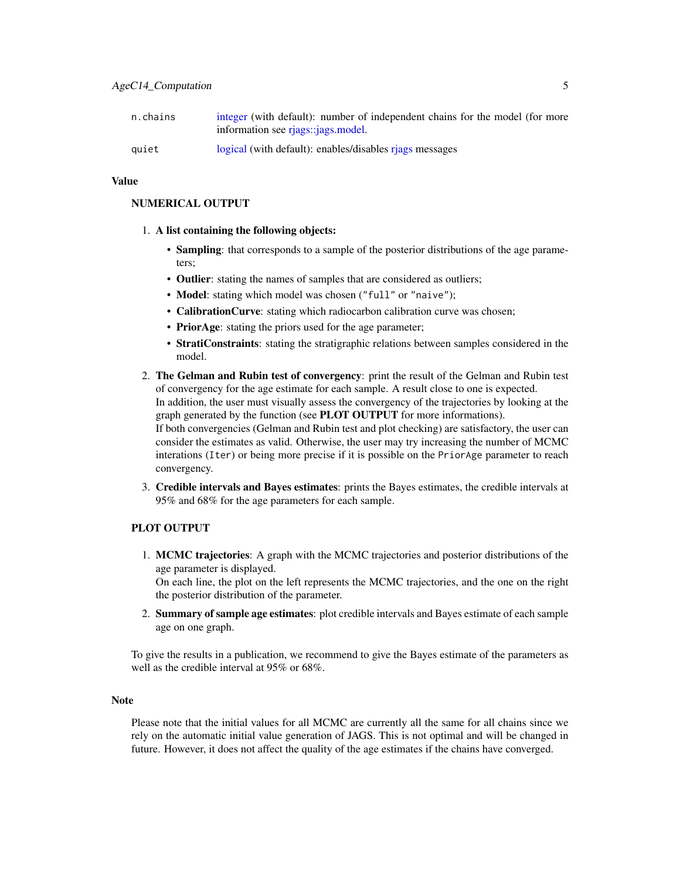| | |
|---|---|
| n.chains | integer (with default): number of independent chains for the model (for more information see rjags::jags.model. |
| quiet | logical (with default): enables/disables rjags messages |

### Value

#### NUMERICAL OUTPUT

1. **A list containing the following objects:**
   - **Sampling**: that corresponds to a sample of the posterior distributions of the age parameters;
   - **Outlier**: stating the names of samples that are considered as outliers;
   - **Model**: stating which model was chosen ("full" or "naive");
   - **CalibrationCurve**: stating which radiocarbon calibration curve was chosen;
   - **PriorAge**: stating the priors used for the age parameter;
   - **StratiConstraints**: stating the stratigraphic relations between samples considered in the model.
2. **The Gelman and Rubin test of convergency**: print the result of the Gelman and Rubin test of convergency for the age estimate for each sample. A result close to one is expected.
   In addition, the user must visually assess the convergency of the trajectories by looking at the graph generated by the function (see **PLOT OUTPUT** for more informations).
   If both convergencies (Gelman and Rubin test and plot checking) are satisfactory, the user can consider the estimates as valid. Otherwise, the user may try increasing the number of MCMC interations (Iter) or being more precise if it is possible on the PriorAge parameter to reach convergency.
3. **Credible intervals and Bayes estimates**: prints the Bayes estimates, the credible intervals at 95% and 68% for the age parameters for each sample.

#### PLOT OUTPUT

1. **MCMC trajectories**: A graph with the MCMC trajectories and posterior distributions of the age parameter is displayed.
   On each line, the plot on the left represents the MCMC trajectories, and the one on the right the posterior distribution of the parameter.
2. **Summary of sample age estimates**: plot credible intervals and Bayes estimate of each sample age on one graph.

To give the results in a publication, we recommend to give the Bayes estimate of the parameters as well as the credible interval at 95% or 68%.

### Note

Please note that the initial values for all MCMC are currently all the same for all chains since we rely on the automatic initial value generation of JAGS. This is not optimal and will be changed in future. However, it does not affect the quality of the age estimates if the chains have converged.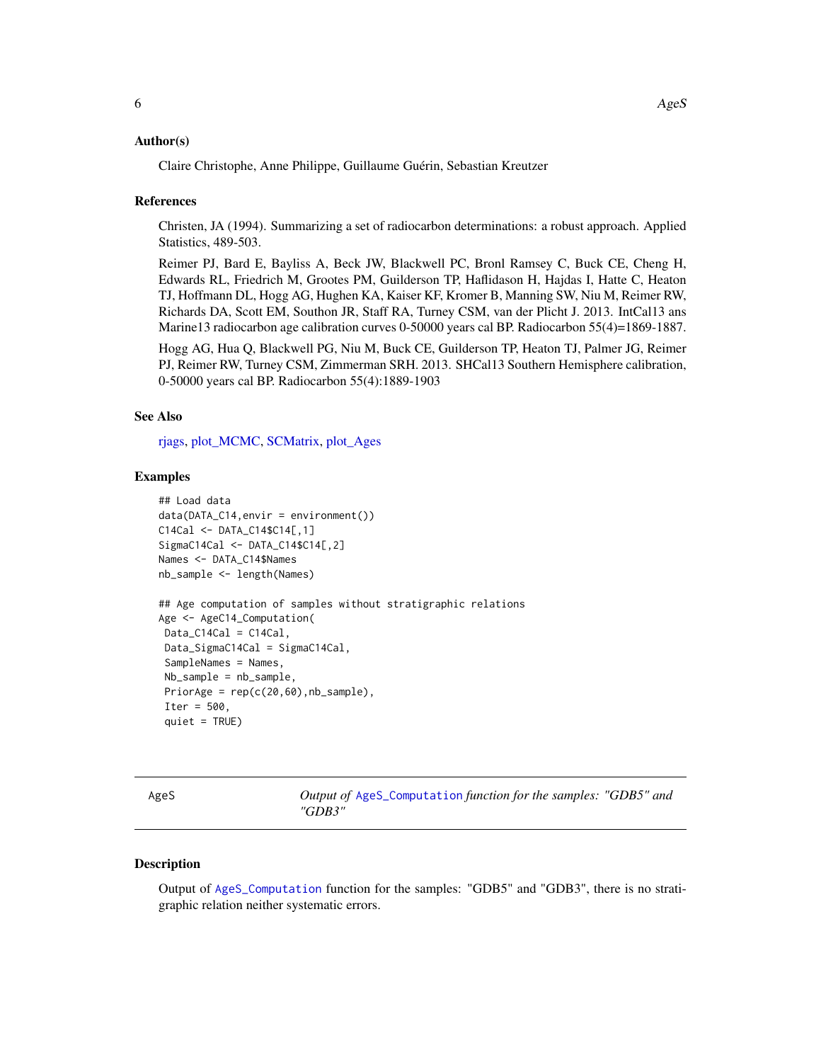### Author(s)

Claire Christophe, Anne Philippe, Guillaume Guérin, Sebastian Kreutzer

### References

Christen, JA (1994). Summarizing a set of radiocarbon determinations: a robust approach. Applied Statistics, 489-503.

Reimer PJ, Bard E, Bayliss A, Beck JW, Blackwell PC, Bronl Ramsey C, Buck CE, Cheng H, Edwards RL, Friedrich M, Grootes PM, Guilderson TP, Haflidason H, Hajdas I, Hatte C, Heaton TJ, Hoffmann DL, Hogg AG, Hughen KA, Kaiser KF, Kromer B, Manning SW, Niu M, Reimer RW, Richards DA, Scott EM, Southon JR, Staff RA, Turney CSM, van der Plicht J. 2013. IntCal13 ans Marine13 radiocarbon age calibration curves 0-50000 years cal BP. Radiocarbon 55(4)=1869-1887.

Hogg AG, Hua Q, Blackwell PG, Niu M, Buck CE, Guilderson TP, Heaton TJ, Palmer JG, Reimer PJ, Reimer RW, Turney CSM, Zimmerman SRH. 2013. SHCal13 Southern Hemisphere calibration, 0-50000 years cal BP. Radiocarbon 55(4):1889-1903

### See Also

rjags, plot_MCMC, SCMatrix, plot_Ages

### Examples

```
## Load data
data(DATA_C14,envir = environment())
C14Cal <- DATA_C14$C14[,1]
SigmaC14Cal <- DATA_C14$C14[,2]
Names <- DATA_C14$Names
nb_sample <- length(Names)

## Age computation of samples without stratigraphic relations
Age <- AgeC14_Computation(
 Data_C14Cal = C14Cal,
 Data_SigmaC14Cal = SigmaC14Cal,
 SampleNames = Names,
 Nb_sample = nb_sample,
 PriorAge = rep(c(20,60),nb_sample),
 Iter = 500,
 quiet = TRUE)
```

---

## AgeS — *Output of* `AgeS_Computation` *function for the samples: "GDB5" and "GDB3"*

### Description

Output of `AgeS_Computation` function for the samples: "GDB5" and "GDB3", there is no stratigraphic relation neither systematic errors.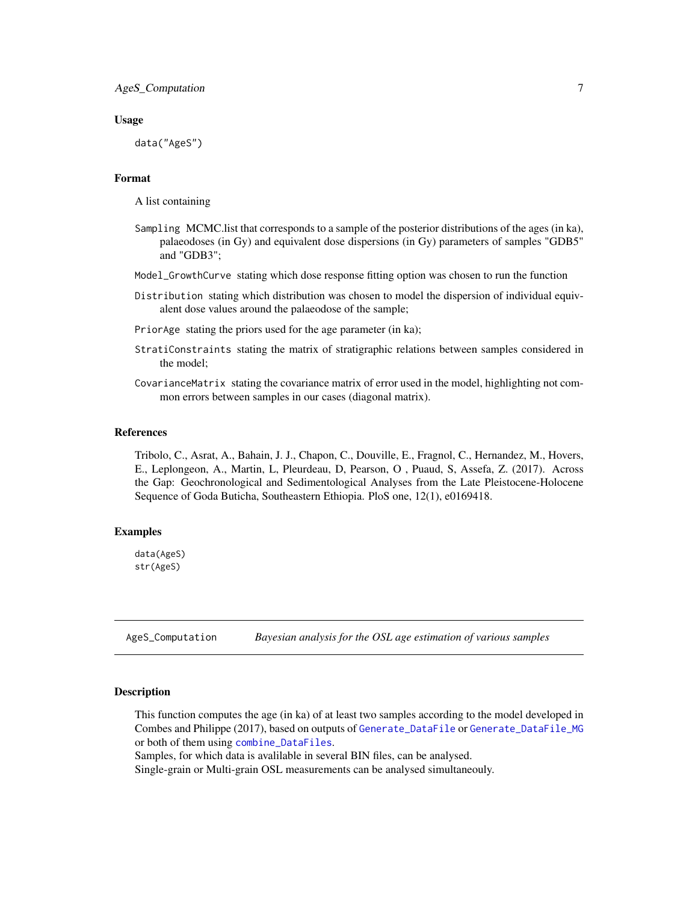## Usage

```
data("AgeS")
```

## Format

A list containing

- `Sampling` MCMC.list that corresponds to a sample of the posterior distributions of the ages (in ka), palaeodoses (in Gy) and equivalent dose dispersions (in Gy) parameters of samples "GDB5" and "GDB3";
- `Model_GrowthCurve` stating which dose response fitting option was chosen to run the function
- `Distribution` stating which distribution was chosen to model the dispersion of individual equivalent dose values around the palaeodose of the sample;
- `PriorAge` stating the priors used for the age parameter (in ka);
- `StratiConstraints` stating the matrix of stratigraphic relations between samples considered in the model;
- `CovarianceMatrix` stating the covariance matrix of error used in the model, highlighting not common errors between samples in our cases (diagonal matrix).

## References

Tribolo, C., Asrat, A., Bahain, J. J., Chapon, C., Douville, E., Fragnol, C., Hernandez, M., Hovers, E., Leplongeon, A., Martin, L, Pleurdeau, D, Pearson, O , Puaud, S, Assefa, Z. (2017). Across the Gap: Geochronological and Sedimentological Analyses from the Late Pleistocene-Holocene Sequence of Goda Buticha, Southeastern Ethiopia. PloS one, 12(1), e0169418.

## Examples

```
data(AgeS)
str(AgeS)
```

---

# AgeS_Computation — *Bayesian analysis for the OSL age estimation of various samples*

## Description

This function computes the age (in ka) of at least two samples according to the model developed in Combes and Philippe (2017), based on outputs of `Generate_DataFile` or `Generate_DataFile_MG` or both of them using `combine_DataFiles`.
Samples, for which data is avalilable in several BIN files, can be analysed.
Single-grain or Multi-grain OSL measurements can be analysed simultaneouly.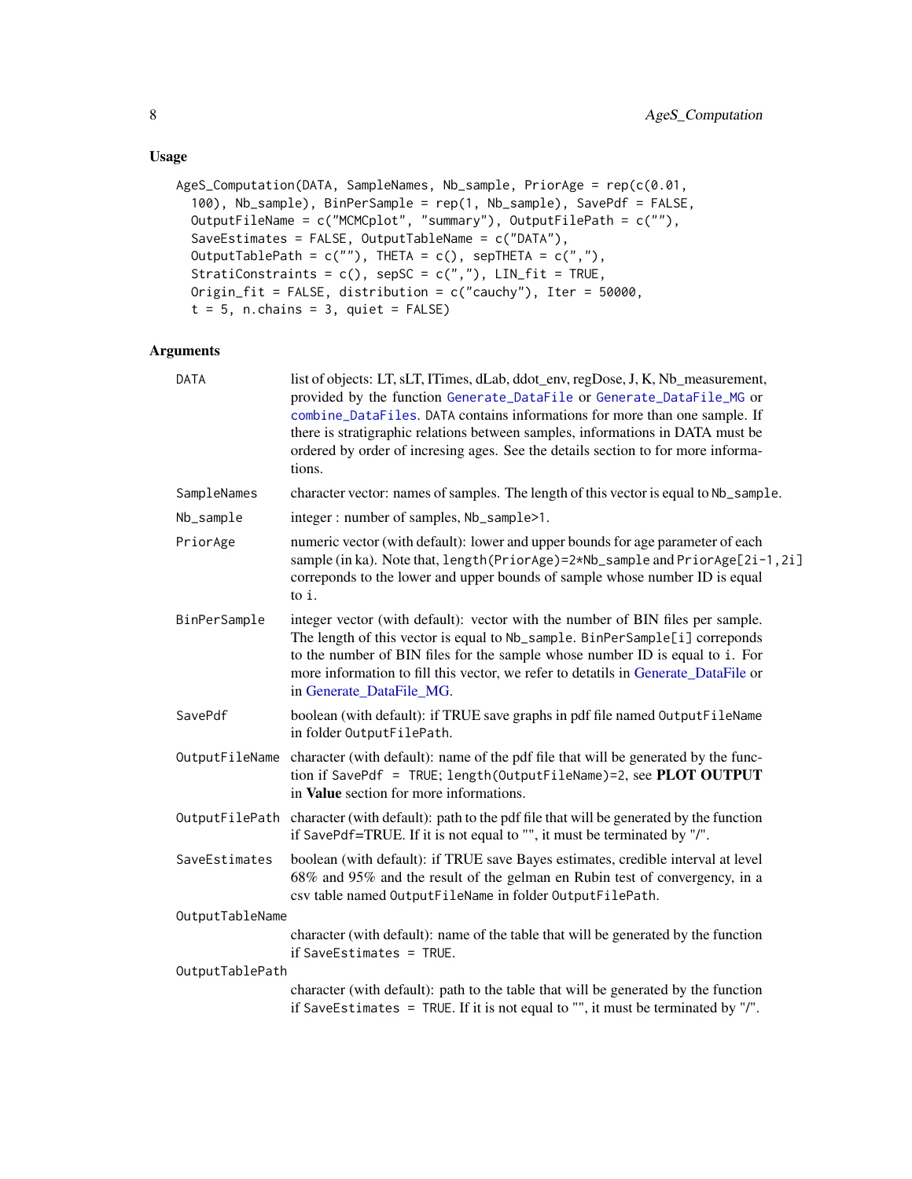### Usage

```
AgeS_Computation(DATA, SampleNames, Nb_sample, PriorAge = rep(c(0.01,
  100), Nb_sample), BinPerSample = rep(1, Nb_sample), SavePdf = FALSE,
  OutputFileName = c("MCMCplot", "summary"), OutputFilePath = c(""),
  SaveEstimates = FALSE, OutputTableName = c("DATA"),
  OutputTablePath = c(""), THETA = c(), sepTHETA = c(","),
  StratiConstraints = c(), sepSC = c(","), LIN_fit = TRUE,
  Origin_fit = FALSE, distribution = c("cauchy"), Iter = 50000,
  t = 5, n.chains = 3, quiet = FALSE)
```

### Arguments

| | |
|---|---|
| `DATA` | list of objects: LT, sLT, ITimes, dLab, ddot_env, regDose, J, K, Nb_measurement, provided by the function `Generate_DataFile` or `Generate_DataFile_MG` or `combine_DataFiles`. `DATA` contains informations for more than one sample. If there is stratigraphic relations between samples, informations in DATA must be ordered by order of incresing ages. See the details section to for more informations. |
| `SampleNames` | character vector: names of samples. The length of this vector is equal to `Nb_sample`. |
| `Nb_sample` | integer : number of samples, `Nb_sample>1`. |
| `PriorAge` | numeric vector (with default): lower and upper bounds for age parameter of each sample (in ka). Note that, `length(PriorAge)=2*Nb_sample` and `PriorAge[2i-1,2i]` correponds to the lower and upper bounds of sample whose number ID is equal to `i`. |
| `BinPerSample` | integer vector (with default): vector with the number of BIN files per sample. The length of this vector is equal to `Nb_sample`. `BinPerSample[i]` correponds to the number of BIN files for the sample whose number ID is equal to `i`. For more information to fill this vector, we refer to detatils in Generate_DataFile or in Generate_DataFile_MG. |
| `SavePdf` | boolean (with default): if TRUE save graphs in pdf file named `OutputFileName` in folder `OutputFilePath`. |
| `OutputFileName` | character (with default): name of the pdf file that will be generated by the function if `SavePdf = TRUE`; `length(OutputFileName)=2`, see **PLOT OUTPUT** in **Value** section for more informations. |
| `OutputFilePath` | character (with default): path to the pdf file that will be generated by the function if `SavePdf`=TRUE. If it is not equal to "", it must be terminated by "/". |
| `SaveEstimates` | boolean (with default): if TRUE save Bayes estimates, credible interval at level 68% and 95% and the result of the gelman en Rubin test of convergency, in a csv table named `OutputFileName` in folder `OutputFilePath`. |
| `OutputTableName` | character (with default): name of the table that will be generated by the function if `SaveEstimates = TRUE`. |
| `OutputTablePath` | character (with default): path to the table that will be generated by the function if `SaveEstimates = TRUE`. If it is not equal to "", it must be terminated by "/". |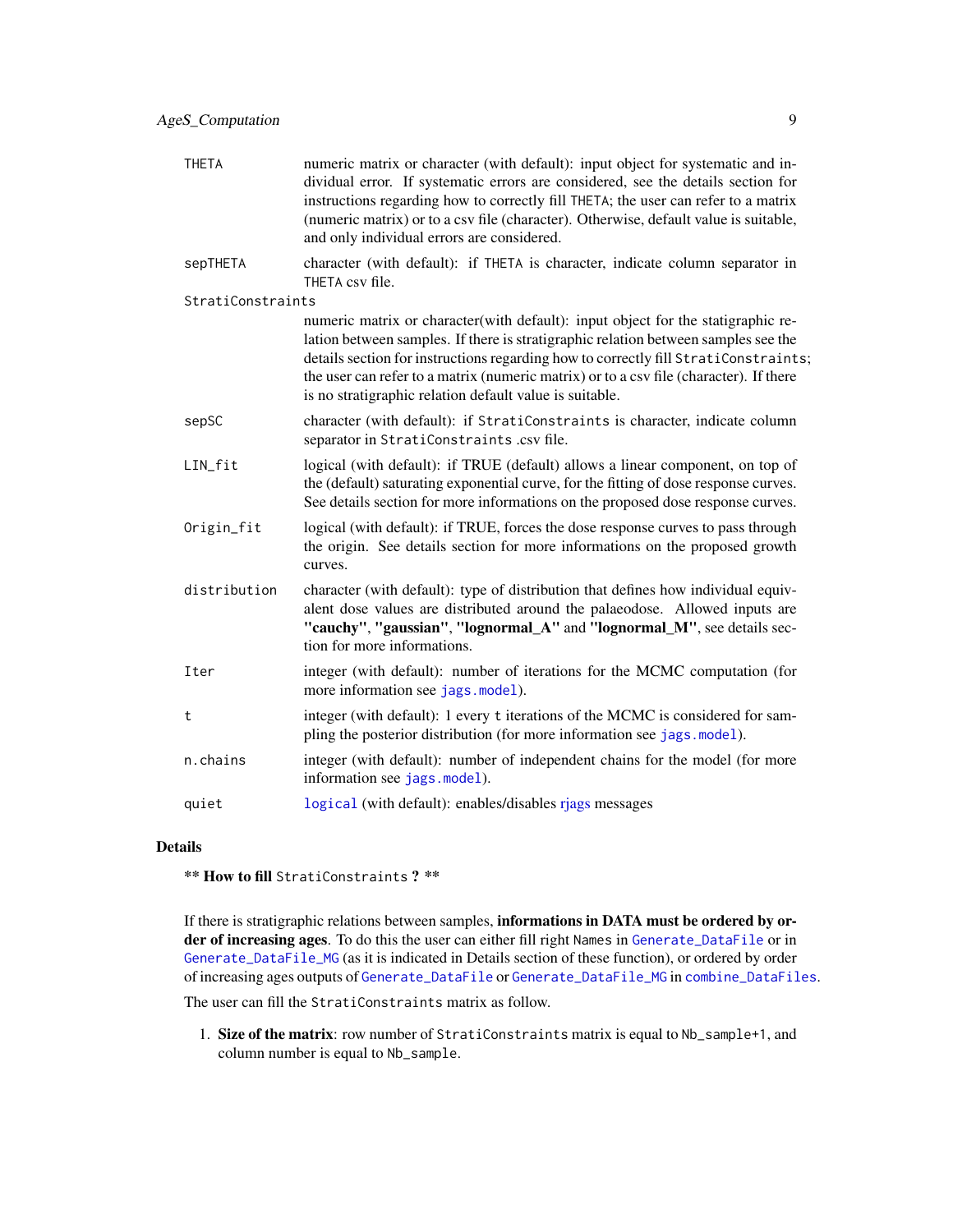| | |
|---|---|
| `THETA` | numeric matrix or character (with default): input object for systematic and individual error. If systematic errors are considered, see the details section for instructions regarding how to correctly fill `THETA`; the user can refer to a matrix (numeric matrix) or to a csv file (character). Otherwise, default value is suitable, and only individual errors are considered. |
| `sepTHETA` | character (with default): if `THETA` is character, indicate column separator in `THETA` csv file. |
| `StratiConstraints` | numeric matrix or character(with default): input object for the statigraphic relation between samples. If there is stratigraphic relation between samples see the details section for instructions regarding how to correctly fill `StratiConstraints`; the user can refer to a matrix (numeric matrix) or to a csv file (character). If there is no stratigraphic relation default value is suitable. |
| `sepSC` | character (with default): if `StratiConstraints` is character, indicate column separator in `StratiConstraints` .csv file. |
| `LIN_fit` | logical (with default): if TRUE (default) allows a linear component, on top of the (default) saturating exponential curve, for the fitting of dose response curves. See details section for more informations on the proposed dose response curves. |
| `Origin_fit` | logical (with default): if TRUE, forces the dose response curves to pass through the origin. See details section for more informations on the proposed growth curves. |
| `distribution` | character (with default): type of distribution that defines how individual equivalent dose values are distributed around the palaeodose. Allowed inputs are **"cauchy"**, **"gaussian"**, **"lognormal_A"** and **"lognormal_M"**, see details section for more informations. |
| `Iter` | integer (with default): number of iterations for the MCMC computation (for more information see `jags.model`). |
| `t` | integer (with default): 1 every `t` iterations of the MCMC is considered for sampling the posterior distribution (for more information see `jags.model`). |
| `n.chains` | integer (with default): number of independent chains for the model (for more information see `jags.model`). |
| `quiet` | `logical` (with default): enables/disables rjags messages |

## Details

** **How to fill** `StratiConstraints` **?** **

If there is stratigraphic relations between samples, **informations in DATA must be ordered by order of increasing ages**. To do this the user can either fill right `Names` in `Generate_DataFile` or in `Generate_DataFile_MG` (as it is indicated in Details section of these function), or ordered by order of increasing ages outputs of `Generate_DataFile` or `Generate_DataFile_MG` in `combine_DataFiles`.

The user can fill the `StratiConstraints` matrix as follow.

1. **Size of the matrix**: row number of `StratiConstraints` matrix is equal to `Nb_sample+1`, and column number is equal to `Nb_sample`.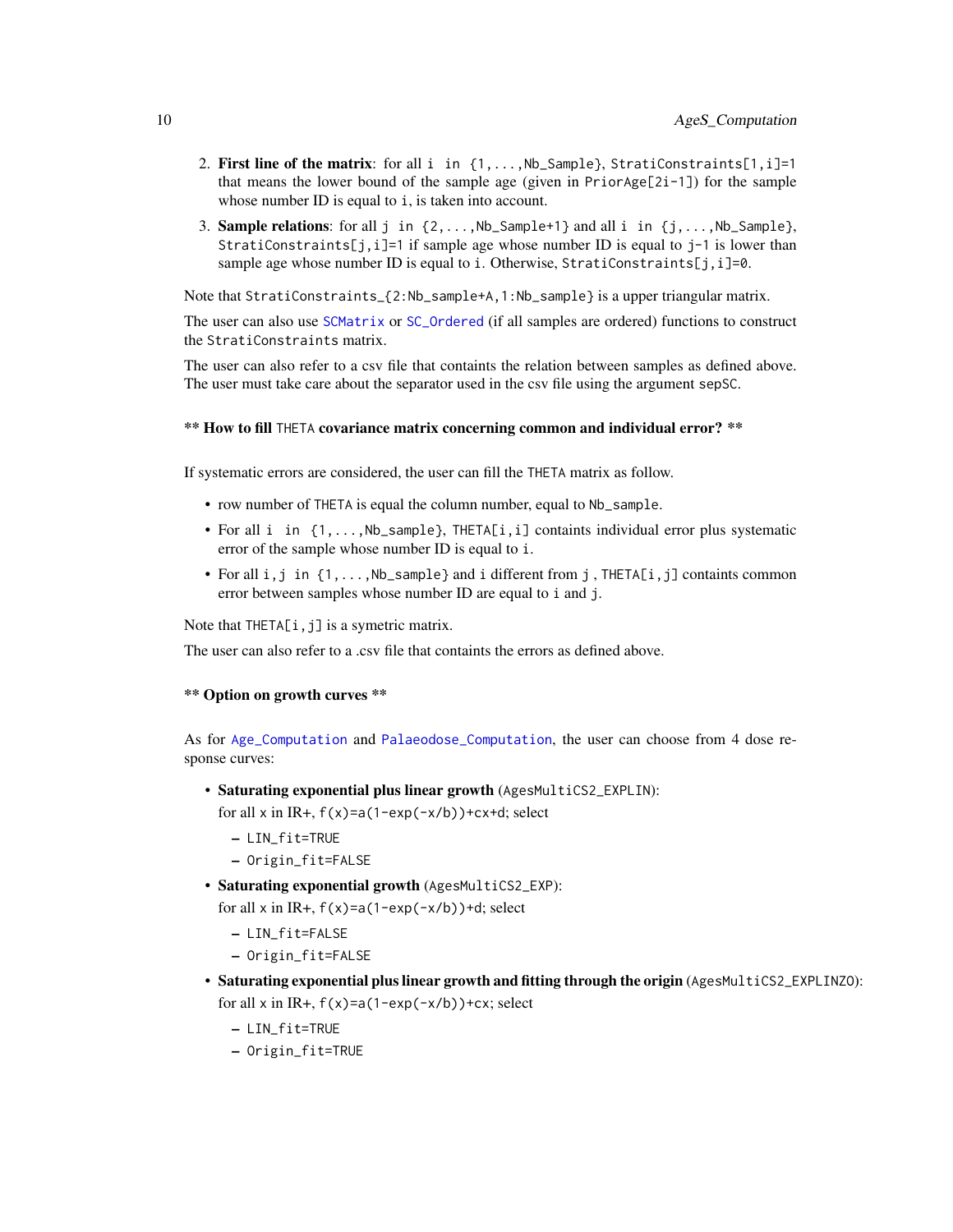2. **First line of the matrix**: for all `i in {1,...,Nb_Sample}`, `StratiConstraints[1,i]=1` that means the lower bound of the sample age (given in `PriorAge[2i-1]`) for the sample whose number ID is equal to `i`, is taken into account.
3. **Sample relations**: for all `j in {2,...,Nb_Sample+1}` and all `i in {j,...,Nb_Sample}`, `StratiConstraints[j,i]=1` if sample age whose number ID is equal to `j-1` is lower than sample age whose number ID is equal to `i`. Otherwise, `StratiConstraints[j,i]=0`.

Note that `StratiConstraints_{2:Nb_sample+A,1:Nb_sample}` is a upper triangular matrix.

The user can also use `SCMatrix` or `SC_Ordered` (if all samples are ordered) functions to construct the `StratiConstraints` matrix.

The user can also refer to a csv file that containts the relation between samples as defined above. The user must take care about the separator used in the csv file using the argument `sepSC`.

**\*\* How to fill `THETA` covariance matrix concerning common and individual error? \*\***

If systematic errors are considered, the user can fill the `THETA` matrix as follow.

- row number of `THETA` is equal the column number, equal to `Nb_sample`.
- For all `i in {1,...,Nb_sample}`, `THETA[i,i]` containts individual error plus systematic error of the sample whose number ID is equal to `i`.
- For all `i,j in {1,...,Nb_sample}` and `i` different from `j` , `THETA[i,j]` containts common error between samples whose number ID are equal to `i` and `j`.

Note that `THETA[i,j]` is a symetric matrix.

The user can also refer to a .csv file that containts the errors as defined above.

**\*\* Option on growth curves \*\***

As for `Age_Computation` and `Palaeodose_Computation`, the user can choose from 4 dose response curves:

- **Saturating exponential plus linear growth** (`AgesMultiCS2_EXPLIN`):
  for all `x` in IR+, `f(x)=a(1-exp(-x/b))+cx+d`; select
  - `LIN_fit=TRUE`
  - `Origin_fit=FALSE`
- **Saturating exponential growth** (`AgesMultiCS2_EXP`):
  for all `x` in IR+, `f(x)=a(1-exp(-x/b))+d`; select
  - `LIN_fit=FALSE`
  - `Origin_fit=FALSE`
- **Saturating exponential plus linear growth and fitting through the origin** (`AgesMultiCS2_EXPLINZO`):
  for all `x` in IR+, `f(x)=a(1-exp(-x/b))+cx`; select
  - `LIN_fit=TRUE`
  - `Origin_fit=TRUE`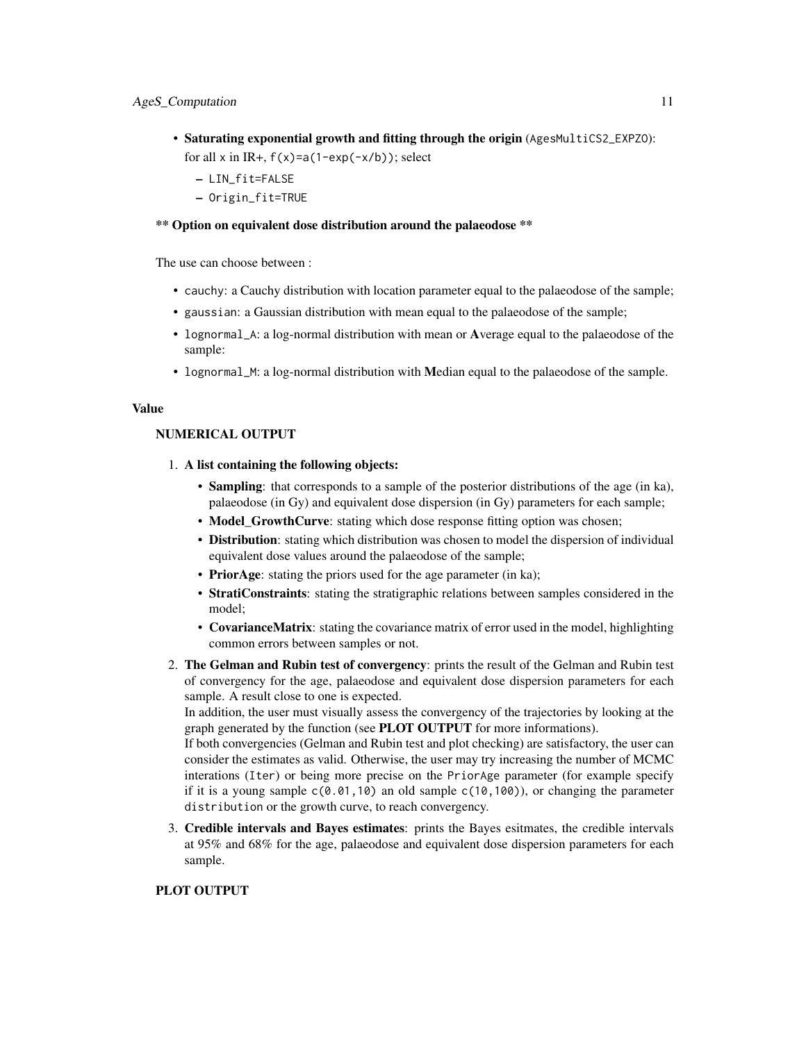- **Saturating exponential growth and fitting through the origin** (`AgesMultiCS2_EXPZO`): for all x in IR+, `f(x)=a(1-exp(-x/b))`; select
  - `LIN_fit=FALSE`
  - `Origin_fit=TRUE`

**** Option on equivalent dose distribution around the palaeodose ****

The use can choose between :

- `cauchy`: a Cauchy distribution with location parameter equal to the palaeodose of the sample;
- `gaussian`: a Gaussian distribution with mean equal to the palaeodose of the sample;
- `lognormal_A`: a log-normal distribution with mean or **A**verage equal to the palaeodose of the sample:
- `lognormal_M`: a log-normal distribution with **M**edian equal to the palaeodose of the sample.

## Value

### NUMERICAL OUTPUT

1. **A list containing the following objects:**
   - **Sampling**: that corresponds to a sample of the posterior distributions of the age (in ka), palaeodose (in Gy) and equivalent dose dispersion (in Gy) parameters for each sample;
   - **Model_GrowthCurve**: stating which dose response fitting option was chosen;
   - **Distribution**: stating which distribution was chosen to model the dispersion of individual equivalent dose values around the palaeodose of the sample;
   - **PriorAge**: stating the priors used for the age parameter (in ka);
   - **StratiConstraints**: stating the stratigraphic relations between samples considered in the model;
   - **CovarianceMatrix**: stating the covariance matrix of error used in the model, highlighting common errors between samples or not.
2. **The Gelman and Rubin test of convergency**: prints the result of the Gelman and Rubin test of convergency for the age, palaeodose and equivalent dose dispersion parameters for each sample. A result close to one is expected.
   In addition, the user must visually assess the convergency of the trajectories by looking at the graph generated by the function (see **PLOT OUTPUT** for more informations).
   If both convergencies (Gelman and Rubin test and plot checking) are satisfactory, the user can consider the estimates as valid. Otherwise, the user may try increasing the number of MCMC interations (`Iter`) or being more precise on the `PriorAge` parameter (for example specify if it is a young sample `c(0.01,10)` an old sample `c(10,100)`), or changing the parameter `distribution` or the growth curve, to reach convergency.
3. **Credible intervals and Bayes estimates**: prints the Bayes esitmates, the credible intervals at 95% and 68% for the age, palaeodose and equivalent dose dispersion parameters for each sample.

### PLOT OUTPUT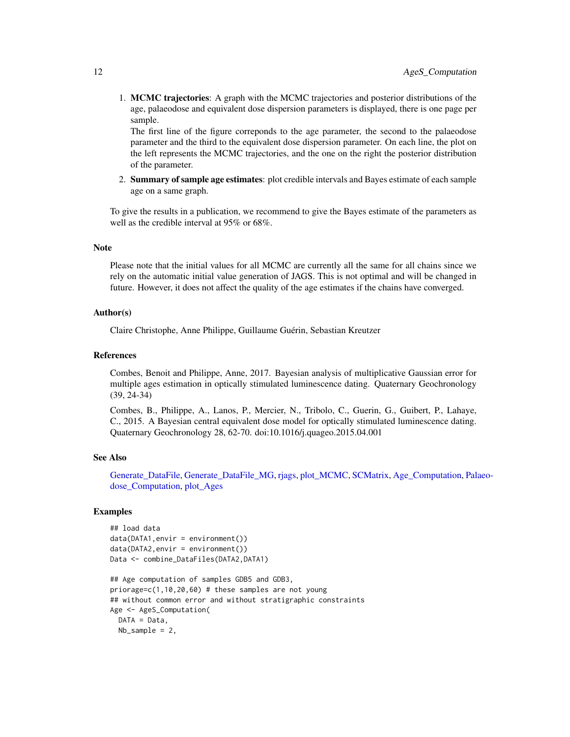1. **MCMC trajectories**: A graph with the MCMC trajectories and posterior distributions of the age, palaeodose and equivalent dose dispersion parameters is displayed, there is one page per sample.
   The first line of the figure correponds to the age parameter, the second to the palaeodose parameter and the third to the equivalent dose dispersion parameter. On each line, the plot on the left represents the MCMC trajectories, and the one on the right the posterior distribution of the parameter.
2. **Summary of sample age estimates**: plot credible intervals and Bayes estimate of each sample age on a same graph.

To give the results in a publication, we recommend to give the Bayes estimate of the parameters as well as the credible interval at 95% or 68%.

### Note

Please note that the initial values for all MCMC are currently all the same for all chains since we rely on the automatic initial value generation of JAGS. This is not optimal and will be changed in future. However, it does not affect the quality of the age estimates if the chains have converged.

### Author(s)

Claire Christophe, Anne Philippe, Guillaume Guérin, Sebastian Kreutzer

### References

Combes, Benoit and Philippe, Anne, 2017. Bayesian analysis of multiplicative Gaussian error for multiple ages estimation in optically stimulated luminescence dating. Quaternary Geochronology (39, 24-34)

Combes, B., Philippe, A., Lanos, P., Mercier, N., Tribolo, C., Guerin, G., Guibert, P., Lahaye, C., 2015. A Bayesian central equivalent dose model for optically stimulated luminescence dating. Quaternary Geochronology 28, 62-70. doi:10.1016/j.quageo.2015.04.001

### See Also

Generate_DataFile, Generate_DataFile_MG, rjags, plot_MCMC, SCMatrix, Age_Computation, Palaeodose_Computation, plot_Ages

### Examples

```
## load data
data(DATA1,envir = environment())
data(DATA2,envir = environment())
Data <- combine_DataFiles(DATA2,DATA1)

## Age computation of samples GDB5 and GDB3,
priorage=c(1,10,20,60) # these samples are not young
## without common error and without stratigraphic constraints
Age <- AgeS_Computation(
  DATA = Data,
  Nb_sample = 2,
```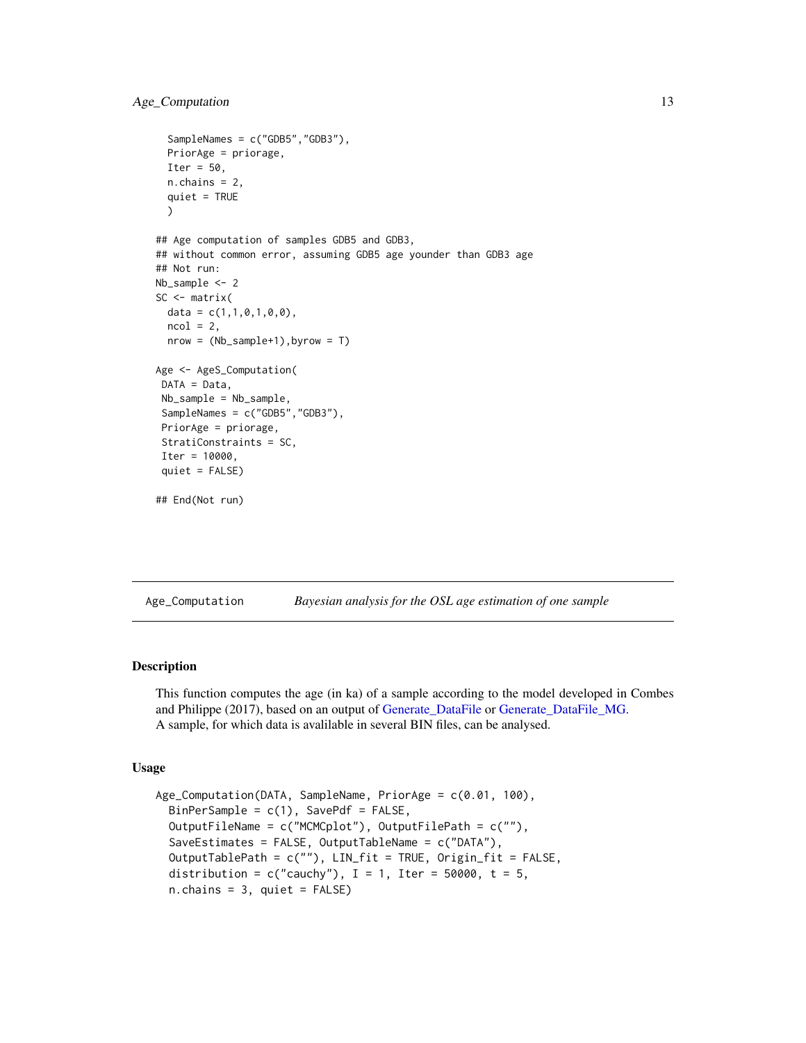```
  SampleNames = c("GDB5","GDB3"),
  PriorAge = priorage,
  Iter = 50,
  n.chains = 2,
  quiet = TRUE
  )

## Age computation of samples GDB5 and GDB3,
## without common error, assuming GDB5 age younder than GDB3 age
## Not run:
Nb_sample <- 2
SC <- matrix(
  data = c(1,1,0,1,0,0),
  ncol = 2,
  nrow = (Nb_sample+1),byrow = T)

Age <- AgeS_Computation(
 DATA = Data,
 Nb_sample = Nb_sample,
 SampleNames = c("GDB5","GDB3"),
 PriorAge = priorage,
 StratiConstraints = SC,
 Iter = 10000,
 quiet = FALSE)

## End(Not run)
```

---

`Age_Computation` *Bayesian analysis for the OSL age estimation of one sample*

---

### Description

This function computes the age (in ka) of a sample according to the model developed in Combes and Philippe (2017), based on an output of Generate_DataFile or Generate_DataFile_MG.
A sample, for which data is avalilable in several BIN files, can be analysed.

### Usage

```
Age_Computation(DATA, SampleName, PriorAge = c(0.01, 100),
  BinPerSample = c(1), SavePdf = FALSE,
  OutputFileName = c("MCMCplot"), OutputFilePath = c(""),
  SaveEstimates = FALSE, OutputTableName = c("DATA"),
  OutputTablePath = c(""), LIN_fit = TRUE, Origin_fit = FALSE,
  distribution = c("cauchy"), I = 1, Iter = 50000, t = 5,
  n.chains = 3, quiet = FALSE)
```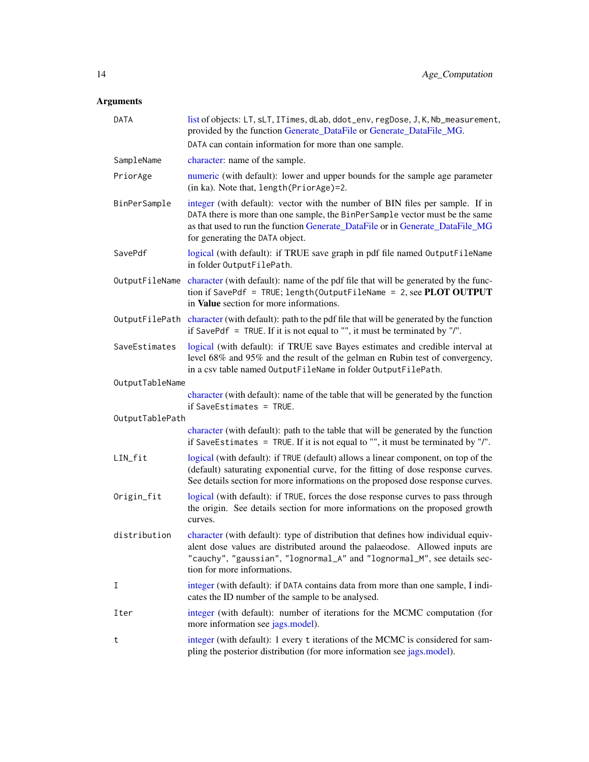## Arguments

| | |
|---|---|
| `DATA` | list of objects: `LT`, `sLT`, `ITimes`, `dLab`, `ddot_env`, `regDose`, `J`, `K`, `Nb_measurement`, provided by the function Generate_DataFile or Generate_DataFile_MG. `DATA` can contain information for more than one sample. |
| `SampleName` | character: name of the sample. |
| `PriorAge` | numeric (with default): lower and upper bounds for the sample age parameter (in ka). Note that, `length(PriorAge)=2`. |
| `BinPerSample` | integer (with default): vector with the number of BIN files per sample. If in `DATA` there is more than one sample, the `BinPerSample` vector must be the same as that used to run the function Generate_DataFile or in Generate_DataFile_MG for generating the `DATA` object. |
| `SavePdf` | logical (with default): if TRUE save graph in pdf file named `OutputFileName` in folder `OutputFilePath`. |
| `OutputFileName` | character (with default): name of the pdf file that will be generated by the function if `SavePdf = TRUE`; `length(OutputFileName = 2`, see **PLOT OUTPUT** in **Value** section for more informations. |
| `OutputFilePath` | character (with default): path to the pdf file that will be generated by the function if `SavePdf = TRUE`. If it is not equal to "", it must be terminated by "/". |
| `SaveEstimates` | logical (with default): if TRUE save Bayes estimates and credible interval at level 68% and 95% and the result of the gelman en Rubin test of convergency, in a csv table named `OutputFileName` in folder `OutputFilePath`. |
| `OutputTableName` | character (with default): name of the table that will be generated by the function if `SaveEstimates = TRUE`. |
| `OutputTablePath` | character (with default): path to the table that will be generated by the function if `SaveEstimates = TRUE`. If it is not equal to "", it must be terminated by "/". |
| `LIN_fit` | logical (with default): if `TRUE` (default) allows a linear component, on top of the (default) saturating exponential curve, for the fitting of dose response curves. See details section for more informations on the proposed dose response curves. |
| `Origin_fit` | logical (with default): if `TRUE`, forces the dose response curves to pass through the origin. See details section for more informations on the proposed growth curves. |
| `distribution` | character (with default): type of distribution that defines how individual equivalent dose values are distributed around the palaeodose. Allowed inputs are `"cauchy"`, `"gaussian"`, `"lognormal_A"` and `"lognormal_M"`, see details section for more informations. |
| `I` | integer (with default): if `DATA` contains data from more than one sample, I indicates the ID number of the sample to be analysed. |
| `Iter` | integer (with default): number of iterations for the MCMC computation (for more information see jags.model). |
| `t` | integer (with default): 1 every `t` iterations of the MCMC is considered for sampling the posterior distribution (for more information see jags.model). |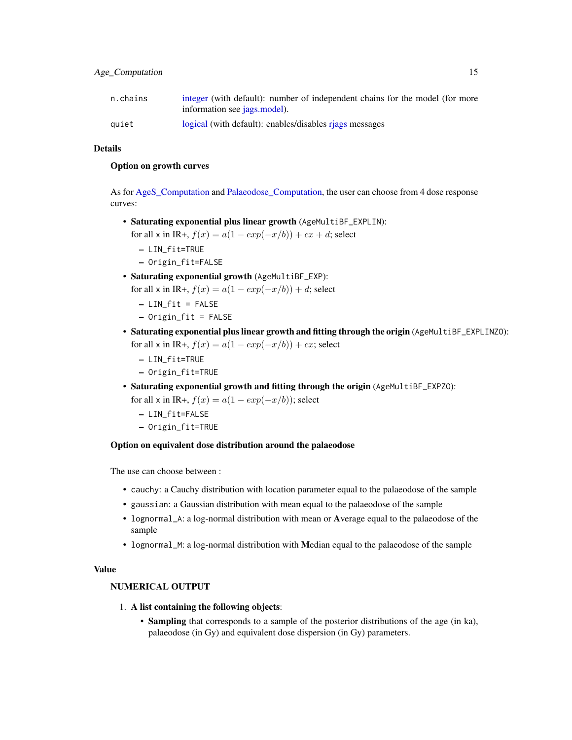| | |
|---|---|
| n.chains | integer (with default): number of independent chains for the model (for more information see jags.model). |
| quiet | logical (with default): enables/disables rjags messages |

## Details

### Option on growth curves

As for AgeS_Computation and Palaeodose_Computation, the user can choose from 4 dose response curves:

- **Saturating exponential plus linear growth** (`AgeMultiBF_EXPLIN`):
  for all x in IR+, $f(x) = a(1 - exp(-x/b)) + cx + d$; select
  - `LIN_fit=TRUE`
  - `Origin_fit=FALSE`
- **Saturating exponential growth** (`AgeMultiBF_EXP`):
  for all x in IR+, $f(x) = a(1 - exp(-x/b)) + d$; select
  - `LIN_fit = FALSE`
  - `Origin_fit = FALSE`
- **Saturating exponential plus linear growth and fitting through the origin** (`AgeMultiBF_EXPLINZO`):
  for all x in IR+, $f(x) = a(1 - exp(-x/b)) + cx$; select
  - `LIN_fit=TRUE`
  - `Origin_fit=TRUE`
- **Saturating exponential growth and fitting through the origin** (`AgeMultiBF_EXPZO`):
  for all x in IR+, $f(x) = a(1 - exp(-x/b))$; select
  - `LIN_fit=FALSE`
  - `Origin_fit=TRUE`

### Option on equivalent dose distribution around the palaeodose

The use can choose between :

- `cauchy`: a Cauchy distribution with location parameter equal to the palaeodose of the sample
- `gaussian`: a Gaussian distribution with mean equal to the palaeodose of the sample
- `lognormal_A`: a log-normal distribution with mean or **A**verage equal to the palaeodose of the sample
- `lognormal_M`: a log-normal distribution with **M**edian equal to the palaeodose of the sample

## Value

### NUMERICAL OUTPUT

1. **A list containing the following objects**:
   - **Sampling** that corresponds to a sample of the posterior distributions of the age (in ka), palaeodose (in Gy) and equivalent dose dispersion (in Gy) parameters.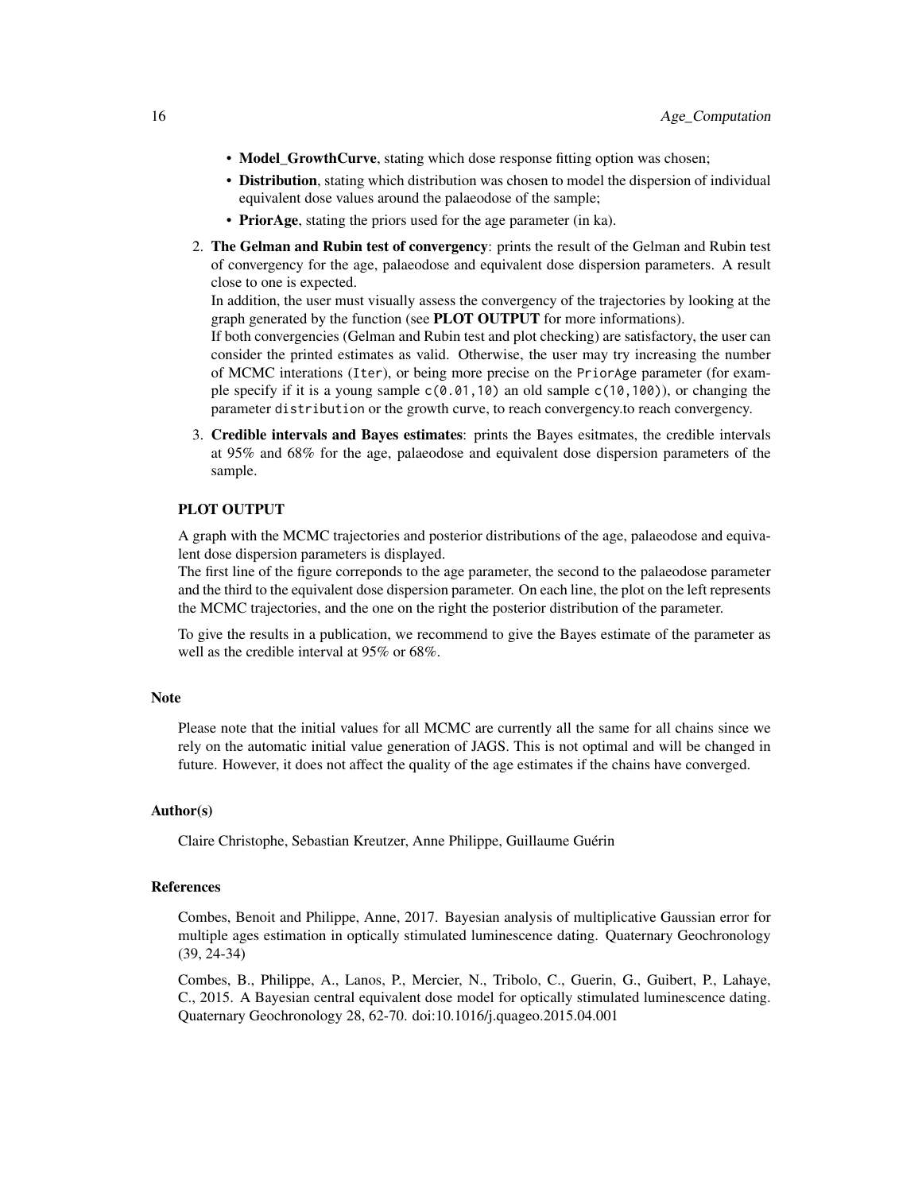- **Model_GrowthCurve**, stating which dose response fitting option was chosen;
- **Distribution**, stating which distribution was chosen to model the dispersion of individual equivalent dose values around the palaeodose of the sample;
- **PriorAge**, stating the priors used for the age parameter (in ka).

2. **The Gelman and Rubin test of convergency**: prints the result of the Gelman and Rubin test of convergency for the age, palaeodose and equivalent dose dispersion parameters. A result close to one is expected.
   In addition, the user must visually assess the convergency of the trajectories by looking at the graph generated by the function (see **PLOT OUTPUT** for more informations).
   If both convergencies (Gelman and Rubin test and plot checking) are satisfactory, the user can consider the printed estimates as valid. Otherwise, the user may try increasing the number of MCMC interations (`Iter`), or being more precise on the `PriorAge` parameter (for example specify if it is a young sample `c(0.01,10)` an old sample `c(10,100)`), or changing the parameter `distribution` or the growth curve, to reach convergency.to reach convergency.

3. **Credible intervals and Bayes estimates**: prints the Bayes esitmates, the credible intervals at 95% and 68% for the age, palaeodose and equivalent dose dispersion parameters of the sample.

**PLOT OUTPUT**

A graph with the MCMC trajectories and posterior distributions of the age, palaeodose and equivalent dose dispersion parameters is displayed.
The first line of the figure correponds to the age parameter, the second to the palaeodose parameter and the third to the equivalent dose dispersion parameter. On each line, the plot on the left represents the MCMC trajectories, and the one on the right the posterior distribution of the parameter.

To give the results in a publication, we recommend to give the Bayes estimate of the parameter as well as the credible interval at 95% or 68%.

## Note

Please note that the initial values for all MCMC are currently all the same for all chains since we rely on the automatic initial value generation of JAGS. This is not optimal and will be changed in future. However, it does not affect the quality of the age estimates if the chains have converged.

## Author(s)

Claire Christophe, Sebastian Kreutzer, Anne Philippe, Guillaume Guérin

## References

Combes, Benoit and Philippe, Anne, 2017. Bayesian analysis of multiplicative Gaussian error for multiple ages estimation in optically stimulated luminescence dating. Quaternary Geochronology (39, 24-34)

Combes, B., Philippe, A., Lanos, P., Mercier, N., Tribolo, C., Guerin, G., Guibert, P., Lahaye, C., 2015. A Bayesian central equivalent dose model for optically stimulated luminescence dating. Quaternary Geochronology 28, 62-70. doi:10.1016/j.quageo.2015.04.001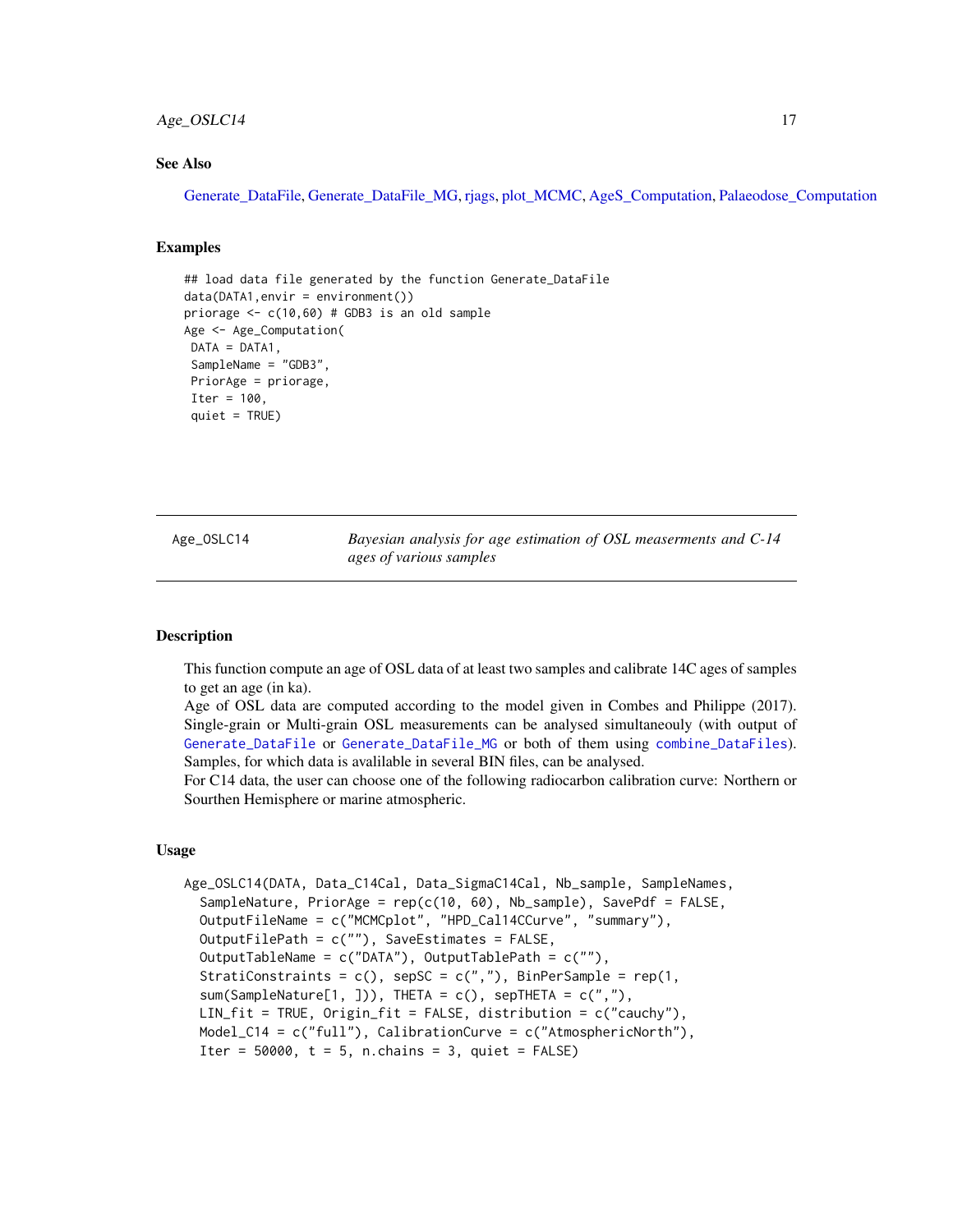### See Also

Generate_DataFile, Generate_DataFile_MG, rjags, plot_MCMC, AgeS_Computation, Palaeodose_Computation

### Examples

```
## load data file generated by the function Generate_DataFile
data(DATA1,envir = environment())
priorage <- c(10,60) # GDB3 is an old sample
Age <- Age_Computation(
 DATA = DATA1,
 SampleName = "GDB3",
 PriorAge = priorage,
 Iter = 100,
 quiet = TRUE)
```

---

## Age_OSLC14 — *Bayesian analysis for age estimation of OSL measerments and C-14 ages of various samples*

---

### Description

This function compute an age of OSL data of at least two samples and calibrate 14C ages of samples to get an age (in ka).

Age of OSL data are computed according to the model given in Combes and Philippe (2017). Single-grain or Multi-grain OSL measurements can be analysed simultaneouly (with output of `Generate_DataFile` or `Generate_DataFile_MG` or both of them using `combine_DataFiles`). Samples, for which data is avalilable in several BIN files, can be analysed.

For C14 data, the user can choose one of the following radiocarbon calibration curve: Northern or Sourthen Hemisphere or marine atmospheric.

### Usage

```
Age_OSLC14(DATA, Data_C14Cal, Data_SigmaC14Cal, Nb_sample, SampleNames,
  SampleNature, PriorAge = rep(c(10, 60), Nb_sample), SavePdf = FALSE,
  OutputFileName = c("MCMCplot", "HPD_Cal14CCurve", "summary"),
  OutputFilePath = c(""), SaveEstimates = FALSE,
  OutputTableName = c("DATA"), OutputTablePath = c(""),
  StratiConstraints = c(), sepSC = c(","), BinPerSample = rep(1,
  sum(SampleNature[1, ])), THETA = c(), sepTHETA = c(","),
  LIN_fit = TRUE, Origin_fit = FALSE, distribution = c("cauchy"),
  Model_C14 = c("full"), CalibrationCurve = c("AtmosphericNorth"),
  Iter = 50000, t = 5, n.chains = 3, quiet = FALSE)
```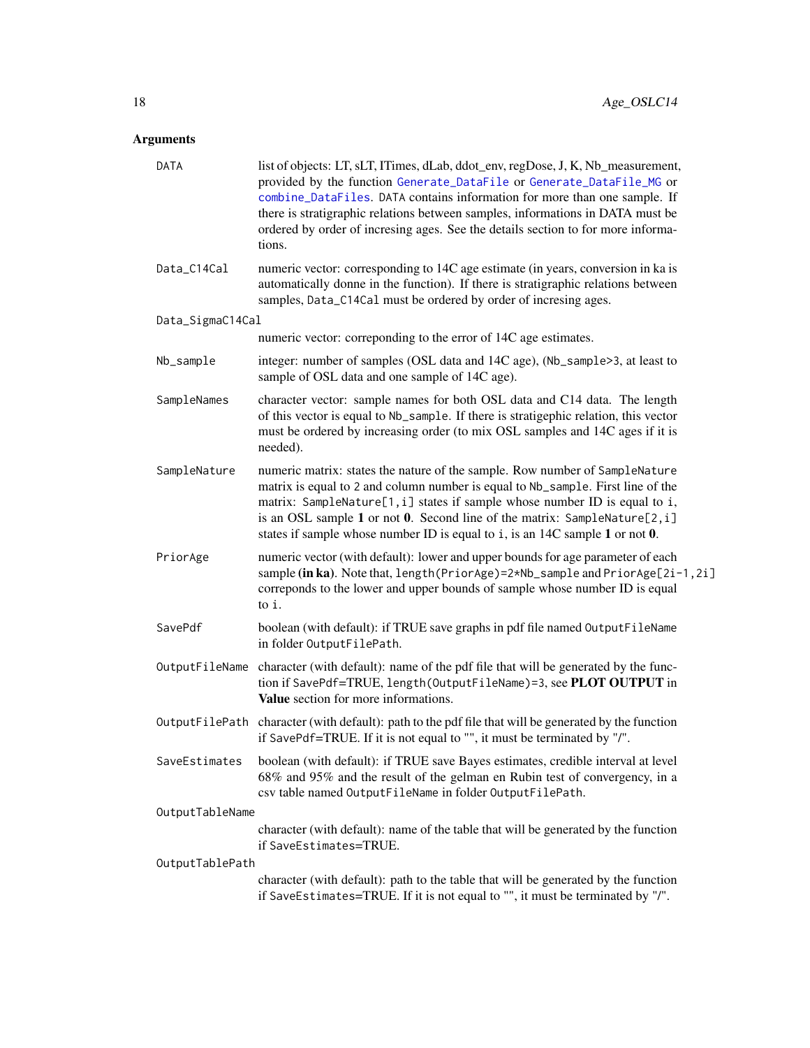## Arguments

**DATA** list of objects: LT, sLT, ITimes, dLab, ddot_env, regDose, J, K, Nb_measurement, provided by the function `Generate_DataFile` or `Generate_DataFile_MG` or `combine_DataFiles`. `DATA` contains information for more than one sample. If there is stratigraphic relations between samples, informations in DATA must be ordered by order of incresing ages. See the details section to for more informations.

**Data_C14Cal** numeric vector: corresponding to 14C age estimate (in years, conversion in ka is automatically donne in the function). If there is stratigraphic relations between samples, `Data_C14Cal` must be ordered by order of incresing ages.

**Data_SigmaC14Cal** numeric vector: correponding to the error of 14C age estimates.

**Nb_sample** integer: number of samples (OSL data and 14C age), (`Nb_sample>3`, at least to sample of OSL data and one sample of 14C age).

**SampleNames** character vector: sample names for both OSL data and C14 data. The length of this vector is equal to `Nb_sample`. If there is stratigephic relation, this vector must be ordered by increasing order (to mix OSL samples and 14C ages if it is needed).

**SampleNature** numeric matrix: states the nature of the sample. Row number of `SampleNature` matrix is equal to 2 and column number is equal to `Nb_sample`. First line of the matrix: `SampleNature[1,i]` states if sample whose number ID is equal to `i`, is an OSL sample **1** or not **0**. Second line of the matrix: `SampleNature[2,i]` states if sample whose number ID is equal to `i`, is an 14C sample **1** or not **0**.

**PriorAge** numeric vector (with default): lower and upper bounds for age parameter of each sample **(in ka)**. Note that, `length(PriorAge)=2*Nb_sample` and `PriorAge[2i-1,2i]` correponds to the lower and upper bounds of sample whose number ID is equal to `i`.

**SavePdf** boolean (with default): if TRUE save graphs in pdf file named `OutputFileName` in folder `OutputFilePath`.

**OutputFileName** character (with default): name of the pdf file that will be generated by the function if SavePdf=TRUE, `length(OutputFileName)=3`, see **PLOT OUTPUT** in **Value** section for more informations.

**OutputFilePath** character (with default): path to the pdf file that will be generated by the function if SavePdf=TRUE. If it is not equal to "", it must be terminated by "/".

**SaveEstimates** boolean (with default): if TRUE save Bayes estimates, credible interval at level 68% and 95% and the result of the gelman en Rubin test of convergency, in a csv table named `OutputFileName` in folder `OutputFilePath`.

**OutputTableName** character (with default): name of the table that will be generated by the function if `SaveEstimates`=TRUE.

**OutputTablePath** character (with default): path to the table that will be generated by the function if `SaveEstimates`=TRUE. If it is not equal to "", it must be terminated by "/".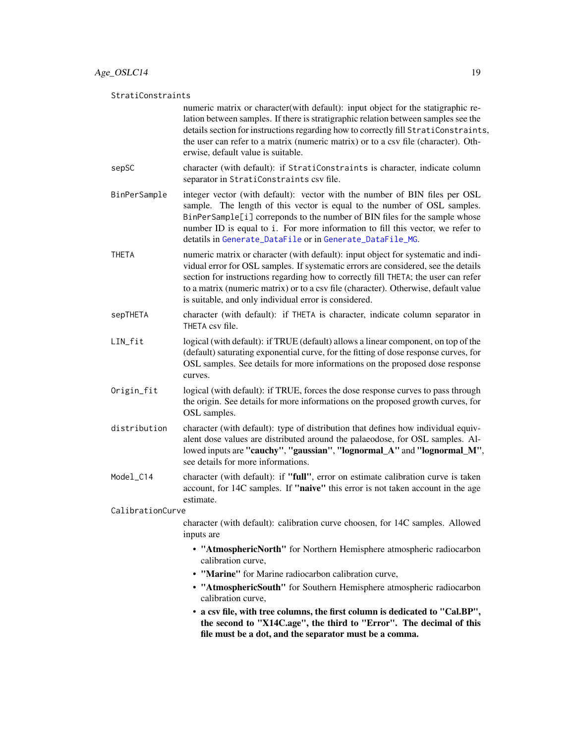`StratiConstraints`
: numeric matrix or character(with default): input object for the statigraphic relation between samples. If there is stratigraphic relation between samples see the details section for instructions regarding how to correctly fill `StratiConstraints`, the user can refer to a matrix (numeric matrix) or to a csv file (character). Otherwise, default value is suitable.

`sepSC`
: character (with default): if `StratiConstraints` is character, indicate column separator in `StratiConstraints` csv file.

`BinPerSample`
: integer vector (with default): vector with the number of BIN files per OSL sample. The length of this vector is equal to the number of OSL samples. `BinPerSample[i]` correponds to the number of BIN files for the sample whose number ID is equal to `i`. For more information to fill this vector, we refer to detatils in `Generate_DataFile` or in `Generate_DataFile_MG`.

`THETA`
: numeric matrix or character (with default): input object for systematic and individual error for OSL samples. If systematic errors are considered, see the details section for instructions regarding how to correctly fill `THETA`; the user can refer to a matrix (numeric matrix) or to a csv file (character). Otherwise, default value is suitable, and only individual error is considered.

`sepTHETA`
: character (with default): if `THETA` is character, indicate column separator in `THETA` csv file.

`LIN_fit`
: logical (with default): if TRUE (default) allows a linear component, on top of the (default) saturating exponential curve, for the fitting of dose response curves, for OSL samples. See details for more informations on the proposed dose response curves.

`Origin_fit`
: logical (with default): if TRUE, forces the dose response curves to pass through the origin. See details for more informations on the proposed growth curves, for OSL samples.

`distribution`
: character (with default): type of distribution that defines how individual equivalent dose values are distributed around the palaeodose, for OSL samples. Allowed inputs are **"cauchy"**, **"gaussian"**, **"lognormal_A"** and **"lognormal_M"**, see details for more informations.

`Model_C14`
: character (with default): if **"full"**, error on estimate calibration curve is taken account, for 14C samples. If **"naive"** this error is not taken account in the age estimate.

`CalibrationCurve`
: character (with default): calibration curve choosen, for 14C samples. Allowed inputs are

- **"AtmosphericNorth"** for Northern Hemisphere atmospheric radiocarbon calibration curve,
- **"Marine"** for Marine radiocarbon calibration curve,
- **"AtmosphericSouth"** for Southern Hemisphere atmospheric radiocarbon calibration curve,
- **a csv file, with tree columns, the first column is dedicated to "Cal.BP", the second to "X14C.age", the third to "Error". The decimal of this file must be a dot, and the separator must be a comma.**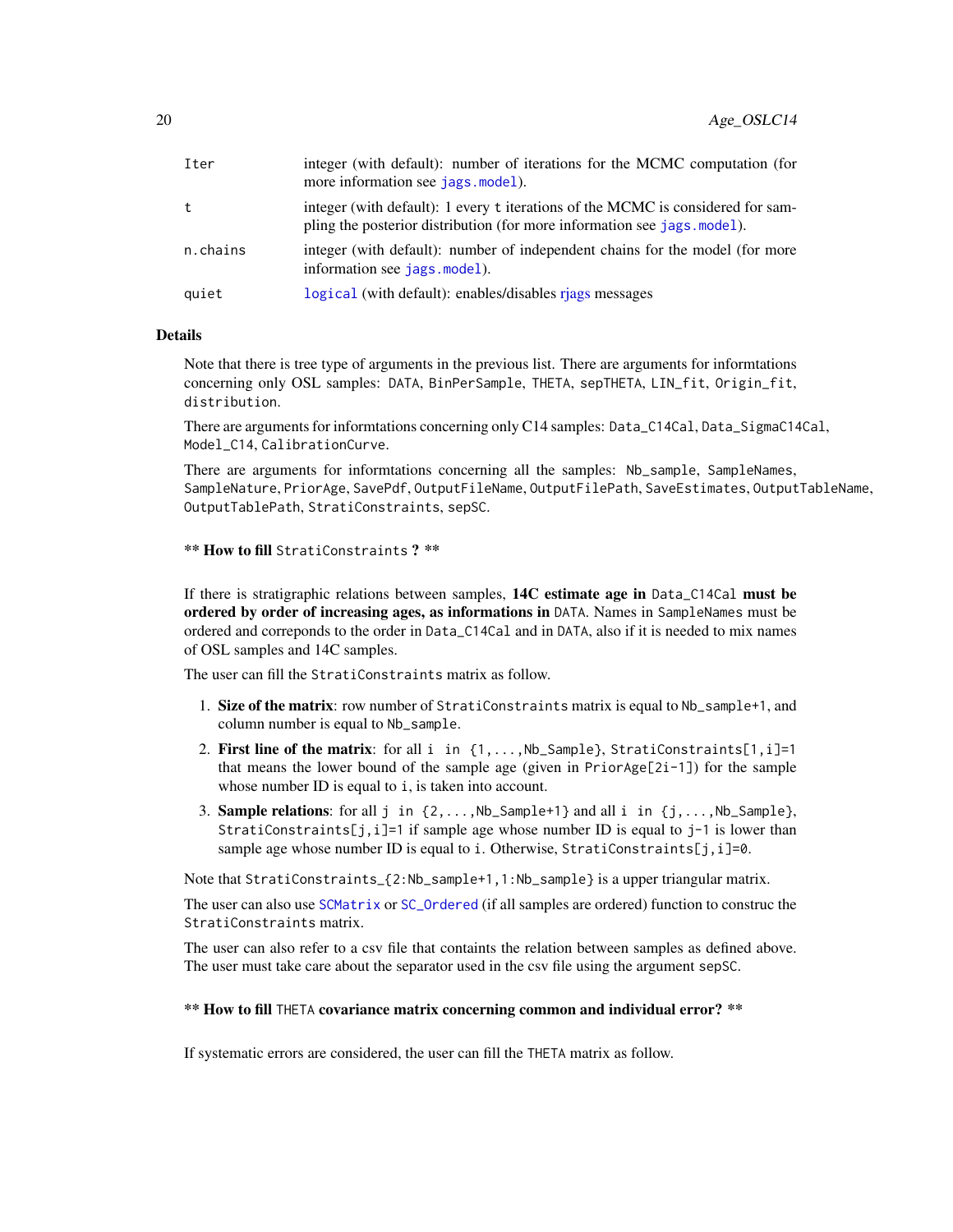| | |
|---|---|
| Iter | integer (with default): number of iterations for the MCMC computation (for more information see `jags.model`). |
| t | integer (with default): 1 every `t` iterations of the MCMC is considered for sampling the posterior distribution (for more information see `jags.model`). |
| n.chains | integer (with default): number of independent chains for the model (for more information see `jags.model`). |
| quiet | `logical` (with default): enables/disables rjags messages |

## Details

Note that there is tree type of arguments in the previous list. There are arguments for informtations concerning only OSL samples: `DATA`, `BinPerSample`, `THETA`, `sepTHETA`, `LIN_fit`, `Origin_fit`, `distribution`.

There are arguments for informtations concerning only C14 samples: `Data_C14Cal`, `Data_SigmaC14Cal`, `Model_C14`, `CalibrationCurve`.

There are arguments for informtations concerning all the samples: `Nb_sample`, `SampleNames`, `SampleNature`, `PriorAge`, `SavePdf`, `OutputFileName`, `OutputFilePath`, `SaveEstimates`, `OutputTableName`, `OutputTablePath`, `StratiConstraints`, `sepSC`.

**** How to fill `StratiConstraints` ? ****

If there is stratigraphic relations between samples, **14C estimate age in `Data_C14Cal` must be ordered by order of increasing ages, as informations in `DATA`**. Names in `SampleNames` must be ordered and correponds to the order in `Data_C14Cal` and in `DATA`, also if it is needed to mix names of OSL samples and 14C samples.

The user can fill the `StratiConstraints` matrix as follow.

1. **Size of the matrix**: row number of `StratiConstraints` matrix is equal to `Nb_sample+1`, and column number is equal to `Nb_sample`.
2. **First line of the matrix**: for all `i in {1,...,Nb_Sample}`, `StratiConstraints[1,i]=1` that means the lower bound of the sample age (given in `PriorAge[2i-1]`) for the sample whose number ID is equal to `i`, is taken into account.
3. **Sample relations**: for all `j in {2,...,Nb_Sample+1}` and all `i in {j,...,Nb_Sample}`, `StratiConstraints[j,i]=1` if sample age whose number ID is equal to `j-1` is lower than sample age whose number ID is equal to `i`. Otherwise, `StratiConstraints[j,i]=0`.

Note that `StratiConstraints_{2:Nb_sample+1,1:Nb_sample}` is a upper triangular matrix.

The user can also use `SCMatrix` or `SC_Ordered` (if all samples are ordered) function to construc the `StratiConstraints` matrix.

The user can also refer to a csv file that containts the relation between samples as defined above. The user must take care about the separator used in the csv file using the argument `sepSC`.

**** How to fill `THETA` covariance matrix concerning common and individual error? ****

If systematic errors are considered, the user can fill the `THETA` matrix as follow.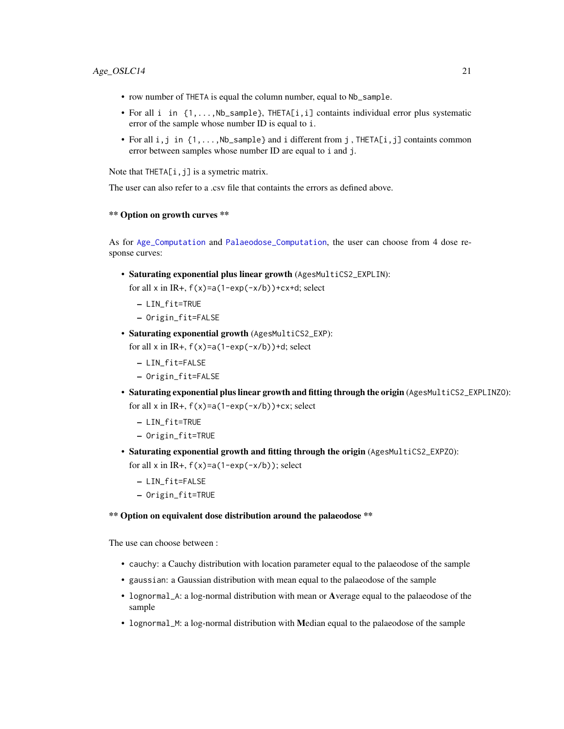- row number of `THETA` is equal the column number, equal to `Nb_sample`.
- For all `i in {1,...,Nb_sample}`, `THETA[i,i]` containts individual error plus systematic error of the sample whose number ID is equal to `i`.
- For all `i,j in {1,...,Nb_sample}` and `i` different from `j` , `THETA[i,j]` containts common error between samples whose number ID are equal to `i` and `j`.

Note that `THETA[i,j]` is a symetric matrix.

The user can also refer to a .csv file that containts the errors as defined above.

**\*\* Option on growth curves \*\***

As for `Age_Computation` and `Palaeodose_Computation`, the user can choose from 4 dose response curves:

- **Saturating exponential plus linear growth** (`AgesMultiCS2_EXPLIN`):
  for all x in IR+, `f(x)=a(1-exp(-x/b))+cx+d`; select
  - `LIN_fit=TRUE`
  - `Origin_fit=FALSE`
- **Saturating exponential growth** (`AgesMultiCS2_EXP`):
  for all x in IR+, `f(x)=a(1-exp(-x/b))+d`; select
  - `LIN_fit=FALSE`
  - `Origin_fit=FALSE`
- **Saturating exponential plus linear growth and fitting through the origin** (`AgesMultiCS2_EXPLINZO`):
  for all x in IR+, `f(x)=a(1-exp(-x/b))+cx`; select
  - `LIN_fit=TRUE`
  - `Origin_fit=TRUE`
- **Saturating exponential growth and fitting through the origin** (`AgesMultiCS2_EXPZO`):
  for all x in IR+, `f(x)=a(1-exp(-x/b))`; select
  - `LIN_fit=FALSE`
  - `Origin_fit=TRUE`

**\*\* Option on equivalent dose distribution around the palaeodose \*\***

The use can choose between :

- `cauchy`: a Cauchy distribution with location parameter equal to the palaeodose of the sample
- `gaussian`: a Gaussian distribution with mean equal to the palaeodose of the sample
- `lognormal_A`: a log-normal distribution with mean or **A**verage equal to the palaeodose of the sample
- `lognormal_M`: a log-normal distribution with **M**edian equal to the palaeodose of the sample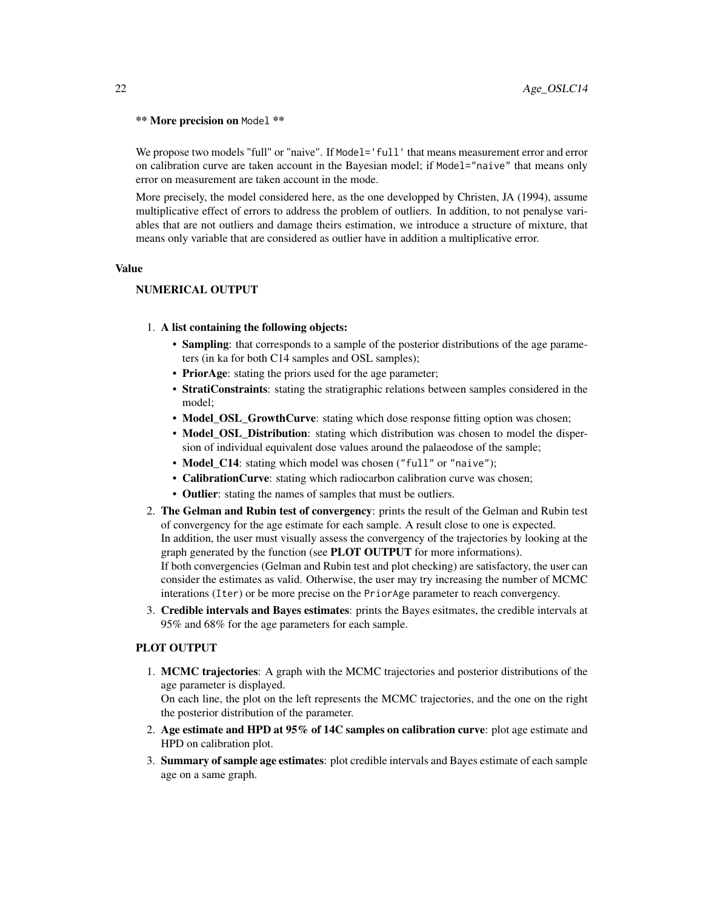** **More precision on** `Model` **

We propose two models "full" or "naive". If `Model='full'` that means measurement error and error on calibration curve are taken account in the Bayesian model; if `Model="naive"` that means only error on measurement are taken account in the mode.

More precisely, the model considered here, as the one developped by Christen, JA (1994), assume multiplicative effect of errors to address the problem of outliers. In addition, to not penalyse variables that are not outliers and damage theirs estimation, we introduce a structure of mixture, that means only variable that are considered as outlier have in addition a multiplicative error.

### Value

#### NUMERICAL OUTPUT

1. **A list containing the following objects:**
   - **Sampling**: that corresponds to a sample of the posterior distributions of the age parameters (in ka for both C14 samples and OSL samples);
   - **PriorAge**: stating the priors used for the age parameter;
   - **StratiConstraints**: stating the stratigraphic relations between samples considered in the model;
   - **Model_OSL_GrowthCurve**: stating which dose response fitting option was chosen;
   - **Model_OSL_Distribution**: stating which distribution was chosen to model the dispersion of individual equivalent dose values around the palaeodose of the sample;
   - **Model_C14**: stating which model was chosen (`"full"` or `"naive"`);
   - **CalibrationCurve**: stating which radiocarbon calibration curve was chosen;
   - **Outlier**: stating the names of samples that must be outliers.
2. **The Gelman and Rubin test of convergency**: prints the result of the Gelman and Rubin test of convergency for the age estimate for each sample. A result close to one is expected.
   In addition, the user must visually assess the convergency of the trajectories by looking at the graph generated by the function (see **PLOT OUTPUT** for more informations).
   If both convergencies (Gelman and Rubin test and plot checking) are satisfactory, the user can consider the estimates as valid. Otherwise, the user may try increasing the number of MCMC interations (`Iter`) or be more precise on the `PriorAge` parameter to reach convergency.
3. **Credible intervals and Bayes estimates**: prints the Bayes esitmates, the credible intervals at 95% and 68% for the age parameters for each sample.

#### PLOT OUTPUT

1. **MCMC trajectories**: A graph with the MCMC trajectories and posterior distributions of the age parameter is displayed.
   On each line, the plot on the left represents the MCMC trajectories, and the one on the right the posterior distribution of the parameter.
2. **Age estimate and HPD at 95% of 14C samples on calibration curve**: plot age estimate and HPD on calibration plot.
3. **Summary of sample age estimates**: plot credible intervals and Bayes estimate of each sample age on a same graph.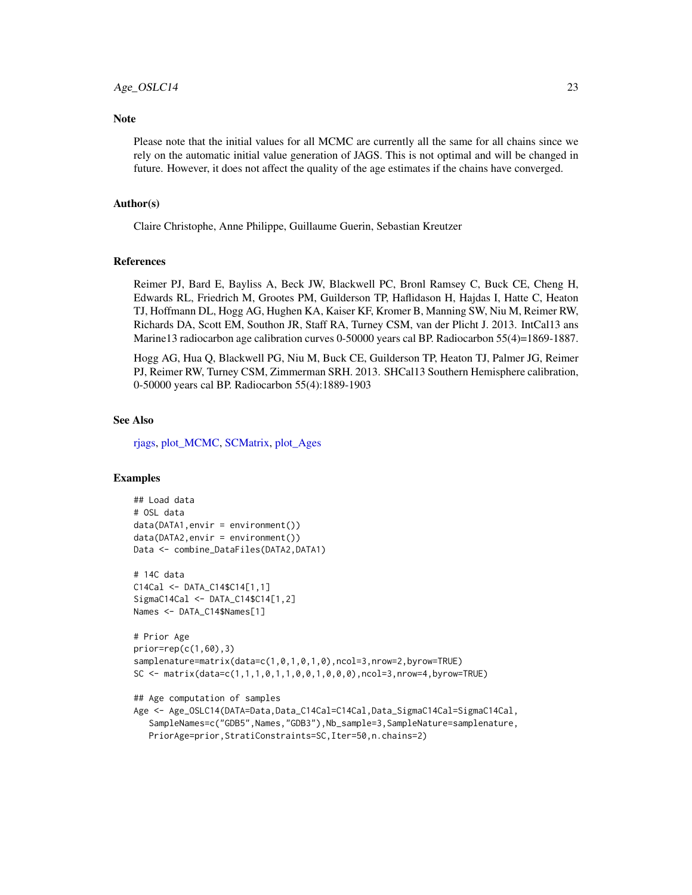## Note

Please note that the initial values for all MCMC are currently all the same for all chains since we rely on the automatic initial value generation of JAGS. This is not optimal and will be changed in future. However, it does not affect the quality of the age estimates if the chains have converged.

## Author(s)

Claire Christophe, Anne Philippe, Guillaume Guerin, Sebastian Kreutzer

## References

Reimer PJ, Bard E, Bayliss A, Beck JW, Blackwell PC, Bronl Ramsey C, Buck CE, Cheng H, Edwards RL, Friedrich M, Grootes PM, Guilderson TP, Haflidason H, Hajdas I, Hatte C, Heaton TJ, Hoffmann DL, Hogg AG, Hughen KA, Kaiser KF, Kromer B, Manning SW, Niu M, Reimer RW, Richards DA, Scott EM, Southon JR, Staff RA, Turney CSM, van der Plicht J. 2013. IntCal13 ans Marine13 radiocarbon age calibration curves 0-50000 years cal BP. Radiocarbon 55(4)=1869-1887.

Hogg AG, Hua Q, Blackwell PG, Niu M, Buck CE, Guilderson TP, Heaton TJ, Palmer JG, Reimer PJ, Reimer RW, Turney CSM, Zimmerman SRH. 2013. SHCal13 Southern Hemisphere calibration, 0-50000 years cal BP. Radiocarbon 55(4):1889-1903

## See Also

rjags, plot_MCMC, SCMatrix, plot_Ages

## Examples

```
## Load data
# OSL data
data(DATA1,envir = environment())
data(DATA2,envir = environment())
Data <- combine_DataFiles(DATA2,DATA1)

# 14C data
C14Cal <- DATA_C14$C14[1,1]
SigmaC14Cal <- DATA_C14$C14[1,2]
Names <- DATA_C14$Names[1]

# Prior Age
prior=rep(c(1,60),3)
samplenature=matrix(data=c(1,0,1,0,1,0),ncol=3,nrow=2,byrow=TRUE)
SC <- matrix(data=c(1,1,1,0,1,1,0,0,1,0,0,0),ncol=3,nrow=4,byrow=TRUE)

## Age computation of samples
Age <- Age_OSLC14(DATA=Data,Data_C14Cal=C14Cal,Data_SigmaC14Cal=SigmaC14Cal,
   SampleNames=c("GDB5",Names,"GDB3"),Nb_sample=3,SampleNature=samplenature,
   PriorAge=prior,StratiConstraints=SC,Iter=50,n.chains=2)
```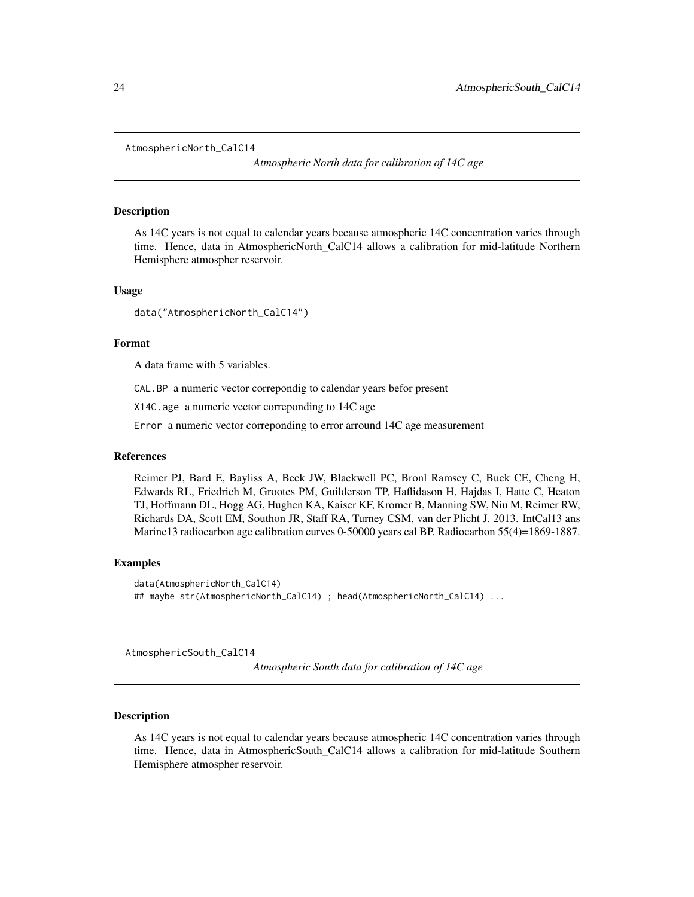## AtmosphericNorth_CalC14

*Atmospheric North data for calibration of 14C age*

### Description

As 14C years is not equal to calendar years because atmospheric 14C concentration varies through time. Hence, data in AtmosphericNorth_CalC14 allows a calibration for mid-latitude Northern Hemisphere atmospher reservoir.

### Usage

```
data("AtmosphericNorth_CalC14")
```

### Format

A data frame with 5 variables.

`CAL.BP` a numeric vector correpondig to calendar years befor present

`X14C.age` a numeric vector correponding to 14C age

`Error` a numeric vector correponding to error arround 14C age measurement

### References

Reimer PJ, Bard E, Bayliss A, Beck JW, Blackwell PC, Bronl Ramsey C, Buck CE, Cheng H, Edwards RL, Friedrich M, Grootes PM, Guilderson TP, Haflidason H, Hajdas I, Hatte C, Heaton TJ, Hoffmann DL, Hogg AG, Hughen KA, Kaiser KF, Kromer B, Manning SW, Niu M, Reimer RW, Richards DA, Scott EM, Southon JR, Staff RA, Turney CSM, van der Plicht J. 2013. IntCal13 ans Marine13 radiocarbon age calibration curves 0-50000 years cal BP. Radiocarbon 55(4)=1869-1887.

### Examples

```
data(AtmosphericNorth_CalC14)
## maybe str(AtmosphericNorth_CalC14) ; head(AtmosphericNorth_CalC14) ...
```

## AtmosphericSouth_CalC14

*Atmospheric South data for calibration of 14C age*

### Description

As 14C years is not equal to calendar years because atmospheric 14C concentration varies through time. Hence, data in AtmosphericSouth_CalC14 allows a calibration for mid-latitude Southern Hemisphere atmospher reservoir.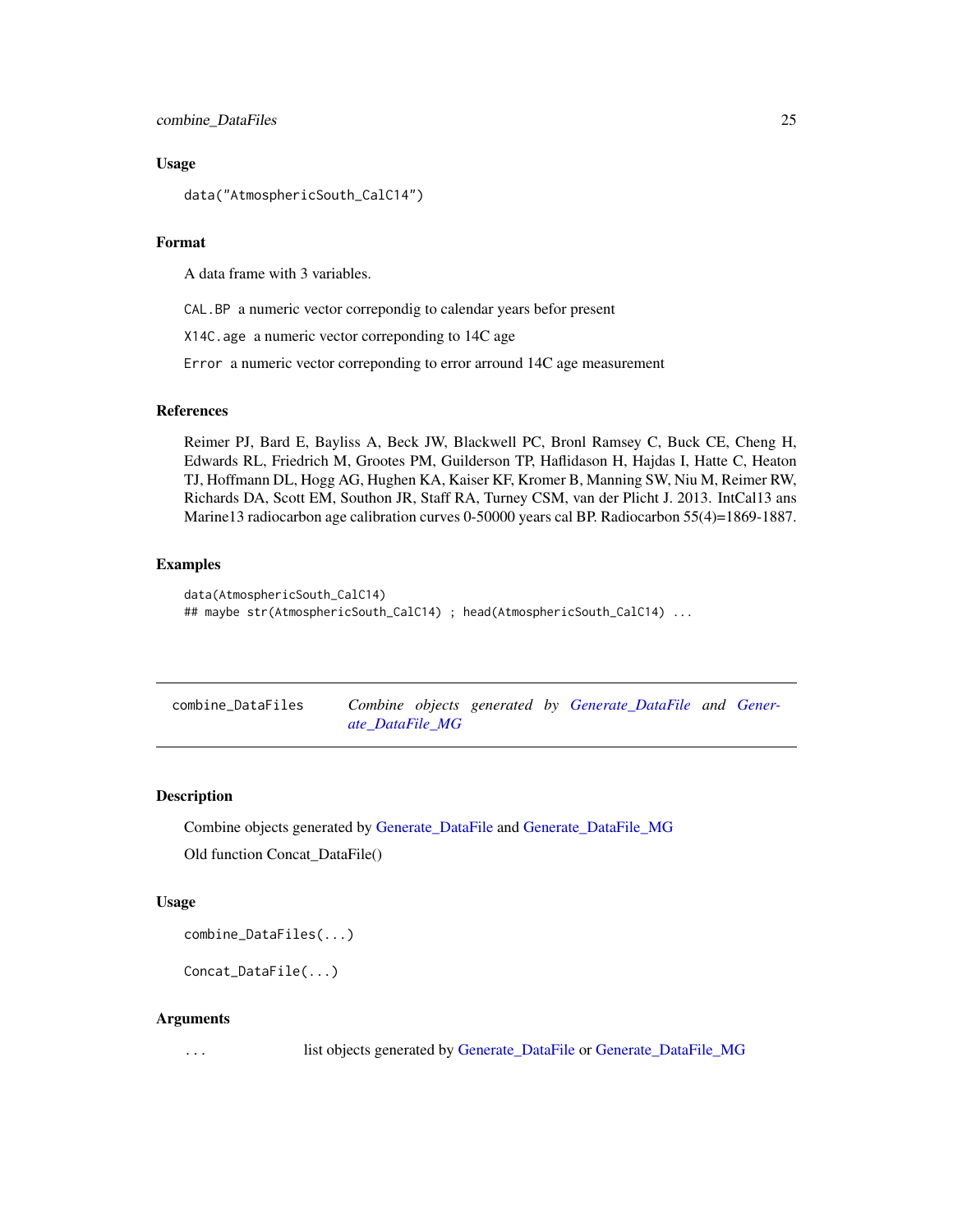### Usage

```
data("AtmosphericSouth_CalC14")
```

### Format

A data frame with 3 variables.

`CAL.BP` a numeric vector correpondig to calendar years befor present

`X14C.age` a numeric vector correponding to 14C age

`Error` a numeric vector correponding to error arround 14C age measurement

### References

Reimer PJ, Bard E, Bayliss A, Beck JW, Blackwell PC, Bronl Ramsey C, Buck CE, Cheng H, Edwards RL, Friedrich M, Grootes PM, Guilderson TP, Haflidason H, Hajdas I, Hatte C, Heaton TJ, Hoffmann DL, Hogg AG, Hughen KA, Kaiser KF, Kromer B, Manning SW, Niu M, Reimer RW, Richards DA, Scott EM, Southon JR, Staff RA, Turney CSM, van der Plicht J. 2013. IntCal13 ans Marine13 radiocarbon age calibration curves 0-50000 years cal BP. Radiocarbon 55(4)=1869-1887.

### Examples

```
data(AtmosphericSouth_CalC14)
## maybe str(AtmosphericSouth_CalC14) ; head(AtmosphericSouth_CalC14) ...
```

---

## combine_DataFiles    *Combine objects generated by Generate_DataFile and Generate_DataFile_MG*

---

### Description

Combine objects generated by Generate_DataFile and Generate_DataFile_MG

Old function Concat_DataFile()

### Usage

```
combine_DataFiles(...)

Concat_DataFile(...)
```

### Arguments

| | |
|---|---|
| `...` | list objects generated by Generate_DataFile or Generate_DataFile_MG |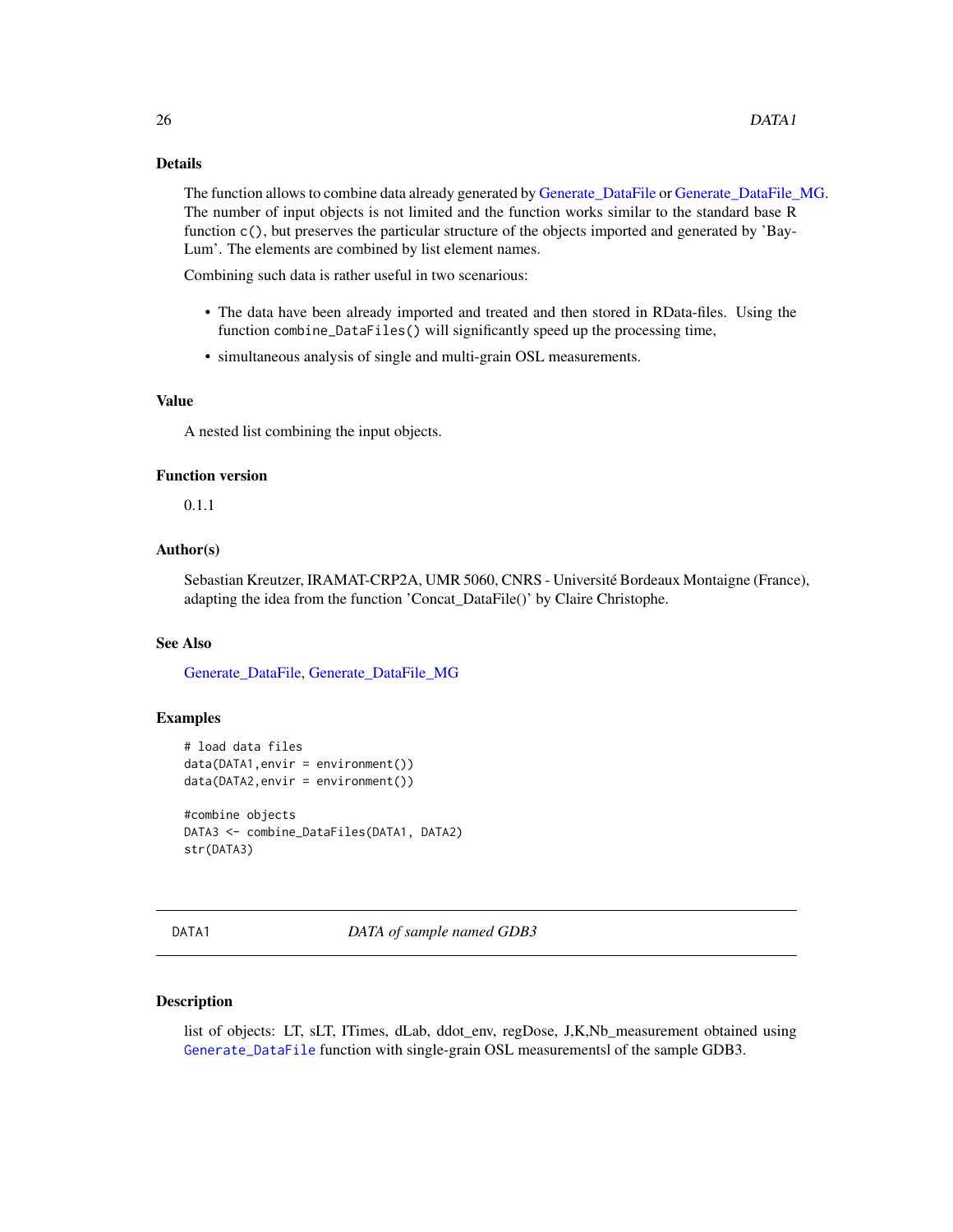### Details

The function allows to combine data already generated by Generate_DataFile or Generate_DataFile_MG. The number of input objects is not limited and the function works similar to the standard base R function `c()`, but preserves the particular structure of the objects imported and generated by 'BayLum'. The elements are combined by list element names.

Combining such data is rather useful in two scenarious:

- The data have been already imported and treated and then stored in RData-files. Using the function `combine_DataFiles()` will significantly speed up the processing time,
- simultaneous analysis of single and multi-grain OSL measurements.

### Value

A nested list combining the input objects.

### Function version

0.1.1

### Author(s)

Sebastian Kreutzer, IRAMAT-CRP2A, UMR 5060, CNRS - Université Bordeaux Montaigne (France), adapting the idea from the function 'Concat_DataFile()' by Claire Christophe.

### See Also

Generate_DataFile, Generate_DataFile_MG

### Examples

```
# load data files
data(DATA1,envir = environment())
data(DATA2,envir = environment())

#combine objects
DATA3 <- combine_DataFiles(DATA1, DATA2)
str(DATA3)
```

---

## DATA1 *DATA of sample named GDB3*

### Description

list of objects: LT, sLT, ITimes, dLab, ddot_env, regDose, J,K,Nb_measurement obtained using `Generate_DataFile` function with single-grain OSL measurementsl of the sample GDB3.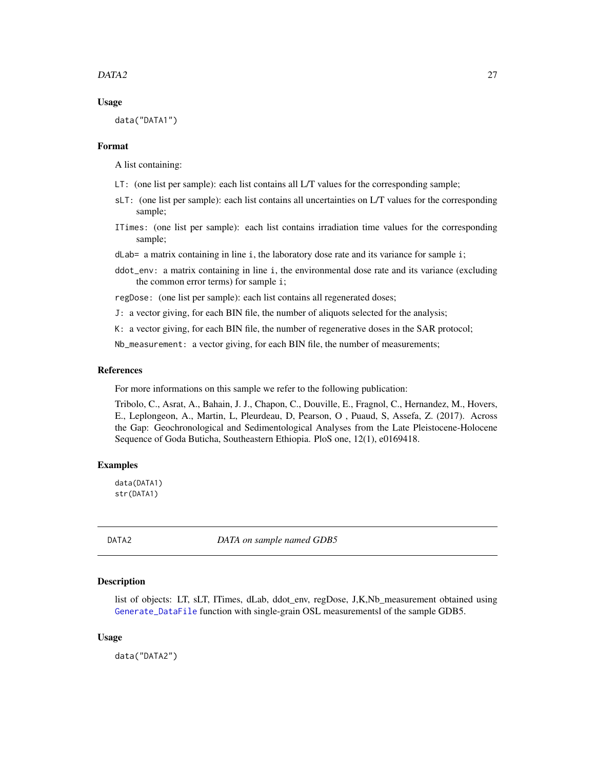## Usage

```
data("DATA1")
```

## Format

A list containing:

- `LT`: (one list per sample): each list contains all L/T values for the corresponding sample;
- `sLT`: (one list per sample): each list contains all uncertainties on L/T values for the corresponding sample;
- `ITimes`: (one list per sample): each list contains irradiation time values for the corresponding sample;
- `dLab=` a matrix containing in line `i`, the laboratory dose rate and its variance for sample `i`;
- `ddot_env`: a matrix containing in line `i`, the environmental dose rate and its variance (excluding the common error terms) for sample `i`;
- `regDose`: (one list per sample): each list contains all regenerated doses;
- `J`: a vector giving, for each BIN file, the number of aliquots selected for the analysis;
- `K`: a vector giving, for each BIN file, the number of regenerative doses in the SAR protocol;
- `Nb_measurement`: a vector giving, for each BIN file, the number of measurements;

## References

For more informations on this sample we refer to the following publication:

Tribolo, C., Asrat, A., Bahain, J. J., Chapon, C., Douville, E., Fragnol, C., Hernandez, M., Hovers, E., Leplongeon, A., Martin, L, Pleurdeau, D, Pearson, O , Puaud, S, Assefa, Z. (2017). Across the Gap: Geochronological and Sedimentological Analyses from the Late Pleistocene-Holocene Sequence of Goda Buticha, Southeastern Ethiopia. PloS one, 12(1), e0169418.

## Examples

```
data(DATA1)
str(DATA1)
```

---

# DATA2 — *DATA on sample named GDB5*

## Description

list of objects: LT, sLT, ITimes, dLab, ddot_env, regDose, J,K,Nb_measurement obtained using `Generate_DataFile` function with single-grain OSL measurementsl of the sample GDB5.

## Usage

```
data("DATA2")
```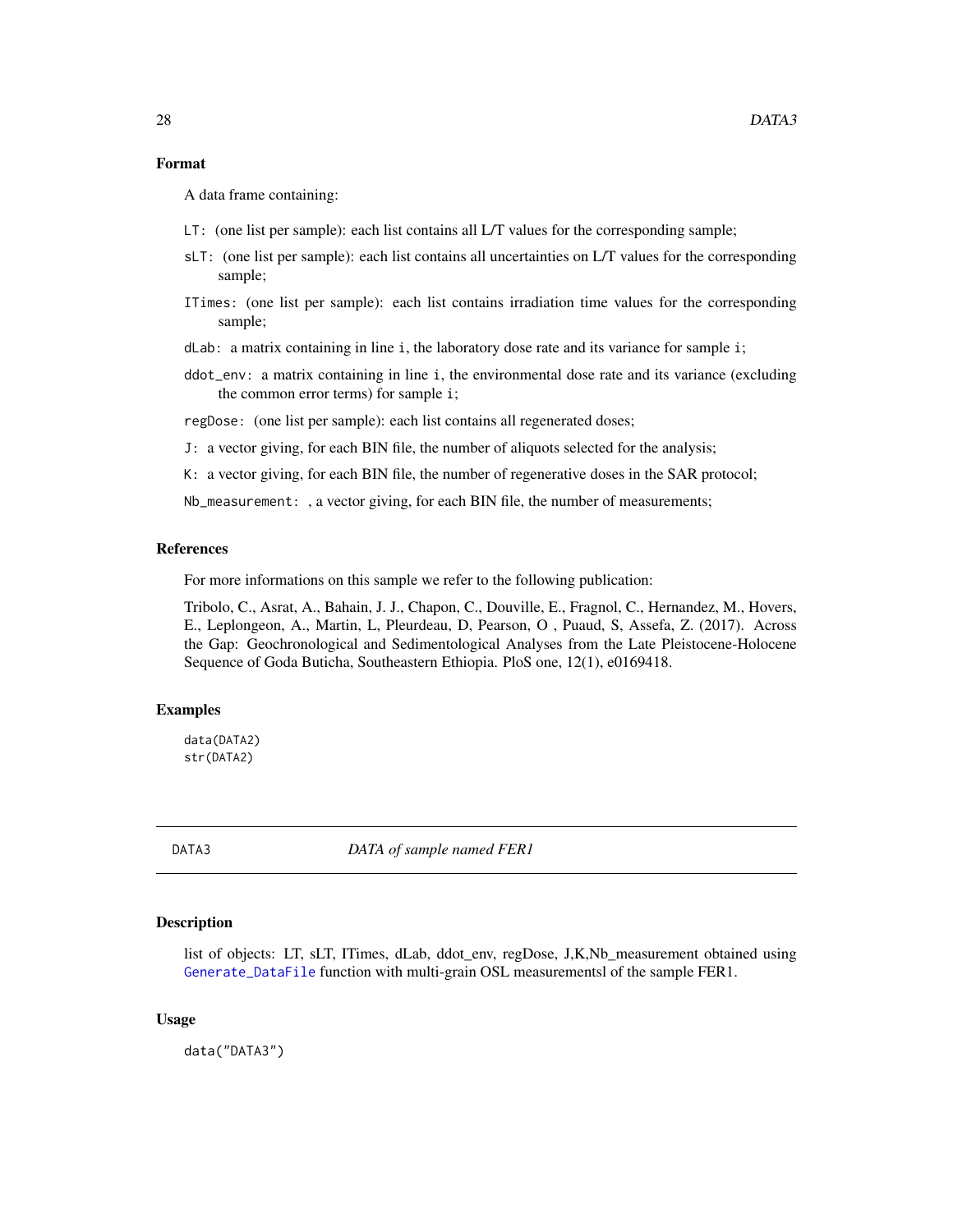### Format

A data frame containing:

- `LT`: (one list per sample): each list contains all L/T values for the corresponding sample;
- `sLT`: (one list per sample): each list contains all uncertainties on L/T values for the corresponding sample;
- `ITimes`: (one list per sample): each list contains irradiation time values for the corresponding sample;
- `dLab`: a matrix containing in line `i`, the laboratory dose rate and its variance for sample `i`;
- `ddot_env`: a matrix containing in line `i`, the environmental dose rate and its variance (excluding the common error terms) for sample `i`;
- `regDose`: (one list per sample): each list contains all regenerated doses;
- `J`: a vector giving, for each BIN file, the number of aliquots selected for the analysis;
- `K`: a vector giving, for each BIN file, the number of regenerative doses in the SAR protocol;
- `Nb_measurement`: , a vector giving, for each BIN file, the number of measurements;

### References

For more informations on this sample we refer to the following publication:

Tribolo, C., Asrat, A., Bahain, J. J., Chapon, C., Douville, E., Fragnol, C., Hernandez, M., Hovers, E., Leplongeon, A., Martin, L, Pleurdeau, D, Pearson, O , Puaud, S, Assefa, Z. (2017). Across the Gap: Geochronological and Sedimentological Analyses from the Late Pleistocene-Holocene Sequence of Goda Buticha, Southeastern Ethiopia. PloS one, 12(1), e0169418.

### Examples

```
data(DATA2)
str(DATA2)
```

---

## DATA3 — *DATA of sample named FER1*

### Description

list of objects: LT, sLT, ITimes, dLab, ddot_env, regDose, J,K,Nb_measurement obtained using `Generate_DataFile` function with multi-grain OSL measurementsl of the sample FER1.

### Usage

```
data("DATA3")
```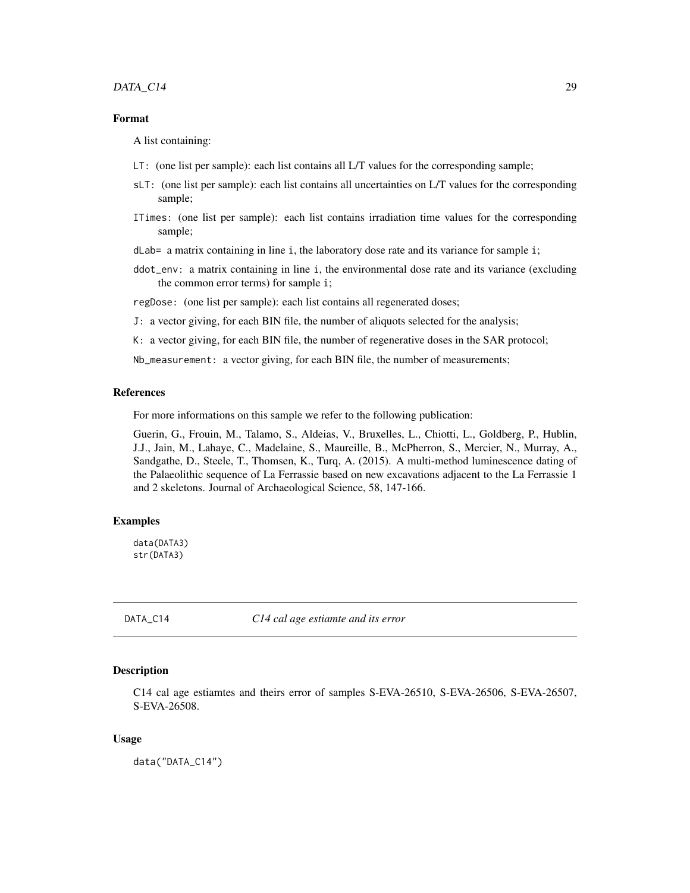### Format

A list containing:

- `LT`: (one list per sample): each list contains all L/T values for the corresponding sample;
- `sLT`: (one list per sample): each list contains all uncertainties on L/T values for the corresponding sample;
- `ITimes`: (one list per sample): each list contains irradiation time values for the corresponding sample;
- `dLab=` a matrix containing in line `i`, the laboratory dose rate and its variance for sample `i`;
- `ddot_env`: a matrix containing in line `i`, the environmental dose rate and its variance (excluding the common error terms) for sample `i`;
- `regDose`: (one list per sample): each list contains all regenerated doses;
- `J`: a vector giving, for each BIN file, the number of aliquots selected for the analysis;
- `K`: a vector giving, for each BIN file, the number of regenerative doses in the SAR protocol;
- `Nb_measurement`: a vector giving, for each BIN file, the number of measurements;

### References

For more informations on this sample we refer to the following publication:

Guerin, G., Frouin, M., Talamo, S., Aldeias, V., Bruxelles, L., Chiotti, L., Goldberg, P., Hublin, J.J., Jain, M., Lahaye, C., Madelaine, S., Maureille, B., McPherron, S., Mercier, N., Murray, A., Sandgathe, D., Steele, T., Thomsen, K., Turq, A. (2015). A multi-method luminescence dating of the Palaeolithic sequence of La Ferrassie based on new excavations adjacent to the La Ferrassie 1 and 2 skeletons. Journal of Archaeological Science, 58, 147-166.

### Examples

```
data(DATA3)
str(DATA3)
```

---

## DATA_C14 *C14 cal age estiamte and its error*

### Description

C14 cal age estiamtes and theirs error of samples S-EVA-26510, S-EVA-26506, S-EVA-26507, S-EVA-26508.

### Usage

```
data("DATA_C14")
```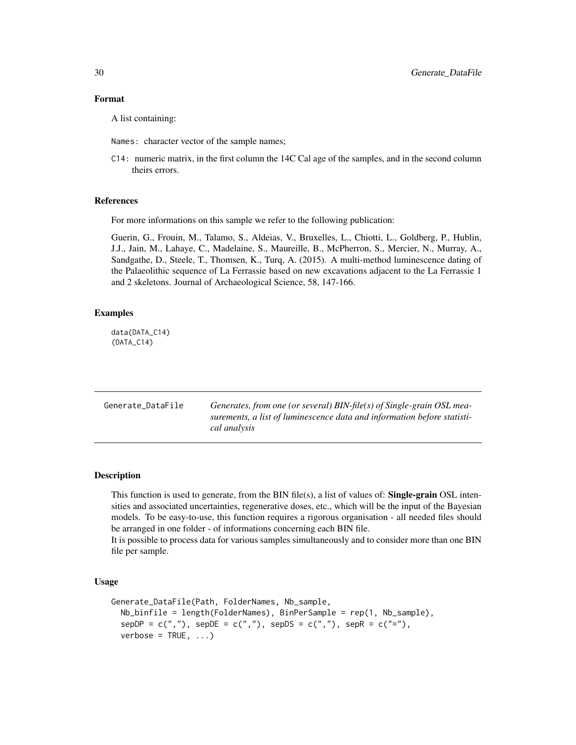### Format

A list containing:

Names: character vector of the sample names;

C14: numeric matrix, in the first column the 14C Cal age of the samples, and in the second column theirs errors.

### References

For more informations on this sample we refer to the following publication:

Guerin, G., Frouin, M., Talamo, S., Aldeias, V., Bruxelles, L., Chiotti, L., Goldberg, P., Hublin, J.J., Jain, M., Lahaye, C., Madelaine, S., Maureille, B., McPherron, S., Mercier, N., Murray, A., Sandgathe, D., Steele, T., Thomsen, K., Turq, A. (2015). A multi-method luminescence dating of the Palaeolithic sequence of La Ferrassie based on new excavations adjacent to the La Ferrassie 1 and 2 skeletons. Journal of Archaeological Science, 58, 147-166.

### Examples

```
data(DATA_C14)
(DATA_C14)
```

---

## Generate_DataFile — *Generates, from one (or several) BIN-file(s) of Single-grain OSL measurements, a list of luminescence data and information before statistical analysis*

---

### Description

This function is used to generate, from the BIN file(s), a list of values of: **Single-grain** OSL intensities and associated uncertainties, regenerative doses, etc., which will be the input of the Bayesian models. To be easy-to-use, this function requires a rigorous organisation - all needed files should be arranged in one folder - of informations concerning each BIN file.
It is possible to process data for various samples simultaneously and to consider more than one BIN file per sample.

### Usage

```
Generate_DataFile(Path, FolderNames, Nb_sample,
  Nb_binfile = length(FolderNames), BinPerSample = rep(1, Nb_sample),
  sepDP = c(","), sepDE = c(","), sepDS = c(","), sepR = c("="),
  verbose = TRUE, ...)
```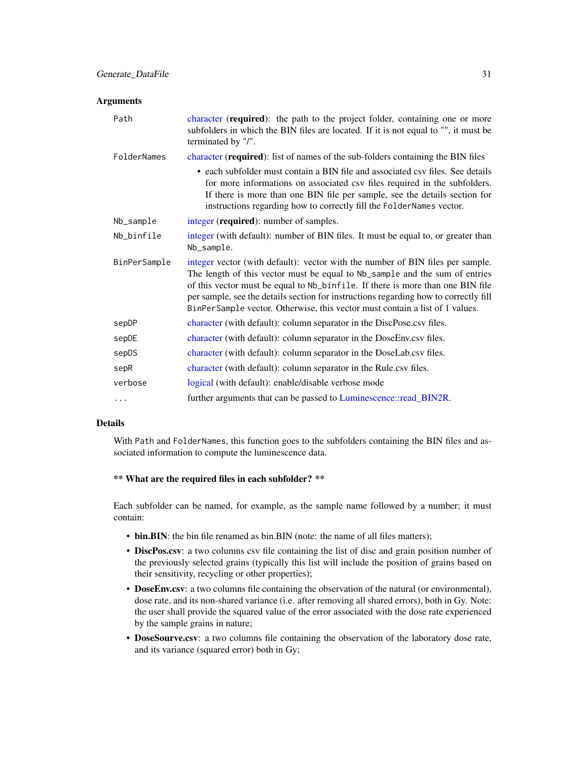### Arguments

| | |
|---|---|
| `Path` | character (**required**): the path to the project folder, containing one or more subfolders in which the BIN files are located. If it is not equal to "", it must be terminated by "/". |
| `FolderNames` | character (**required**): list of names of the sub-folders containing the BIN files<br>• each subfolder must contain a BIN file and associated csv files. See details for more informations on associated csv files required in the subfolders. If there is more than one BIN file per sample, see the details section for instructions regarding how to correctly fill the `FolderNames` vector. |
| `Nb_sample` | integer (**required**): number of samples. |
| `Nb_binfile` | integer (with default): number of BIN files. It must be equal to, or greater than `Nb_sample`. |
| `BinPerSample` | integer vector (with default): vector with the number of BIN files per sample. The length of this vector must be equal to `Nb_sample` and the sum of entries of this vector must be equal to `Nb_binfile`. If there is more than one BIN file per sample, see the details section for instructions regarding how to correctly fill `BinPerSample` vector. Otherwise, this vector must contain a list of 1 values. |
| `sepDP` | character (with default): column separator in the DiscPose.csv files. |
| `sepDE` | character (with default): column separator in the DoseEnv.csv files. |
| `sepDS` | character (with default): column separator in the DoseLab.csv files. |
| `sepR` | character (with default): column separator in the Rule.csv files. |
| `verbose` | logical (with default): enable/disable verbose mode |
| `...` | further arguments that can be passed to Luminescence::read_BIN2R. |

### Details

With `Path` and `FolderNames`, this function goes to the subfolders containing the BIN files and associated information to compute the luminescence data.

**** What are the required files in each subfolder? ****

Each subfolder can be named, for example, as the sample name followed by a number; it must contain:

- **bin.BIN**: the bin file renamed as bin.BIN (note: the name of all files matters);
- **DiscPos.csv**: a two columns csv file containing the list of disc and grain position number of the previously selected grains (typically this list will include the position of grains based on their sensitivity, recycling or other properties);
- **DoseEnv.csv**: a two columns file containing the observation of the natural (or environmental), dose rate, and its non-shared variance (i.e. after removing all shared errors), both in Gy. Note: the user shall provide the squared value of the error associated with the dose rate experienced by the sample grains in nature;
- **DoseSourve.csv**: a two columns file containing the observation of the laboratory dose rate, and its variance (squared error) both in Gy;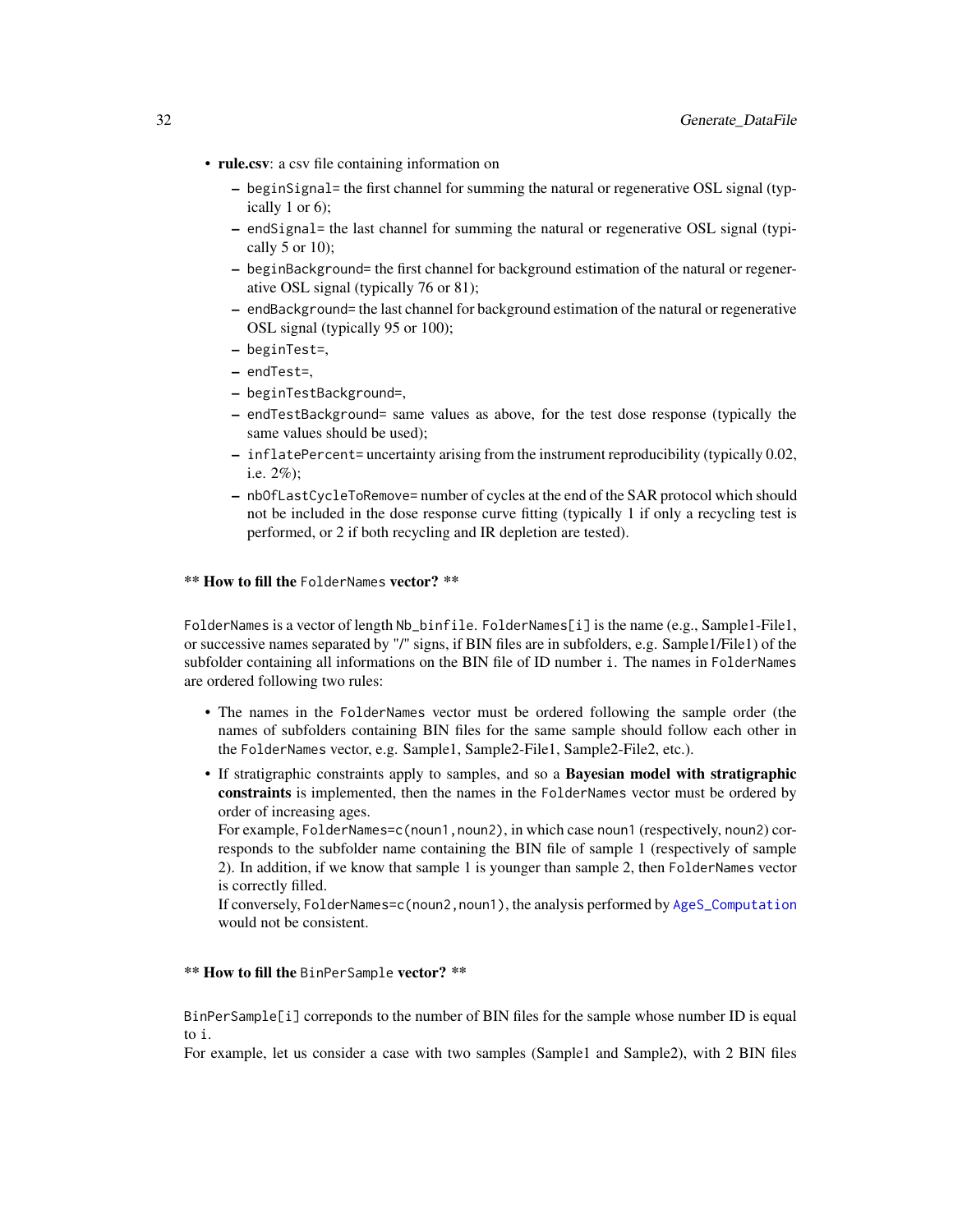- **rule.csv**: a csv file containing information on
  - `beginSignal`= the first channel for summing the natural or regenerative OSL signal (typically 1 or 6);
  - `endSignal`= the last channel for summing the natural or regenerative OSL signal (typically 5 or 10);
  - `beginBackground`= the first channel for background estimation of the natural or regenerative OSL signal (typically 76 or 81);
  - `endBackground`= the last channel for background estimation of the natural or regenerative OSL signal (typically 95 or 100);
  - `beginTest`=,
  - `endTest`=,
  - `beginTestBackground`=,
  - `endTestBackground`= same values as above, for the test dose response (typically the same values should be used);
  - `inflatePercent`= uncertainty arising from the instrument reproducibility (typically 0.02, i.e. 2%);
  - `nbOfLastCycleToRemove`= number of cycles at the end of the SAR protocol which should not be included in the dose response curve fitting (typically 1 if only a recycling test is performed, or 2 if both recycling and IR depletion are tested).

**** How to fill the `FolderNames` vector? ****

`FolderNames` is a vector of length `Nb_binfile`. `FolderNames[i]` is the name (e.g., Sample1-File1, or successive names separated by "/" signs, if BIN files are in subfolders, e.g. Sample1/File1) of the subfolder containing all informations on the BIN file of ID number `i`. The names in `FolderNames` are ordered following two rules:

- The names in the `FolderNames` vector must be ordered following the sample order (the names of subfolders containing BIN files for the same sample should follow each other in the `FolderNames` vector, e.g. Sample1, Sample2-File1, Sample2-File2, etc.).
- If stratigraphic constraints apply to samples, and so a **Bayesian model with stratigraphic constraints** is implemented, then the names in the `FolderNames` vector must be ordered by order of increasing ages.

  For example, `FolderNames=c(noun1,noun2)`, in which case `noun1` (respectively, `noun2`) corresponds to the subfolder name containing the BIN file of sample 1 (respectively of sample 2). In addition, if we know that sample 1 is younger than sample 2, then `FolderNames` vector is correctly filled.

  If conversely, `FolderNames=c(noun2,noun1)`, the analysis performed by `AgeS_Computation` would not be consistent.

**** How to fill the `BinPerSample` vector? ****

`BinPerSample[i]` correponds to the number of BIN files for the sample whose number ID is equal to `i`.

For example, let us consider a case with two samples (Sample1 and Sample2), with 2 BIN files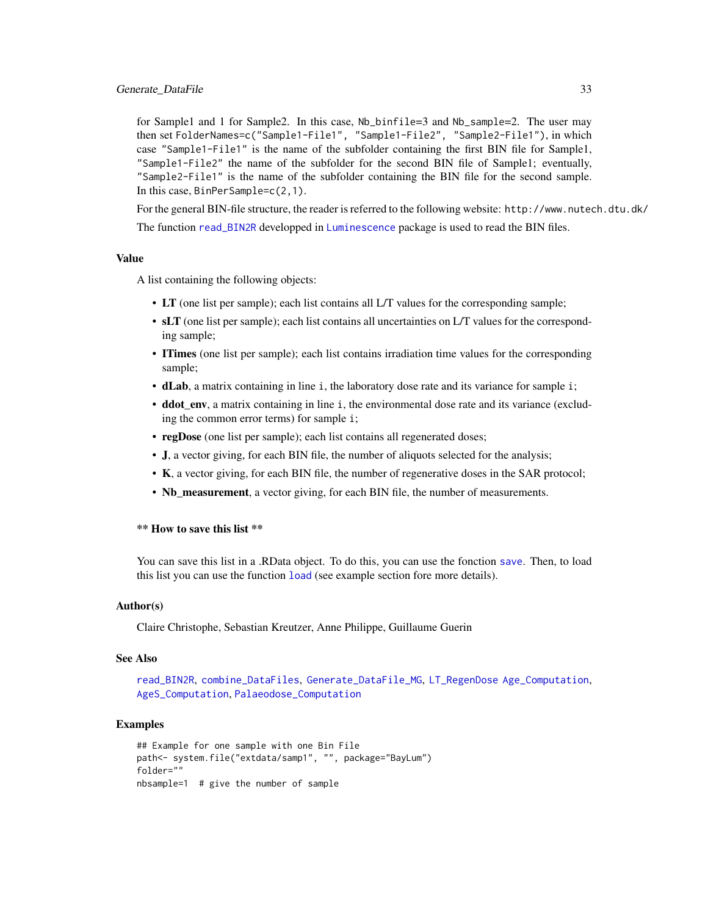for Sample1 and 1 for Sample2. In this case, `Nb_binfile=3` and `Nb_sample=2`. The user may then set `FolderNames=c("Sample1-File1", "Sample1-File2", "Sample2-File1")`, in which case `"Sample1-File1"` is the name of the subfolder containing the first BIN file for Sample1, `"Sample1-File2"` the name of the subfolder for the second BIN file of Sample1; eventually, `"Sample2-File1"` is the name of the subfolder containing the BIN file for the second sample. In this case, `BinPerSample=c(2,1)`.

For the general BIN-file structure, the reader is referred to the following website: `http://www.nutech.dtu.dk/`

The function `read_BIN2R` developped in `Luminescence` package is used to read the BIN files.

## Value

A list containing the following objects:

- **LT** (one list per sample); each list contains all L/T values for the corresponding sample;
- **sLT** (one list per sample); each list contains all uncertainties on L/T values for the corresponding sample;
- **ITimes** (one list per sample); each list contains irradiation time values for the corresponding sample;
- **dLab**, a matrix containing in line `i`, the laboratory dose rate and its variance for sample `i`;
- **ddot_env**, a matrix containing in line `i`, the environmental dose rate and its variance (excluding the common error terms) for sample `i`;
- **regDose** (one list per sample); each list contains all regenerated doses;
- **J**, a vector giving, for each BIN file, the number of aliquots selected for the analysis;
- **K**, a vector giving, for each BIN file, the number of regenerative doses in the SAR protocol;
- **Nb_measurement**, a vector giving, for each BIN file, the number of measurements.

### ** How to save this list **

You can save this list in a .RData object. To do this, you can use the fonction `save`. Then, to load this list you can use the function `load` (see example section fore more details).

## Author(s)

Claire Christophe, Sebastian Kreutzer, Anne Philippe, Guillaume Guerin

## See Also

`read_BIN2R`, `combine_DataFiles`, `Generate_DataFile_MG`, `LT_RegenDose` `Age_Computation`, `AgeS_Computation`, `Palaeodose_Computation`

## Examples

```
## Example for one sample with one Bin File
path<- system.file("extdata/samp1", "", package="BayLum")
folder=""
nbsample=1  # give the number of sample
```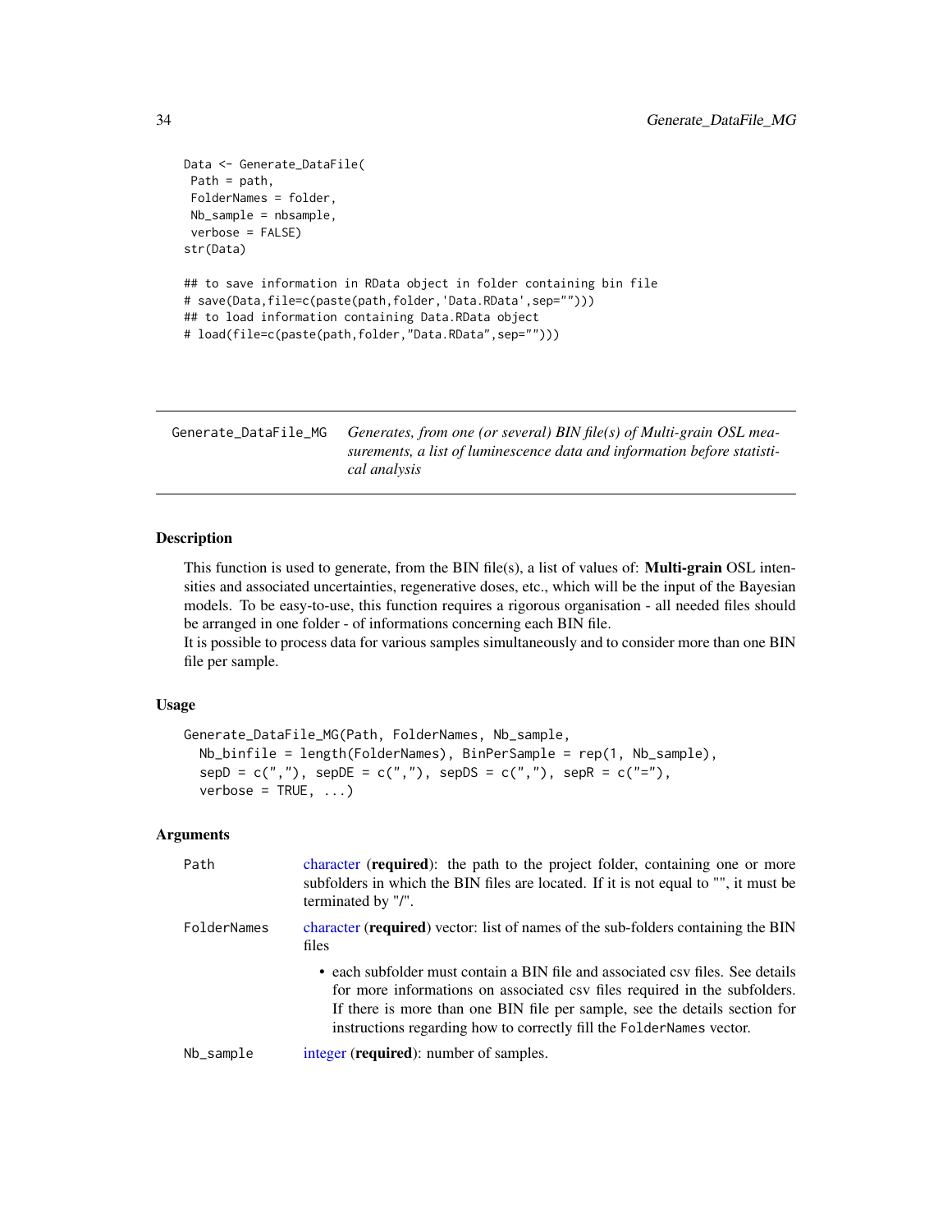```
Data <- Generate_DataFile(
 Path = path,
 FolderNames = folder,
 Nb_sample = nbsample,
 verbose = FALSE)
str(Data)

## to save information in RData object in folder containing bin file
# save(Data,file=c(paste(path,folder,'Data.RData',sep="")))
## to load information containing Data.RData object
# load(file=c(paste(path,folder,"Data.RData",sep="")))
```

---

`Generate_DataFile_MG` *Generates, from one (or several) BIN file(s) of Multi-grain OSL measurements, a list of luminescence data and information before statistical analysis*

---

## Description

This function is used to generate, from the BIN file(s), a list of values of: **Multi-grain** OSL intensities and associated uncertainties, regenerative doses, etc., which will be the input of the Bayesian models. To be easy-to-use, this function requires a rigorous organisation - all needed files should be arranged in one folder - of informations concerning each BIN file.

It is possible to process data for various samples simultaneously and to consider more than one BIN file per sample.

## Usage

```
Generate_DataFile_MG(Path, FolderNames, Nb_sample,
  Nb_binfile = length(FolderNames), BinPerSample = rep(1, Nb_sample),
  sepD = c(","), sepDE = c(","), sepDS = c(","), sepR = c("="),
  verbose = TRUE, ...)
```

## Arguments

`Path` character (**required**): the path to the project folder, containing one or more subfolders in which the BIN files are located. If it is not equal to "", it must be terminated by "/".

`FolderNames` character (**required**) vector: list of names of the sub-folders containing the BIN files

- each subfolder must contain a BIN file and associated csv files. See details for more informations on associated csv files required in the subfolders. If there is more than one BIN file per sample, see the details section for instructions regarding how to correctly fill the `FolderNames` vector.

`Nb_sample` integer (**required**): number of samples.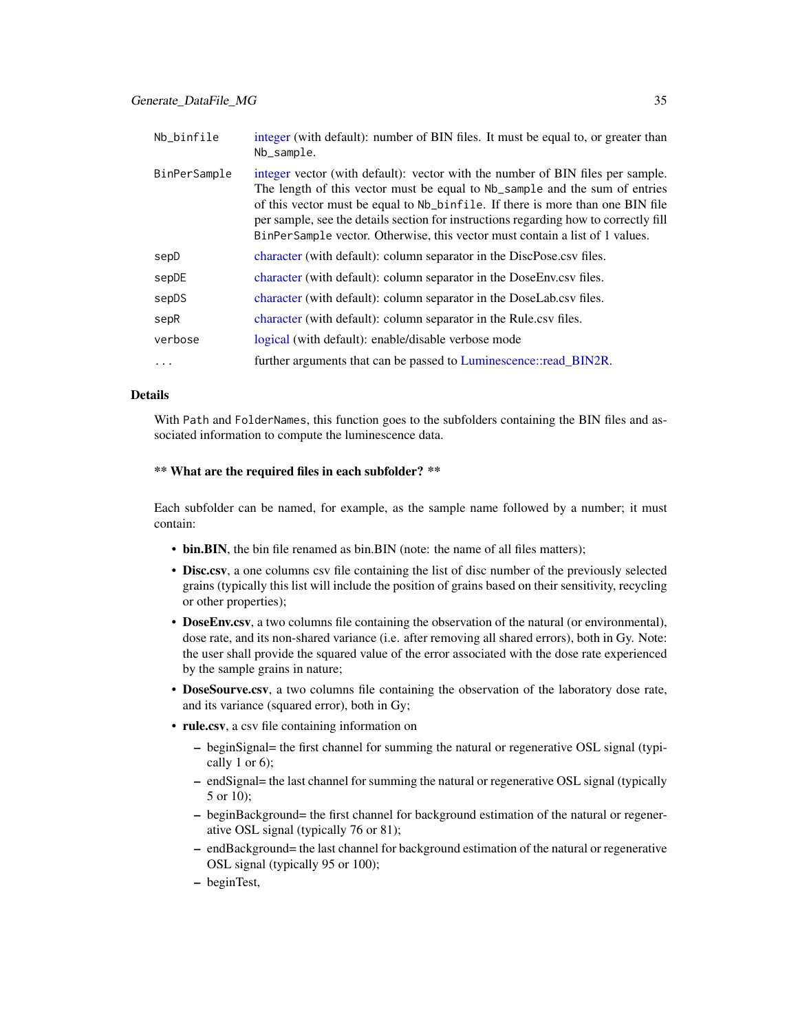| | |
|---|---|
| `Nb_binfile` | integer (with default): number of BIN files. It must be equal to, or greater than `Nb_sample`. |
| `BinPerSample` | integer vector (with default): vector with the number of BIN files per sample. The length of this vector must be equal to `Nb_sample` and the sum of entries of this vector must be equal to `Nb_binfile`. If there is more than one BIN file per sample, see the details section for instructions regarding how to correctly fill `BinPerSample` vector. Otherwise, this vector must contain a list of 1 values. |
| `sepD` | character (with default): column separator in the DiscPose.csv files. |
| `sepDE` | character (with default): column separator in the DoseEnv.csv files. |
| `sepDS` | character (with default): column separator in the DoseLab.csv files. |
| `sepR` | character (with default): column separator in the Rule.csv files. |
| `verbose` | logical (with default): enable/disable verbose mode |
| `...` | further arguments that can be passed to Luminescence::read_BIN2R. |

## Details

With `Path` and `FolderNames`, this function goes to the subfolders containing the BIN files and associated information to compute the luminescence data.

**\*\* What are the required files in each subfolder? \*\***

Each subfolder can be named, for example, as the sample name followed by a number; it must contain:

- **bin.BIN**, the bin file renamed as bin.BIN (note: the name of all files matters);
- **Disc.csv**, a one columns csv file containing the list of disc number of the previously selected grains (typically this list will include the position of grains based on their sensitivity, recycling or other properties);
- **DoseEnv.csv**, a two columns file containing the observation of the natural (or environmental), dose rate, and its non-shared variance (i.e. after removing all shared errors), both in Gy. Note: the user shall provide the squared value of the error associated with the dose rate experienced by the sample grains in nature;
- **DoseSourve.csv**, a two columns file containing the observation of the laboratory dose rate, and its variance (squared error), both in Gy;
- **rule.csv**, a csv file containing information on
  - beginSignal= the first channel for summing the natural or regenerative OSL signal (typically 1 or 6);
  - endSignal= the last channel for summing the natural or regenerative OSL signal (typically 5 or 10);
  - beginBackground= the first channel for background estimation of the natural or regenerative OSL signal (typically 76 or 81);
  - endBackground= the last channel for background estimation of the natural or regenerative OSL signal (typically 95 or 100);
  - beginTest,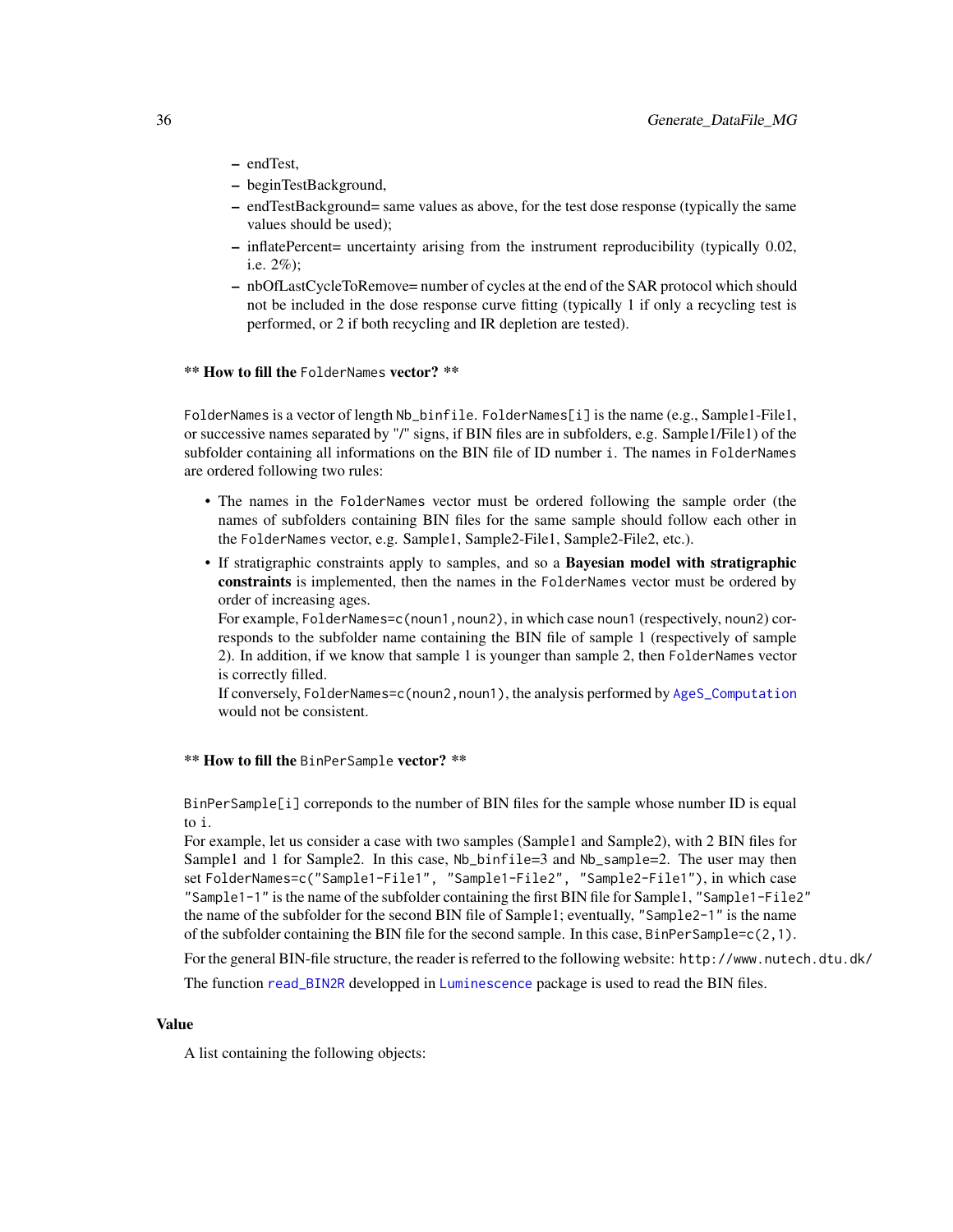- endTest,
- beginTestBackground,
- endTestBackground= same values as above, for the test dose response (typically the same values should be used);
- inflatePercent= uncertainty arising from the instrument reproducibility (typically 0.02, i.e. 2%);
- nbOfLastCycleToRemove= number of cycles at the end of the SAR protocol which should not be included in the dose response curve fitting (typically 1 if only a recycling test is performed, or 2 if both recycling and IR depletion are tested).

** **How to fill the** `FolderNames` **vector?** **

`FolderNames` is a vector of length `Nb_binfile`. `FolderNames[i]` is the name (e.g., Sample1-File1, or successive names separated by "/" signs, if BIN files are in subfolders, e.g. Sample1/File1) of the subfolder containing all informations on the BIN file of ID number `i`. The names in `FolderNames` are ordered following two rules:

- The names in the `FolderNames` vector must be ordered following the sample order (the names of subfolders containing BIN files for the same sample should follow each other in the `FolderNames` vector, e.g. Sample1, Sample2-File1, Sample2-File2, etc.).
- If stratigraphic constraints apply to samples, and so a **Bayesian model with stratigraphic constraints** is implemented, then the names in the `FolderNames` vector must be ordered by order of increasing ages.
  For example, `FolderNames=c(noun1,noun2)`, in which case `noun1` (respectively, `noun2`) corresponds to the subfolder name containing the BIN file of sample 1 (respectively of sample 2). In addition, if we know that sample 1 is younger than sample 2, then `FolderNames` vector is correctly filled.
  If conversely, `FolderNames=c(noun2,noun1)`, the analysis performed by `AgeS_Computation` would not be consistent.

** **How to fill the** `BinPerSample` **vector?** **

`BinPerSample[i]` correponds to the number of BIN files for the sample whose number ID is equal to `i`.
For example, let us consider a case with two samples (Sample1 and Sample2), with 2 BIN files for Sample1 and 1 for Sample2. In this case, `Nb_binfile`=3 and `Nb_sample`=2. The user may then set `FolderNames=c("Sample1-File1", "Sample1-File2", "Sample2-File1")`, in which case `"Sample1-1"` is the name of the subfolder containing the first BIN file for Sample1, `"Sample1-File2"` the name of the subfolder for the second BIN file of Sample1; eventually, `"Sample2-1"` is the name of the subfolder containing the BIN file for the second sample. In this case, `BinPerSample=c(2,1)`.

For the general BIN-file structure, the reader is referred to the following website: `http://www.nutech.dtu.dk/`

The function `read_BIN2R` developped in `Luminescence` package is used to read the BIN files.

## Value

A list containing the following objects: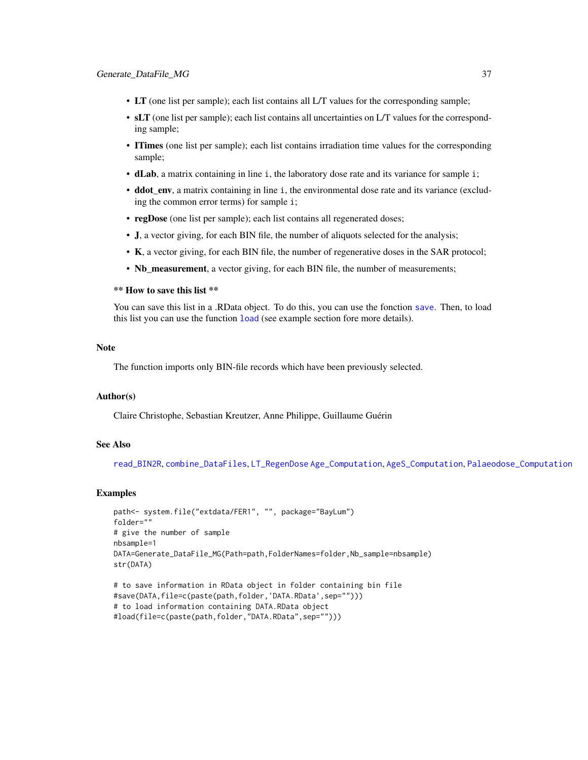- **LT** (one list per sample); each list contains all L/T values for the corresponding sample;
- **sLT** (one list per sample); each list contains all uncertainties on L/T values for the corresponding sample;
- **ITimes** (one list per sample); each list contains irradiation time values for the corresponding sample;
- **dLab**, a matrix containing in line `i`, the laboratory dose rate and its variance for sample `i`;
- **ddot_env**, a matrix containing in line `i`, the environmental dose rate and its variance (excluding the common error terms) for sample `i`;
- **regDose** (one list per sample); each list contains all regenerated doses;
- **J**, a vector giving, for each BIN file, the number of aliquots selected for the analysis;
- **K**, a vector giving, for each BIN file, the number of regenerative doses in the SAR protocol;
- **Nb_measurement**, a vector giving, for each BIN file, the number of measurements;

**** How to save this list ****

You can save this list in a .RData object. To do this, you can use the fonction `save`. Then, to load this list you can use the function `load` (see example section fore more details).

## Note

The function imports only BIN-file records which have been previously selected.

## Author(s)

Claire Christophe, Sebastian Kreutzer, Anne Philippe, Guillaume Guérin

## See Also

`read_BIN2R`, `combine_DataFiles`, `LT_RegenDose` `Age_Computation`, `AgeS_Computation`, `Palaeodose_Computation`

## Examples

```
path<- system.file("extdata/FER1", "", package="BayLum")
folder=""
# give the number of sample
nbsample=1
DATA=Generate_DataFile_MG(Path=path,FolderNames=folder,Nb_sample=nbsample)
str(DATA)

# to save information in RData object in folder containing bin file
#save(DATA,file=c(paste(path,folder,'DATA.RData',sep="")))
# to load information containing DATA.RData object
#load(file=c(paste(path,folder,"DATA.RData",sep="")))
```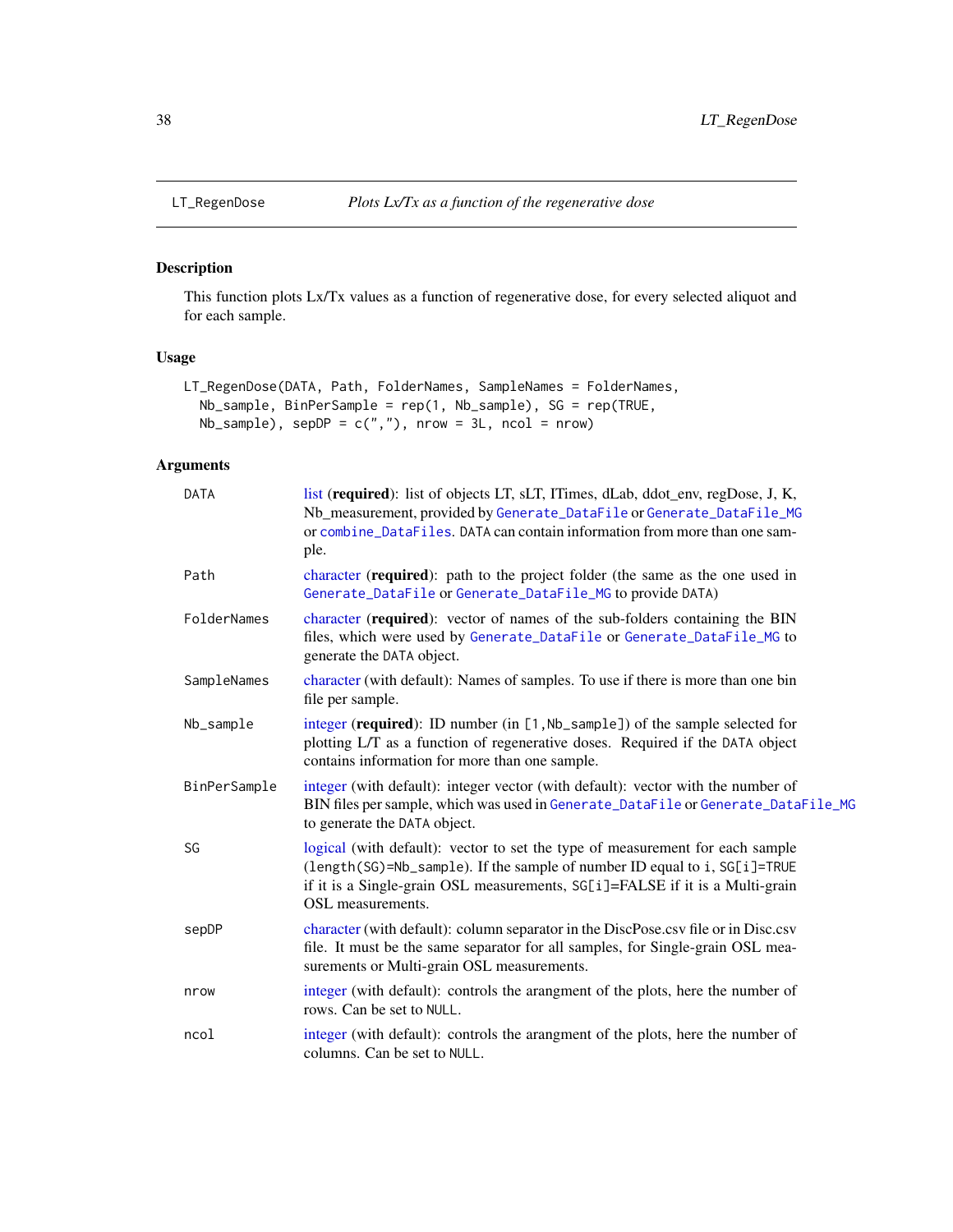LT_RegenDose *Plots Lx/Tx as a function of the regenerative dose*

## Description

This function plots Lx/Tx values as a function of regenerative dose, for every selected aliquot and for each sample.

## Usage

```
LT_RegenDose(DATA, Path, FolderNames, SampleNames = FolderNames,
  Nb_sample, BinPerSample = rep(1, Nb_sample), SG = rep(TRUE,
  Nb_sample), sepDP = c(","), nrow = 3L, ncol = nrow)
```

## Arguments

| | |
|---|---|
| DATA | list (**required**): list of objects LT, sLT, ITimes, dLab, ddot_env, regDose, J, K, Nb_measurement, provided by `Generate_DataFile` or `Generate_DataFile_MG` or `combine_DataFiles`. DATA can contain information from more than one sample. |
| Path | character (**required**): path to the project folder (the same as the one used in `Generate_DataFile` or `Generate_DataFile_MG` to provide DATA) |
| FolderNames | character (**required**): vector of names of the sub-folders containing the BIN files, which were used by `Generate_DataFile` or `Generate_DataFile_MG` to generate the DATA object. |
| SampleNames | character (with default): Names of samples. To use if there is more than one bin file per sample. |
| Nb_sample | integer (**required**): ID number (in `[1,Nb_sample]`) of the sample selected for plotting L/T as a function of regenerative doses. Required if the DATA object contains information for more than one sample. |
| BinPerSample | integer (with default): integer vector (with default): vector with the number of BIN files per sample, which was used in `Generate_DataFile` or `Generate_DataFile_MG` to generate the DATA object. |
| SG | logical (with default): vector to set the type of measurement for each sample (`length(SG)=Nb_sample`). If the sample of number ID equal to `i`, `SG[i]=TRUE` if it is a Single-grain OSL measurements, `SG[i]=FALSE` if it is a Multi-grain OSL measurements. |
| sepDP | character (with default): column separator in the DiscPose.csv file or in Disc.csv file. It must be the same separator for all samples, for Single-grain OSL measurements or Multi-grain OSL measurements. |
| nrow | integer (with default): controls the arangment of the plots, here the number of rows. Can be set to `NULL`. |
| ncol | integer (with default): controls the arangment of the plots, here the number of columns. Can be set to `NULL`. |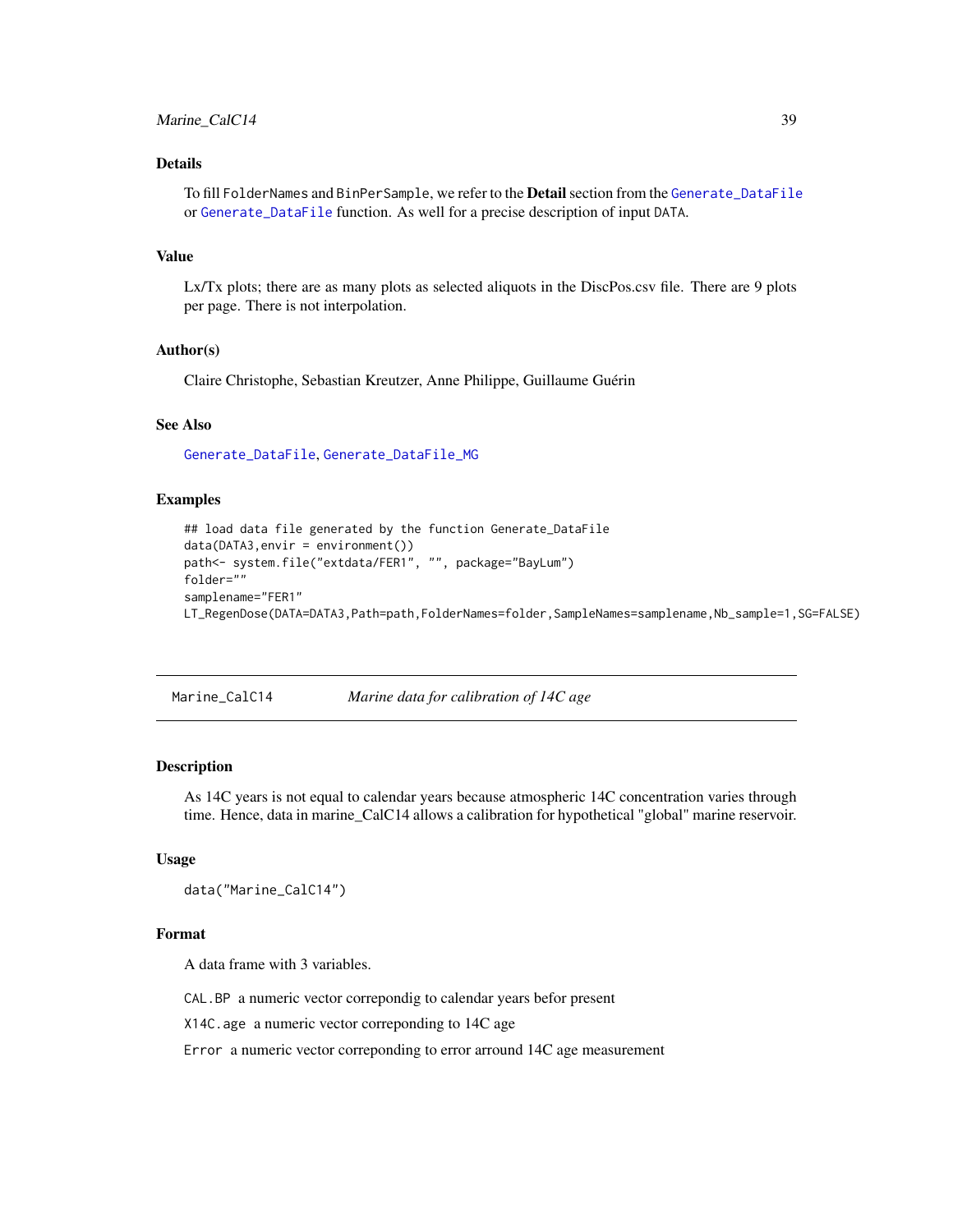## Details

To fill FolderNames and BinPerSample, we refer to the **Detail** section from the Generate_DataFile or Generate_DataFile function. As well for a precise description of input DATA.

## Value

Lx/Tx plots; there are as many plots as selected aliquots in the DiscPos.csv file. There are 9 plots per page. There is not interpolation.

## Author(s)

Claire Christophe, Sebastian Kreutzer, Anne Philippe, Guillaume Guérin

## See Also

Generate_DataFile, Generate_DataFile_MG

## Examples

```
## load data file generated by the function Generate_DataFile
data(DATA3,envir = environment())
path<- system.file("extdata/FER1", "", package="BayLum")
folder=""
samplename="FER1"
LT_RegenDose(DATA=DATA3,Path=path,FolderNames=folder,SampleNames=samplename,Nb_sample=1,SG=FALSE)
```

---

# Marine_CalC14 — *Marine data for calibration of 14C age*

## Description

As 14C years is not equal to calendar years because atmospheric 14C concentration varies through time. Hence, data in marine_CalC14 allows a calibration for hypothetical "global" marine reservoir.

## Usage

```
data("Marine_CalC14")
```

## Format

A data frame with 3 variables.

- `CAL.BP` a numeric vector correpondig to calendar years befor present
- `X14C.age` a numeric vector correponding to 14C age
- `Error` a numeric vector correponding to error arround 14C age measurement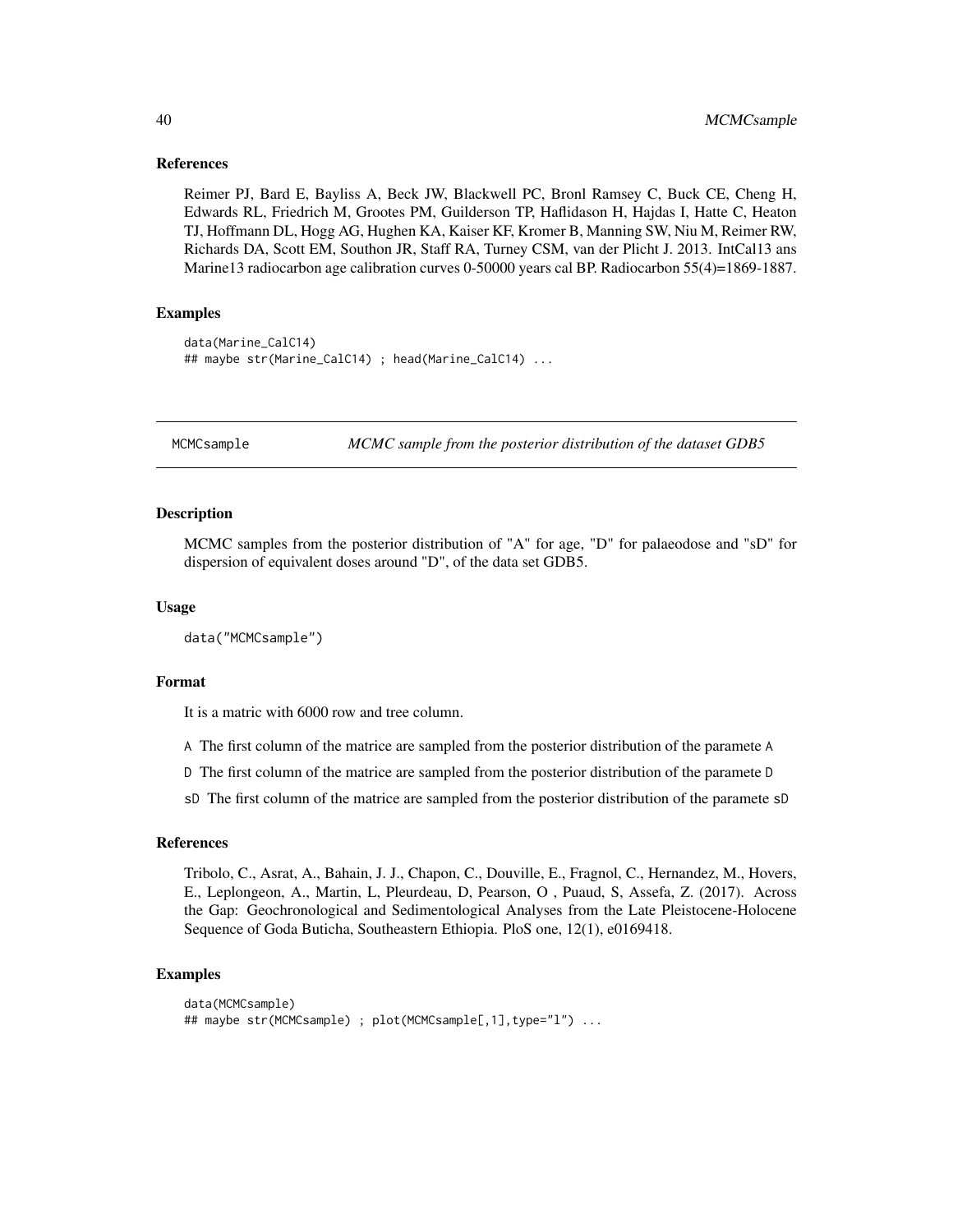### References

Reimer PJ, Bard E, Bayliss A, Beck JW, Blackwell PC, Bronl Ramsey C, Buck CE, Cheng H, Edwards RL, Friedrich M, Grootes PM, Guilderson TP, Haflidason H, Hajdas I, Hatte C, Heaton TJ, Hoffmann DL, Hogg AG, Hughen KA, Kaiser KF, Kromer B, Manning SW, Niu M, Reimer RW, Richards DA, Scott EM, Southon JR, Staff RA, Turney CSM, van der Plicht J. 2013. IntCal13 ans Marine13 radiocarbon age calibration curves 0-50000 years cal BP. Radiocarbon 55(4)=1869-1887.

### Examples

```
data(Marine_CalC14)
## maybe str(Marine_CalC14) ; head(Marine_CalC14) ...
```

---

## MCMCsample — *MCMC sample from the posterior distribution of the dataset GDB5*

### Description

MCMC samples from the posterior distribution of "A" for age, "D" for palaeodose and "sD" for dispersion of equivalent doses around "D", of the data set GDB5.

### Usage

```
data("MCMCsample")
```

### Format

It is a matric with 6000 row and tree column.

- `A` The first column of the matrice are sampled from the posterior distribution of the paramete `A`
- `D` The first column of the matrice are sampled from the posterior distribution of the paramete `D`
- `sD` The first column of the matrice are sampled from the posterior distribution of the paramete `sD`

### References

Tribolo, C., Asrat, A., Bahain, J. J., Chapon, C., Douville, E., Fragnol, C., Hernandez, M., Hovers, E., Leplongeon, A., Martin, L, Pleurdeau, D, Pearson, O , Puaud, S, Assefa, Z. (2017). Across the Gap: Geochronological and Sedimentological Analyses from the Late Pleistocene-Holocene Sequence of Goda Buticha, Southeastern Ethiopia. PloS one, 12(1), e0169418.

### Examples

```
data(MCMCsample)
## maybe str(MCMCsample) ; plot(MCMCsample[,1],type="l") ...
```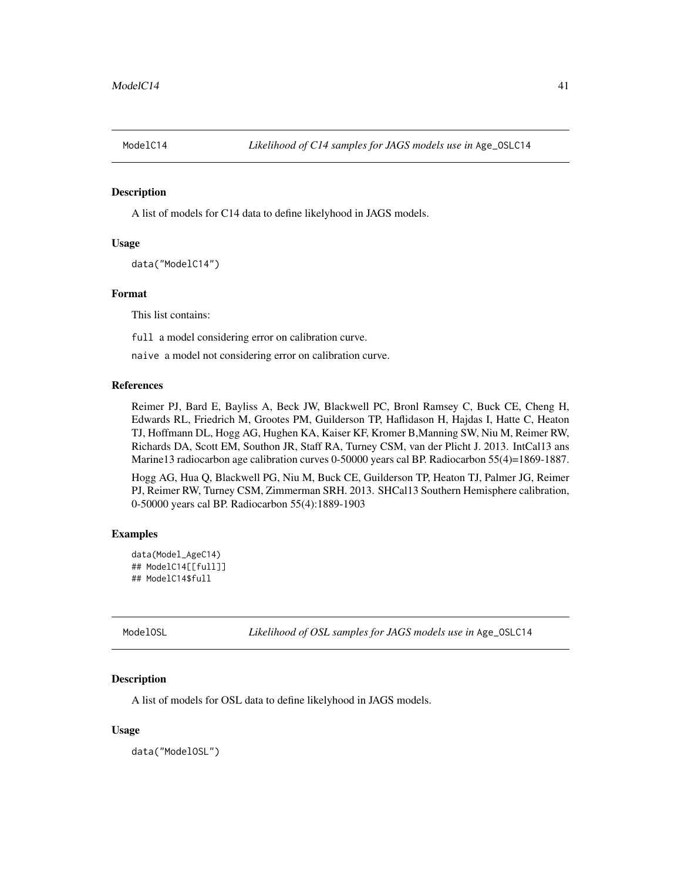## ModelC14 — *Likelihood of C14 samples for JAGS models use in* `Age_OSLC14`

### Description

A list of models for C14 data to define likelyhood in JAGS models.

### Usage

```
data("ModelC14")
```

### Format

This list contains:

`full` a model considering error on calibration curve.

`naive` a model not considering error on calibration curve.

### References

Reimer PJ, Bard E, Bayliss A, Beck JW, Blackwell PC, Bronl Ramsey C, Buck CE, Cheng H, Edwards RL, Friedrich M, Grootes PM, Guilderson TP, Haflidason H, Hajdas I, Hatte C, Heaton TJ, Hoffmann DL, Hogg AG, Hughen KA, Kaiser KF, Kromer B,Manning SW, Niu M, Reimer RW, Richards DA, Scott EM, Southon JR, Staff RA, Turney CSM, van der Plicht J. 2013. IntCal13 ans Marine13 radiocarbon age calibration curves 0-50000 years cal BP. Radiocarbon 55(4)=1869-1887.

Hogg AG, Hua Q, Blackwell PG, Niu M, Buck CE, Guilderson TP, Heaton TJ, Palmer JG, Reimer PJ, Reimer RW, Turney CSM, Zimmerman SRH. 2013. SHCal13 Southern Hemisphere calibration, 0-50000 years cal BP. Radiocarbon 55(4):1889-1903

### Examples

```
data(Model_AgeC14)
## ModelC14[[full]]
## ModelC14$full
```

## ModelOSL — *Likelihood of OSL samples for JAGS models use in* `Age_OSLC14`

### Description

A list of models for OSL data to define likelyhood in JAGS models.

### Usage

```
data("ModelOSL")
```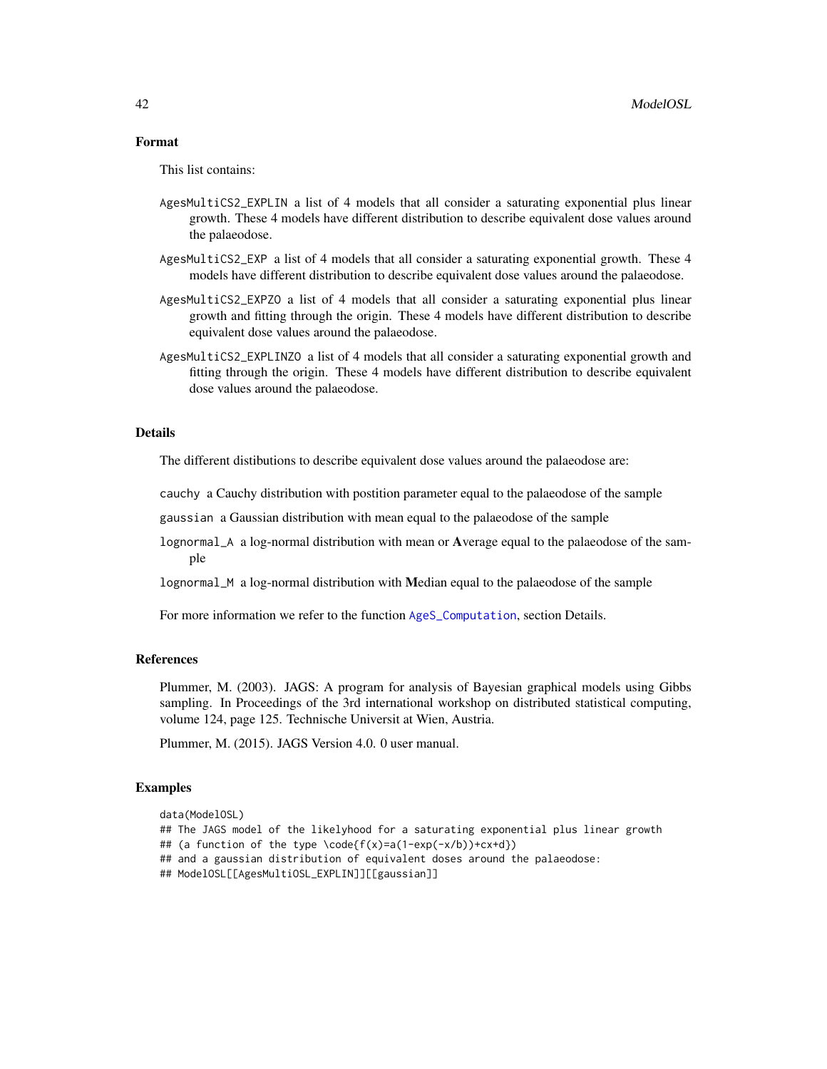### Format

This list contains:

AgesMultiCS2_EXPLIN a list of 4 models that all consider a saturating exponential plus linear growth. These 4 models have different distribution to describe equivalent dose values around the palaeodose.

AgesMultiCS2_EXP a list of 4 models that all consider a saturating exponential growth. These 4 models have different distribution to describe equivalent dose values around the palaeodose.

AgesMultiCS2_EXPZO a list of 4 models that all consider a saturating exponential plus linear growth and fitting through the origin. These 4 models have different distribution to describe equivalent dose values around the palaeodose.

AgesMultiCS2_EXPLINZO a list of 4 models that all consider a saturating exponential growth and fitting through the origin. These 4 models have different distribution to describe equivalent dose values around the palaeodose.

### Details

The different distibutions to describe equivalent dose values around the palaeodose are:

cauchy a Cauchy distribution with postition parameter equal to the palaeodose of the sample

gaussian a Gaussian distribution with mean equal to the palaeodose of the sample

lognormal_A a log-normal distribution with mean or **A**verage equal to the palaeodose of the sample

lognormal_M a log-normal distribution with **M**edian equal to the palaeodose of the sample

For more information we refer to the function AgeS_Computation, section Details.

### References

Plummer, M. (2003). JAGS: A program for analysis of Bayesian graphical models using Gibbs sampling. In Proceedings of the 3rd international workshop on distributed statistical computing, volume 124, page 125. Technische Universit at Wien, Austria.

Plummer, M. (2015). JAGS Version 4.0. 0 user manual.

### Examples

```
data(ModelOSL)
## The JAGS model of the likelyhood for a saturating exponential plus linear growth
## (a function of the type \code{f(x)=a(1-exp(-x/b))+cx+d})
## and a gaussian distribution of equivalent doses around the palaeodose:
## ModelOSL[[AgesMultiOSL_EXPLIN]][[gaussian]]
```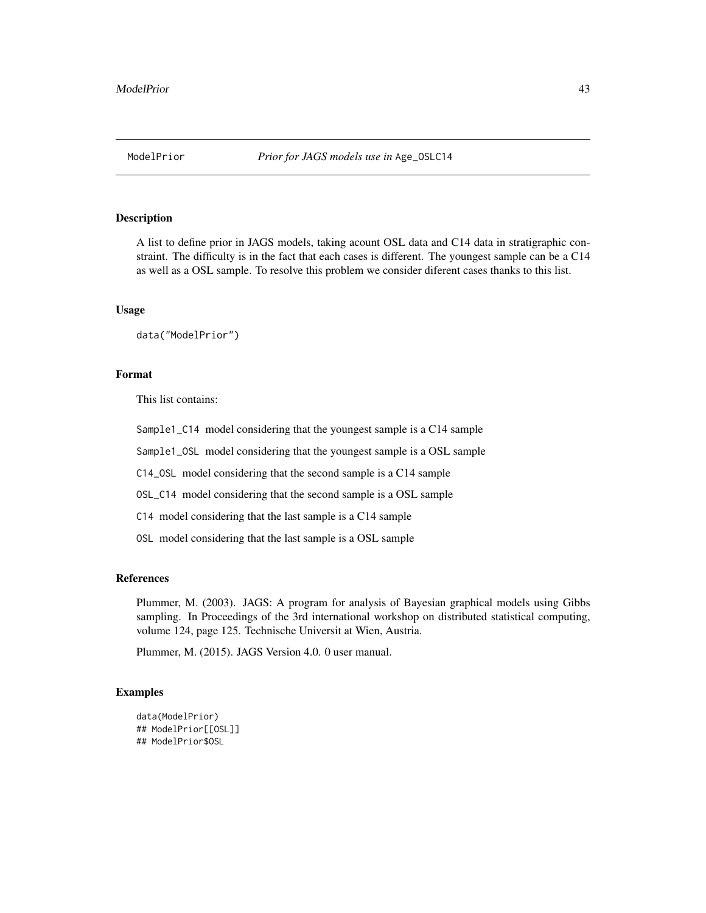# ModelPrior *Prior for JAGS models use in* `Age_OSLC14`

## Description

A list to define prior in JAGS models, taking acount OSL data and C14 data in stratigraphic constraint. The difficulty is in the fact that each cases is different. The youngest sample can be a C14 as well as a OSL sample. To resolve this problem we consider diferent cases thanks to this list.

## Usage

```
data("ModelPrior")
```

## Format

This list contains:

- `Sample1_C14` model considering that the youngest sample is a C14 sample
- `Sample1_OSL` model considering that the youngest sample is a OSL sample
- `C14_OSL` model considering that the second sample is a C14 sample
- `OSL_C14` model considering that the second sample is a OSL sample
- `C14` model considering that the last sample is a C14 sample
- `OSL` model considering that the last sample is a OSL sample

## References

Plummer, M. (2003). JAGS: A program for analysis of Bayesian graphical models using Gibbs sampling. In Proceedings of the 3rd international workshop on distributed statistical computing, volume 124, page 125. Technische Universit at Wien, Austria.

Plummer, M. (2015). JAGS Version 4.0. 0 user manual.

## Examples

```
data(ModelPrior)
## ModelPrior[[OSL]]
## ModelPrior$OSL
```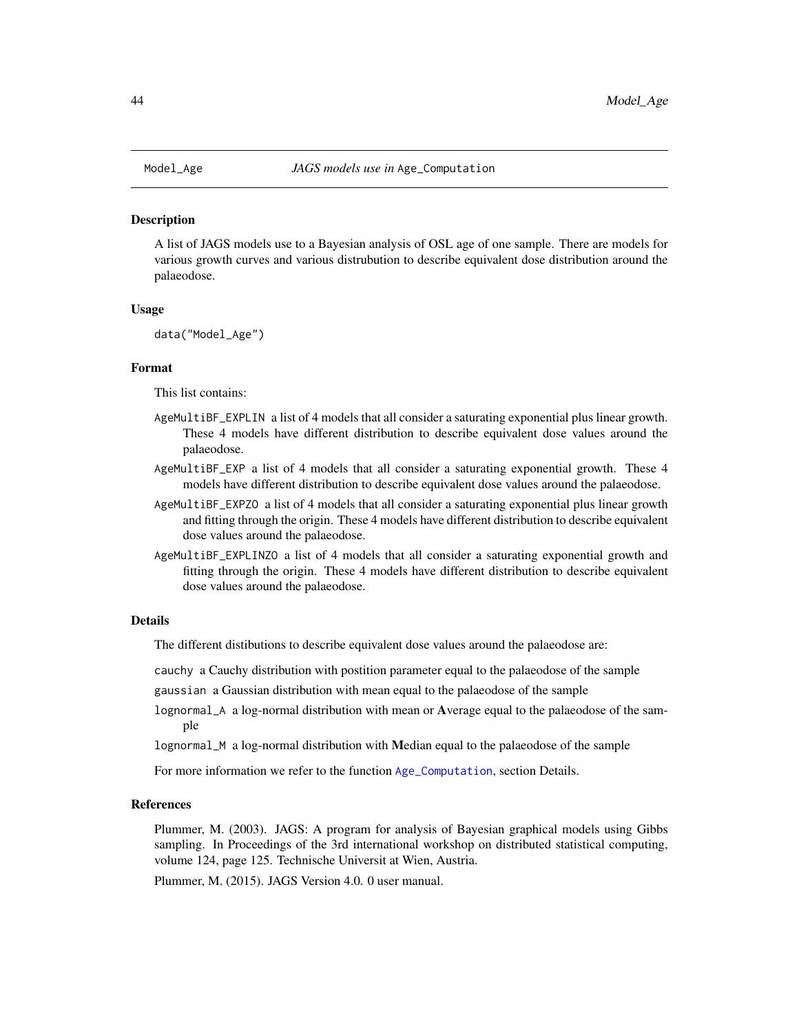Model_Age *JAGS models use in* Age_Computation

## Description

A list of JAGS models use to a Bayesian analysis of OSL age of one sample. There are models for various growth curves and various distrubution to describe equivalent dose distribution around the palaeodose.

## Usage

```
data("Model_Age")
```

## Format

This list contains:

`AgeMultiBF_EXPLIN` a list of 4 models that all consider a saturating exponential plus linear growth. These 4 models have different distribution to describe equivalent dose values around the palaeodose.

`AgeMultiBF_EXP` a list of 4 models that all consider a saturating exponential growth. These 4 models have different distribution to describe equivalent dose values around the palaeodose.

`AgeMultiBF_EXPZO` a list of 4 models that all consider a saturating exponential plus linear growth and fitting through the origin. These 4 models have different distribution to describe equivalent dose values around the palaeodose.

`AgeMultiBF_EXPLINZO` a list of 4 models that all consider a saturating exponential growth and fitting through the origin. These 4 models have different distribution to describe equivalent dose values around the palaeodose.

## Details

The different distibutions to describe equivalent dose values around the palaeodose are:

`cauchy` a Cauchy distribution with postition parameter equal to the palaeodose of the sample

`gaussian` a Gaussian distribution with mean equal to the palaeodose of the sample

`lognormal_A` a log-normal distribution with mean or **A**verage equal to the palaeodose of the sample

`lognormal_M` a log-normal distribution with **M**edian equal to the palaeodose of the sample

For more information we refer to the function `Age_Computation`, section Details.

## References

Plummer, M. (2003). JAGS: A program for analysis of Bayesian graphical models using Gibbs sampling. In Proceedings of the 3rd international workshop on distributed statistical computing, volume 124, page 125. Technische Universit at Wien, Austria.

Plummer, M. (2015). JAGS Version 4.0. 0 user manual.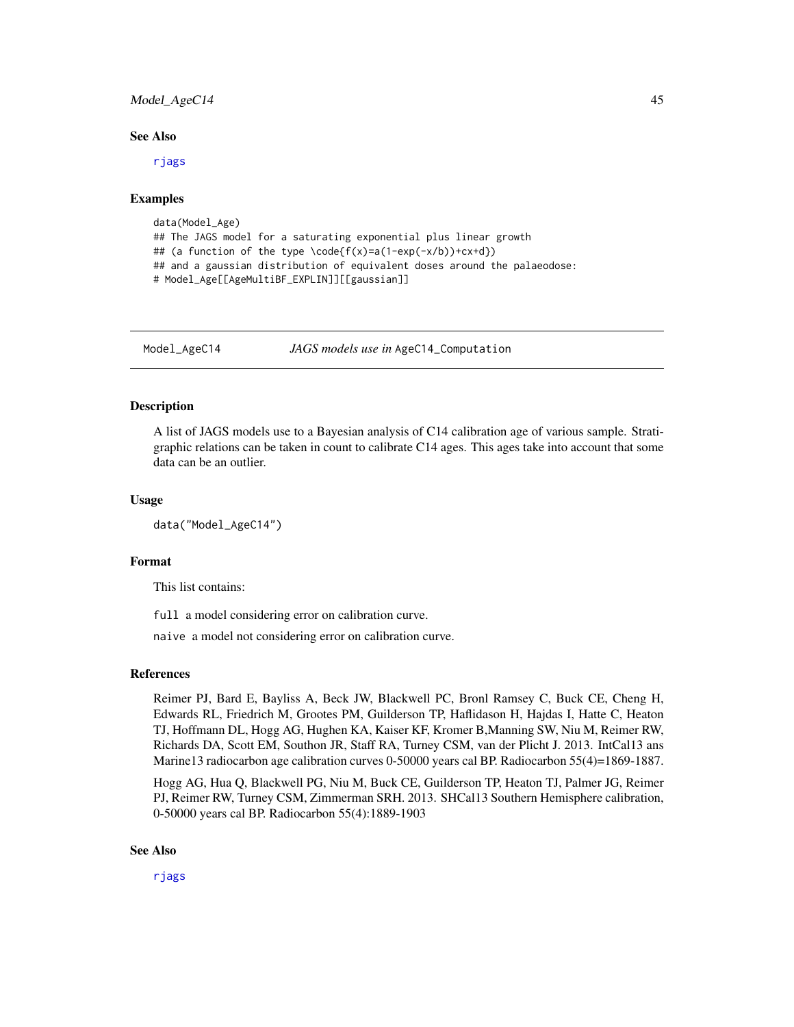### See Also

rjags

### Examples

```
data(Model_Age)
## The JAGS model for a saturating exponential plus linear growth
## (a function of the type \code{f(x)=a(1-exp(-x/b))+cx+d})
## and a gaussian distribution of equivalent doses around the palaeodose:
# Model_Age[[AgeMultiBF_EXPLIN]][[gaussian]]
```

---

## Model_AgeC14 — *JAGS models use in* AgeC14_Computation

### Description

A list of JAGS models use to a Bayesian analysis of C14 calibration age of various sample. Stratigraphic relations can be taken in count to calibrate C14 ages. This ages take into account that some data can be an outlier.

### Usage

```
data("Model_AgeC14")
```

### Format

This list contains:

`full` a model considering error on calibration curve.

`naive` a model not considering error on calibration curve.

### References

Reimer PJ, Bard E, Bayliss A, Beck JW, Blackwell PC, Bronl Ramsey C, Buck CE, Cheng H, Edwards RL, Friedrich M, Grootes PM, Guilderson TP, Haflidason H, Hajdas I, Hatte C, Heaton TJ, Hoffmann DL, Hogg AG, Hughen KA, Kaiser KF, Kromer B,Manning SW, Niu M, Reimer RW, Richards DA, Scott EM, Southon JR, Staff RA, Turney CSM, van der Plicht J. 2013. IntCal13 ans Marine13 radiocarbon age calibration curves 0-50000 years cal BP. Radiocarbon 55(4)=1869-1887.

Hogg AG, Hua Q, Blackwell PG, Niu M, Buck CE, Guilderson TP, Heaton TJ, Palmer JG, Reimer PJ, Reimer RW, Turney CSM, Zimmerman SRH. 2013. SHCal13 Southern Hemisphere calibration, 0-50000 years cal BP. Radiocarbon 55(4):1889-1903

### See Also

rjags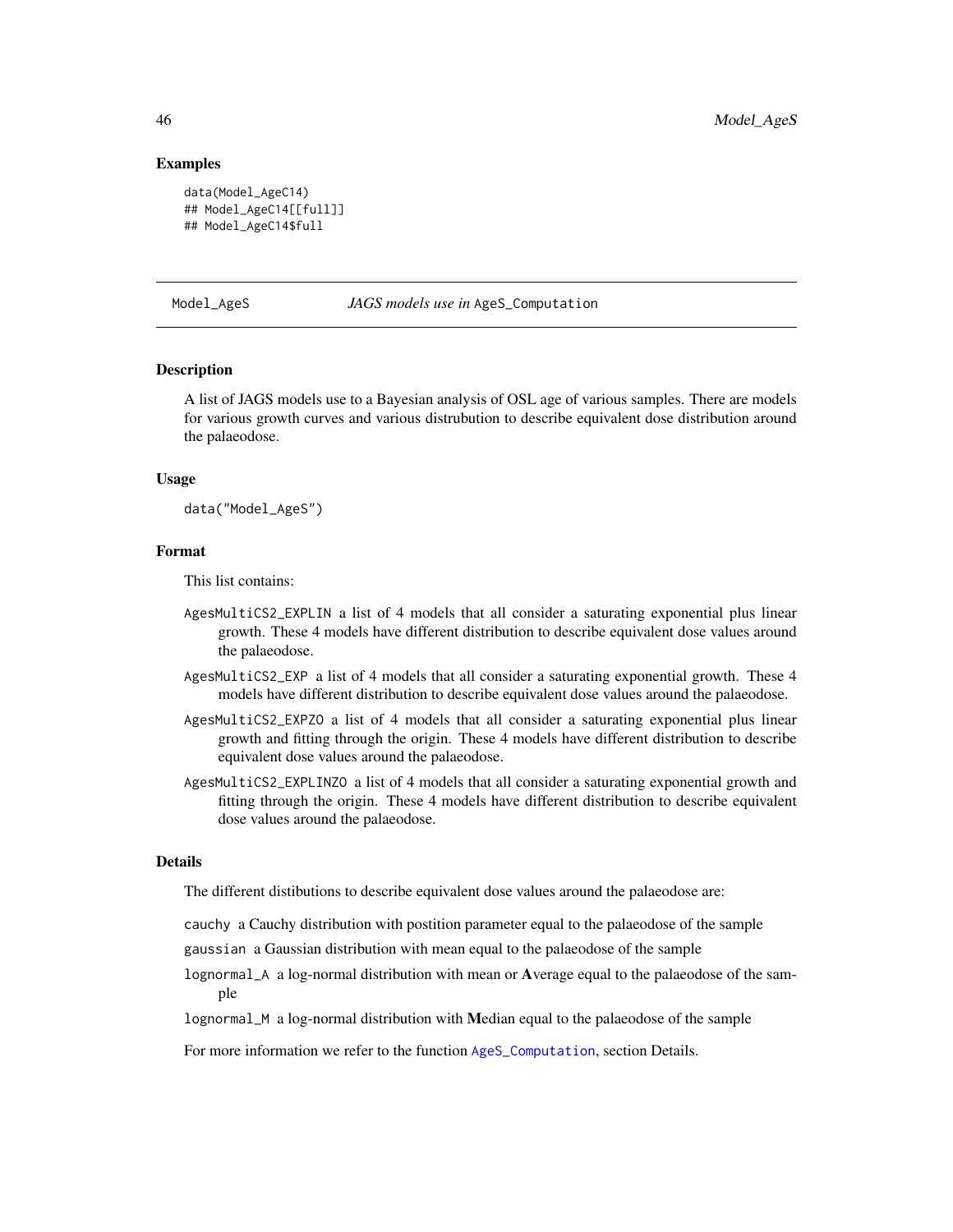### Examples

```
data(Model_AgeC14)
## Model_AgeC14[[full]]
## Model_AgeC14$full
```

---

## Model_AgeS — *JAGS models use in* AgeS_Computation

### Description

A list of JAGS models use to a Bayesian analysis of OSL age of various samples. There are models for various growth curves and various distrubution to describe equivalent dose distribution around the palaeodose.

### Usage

```
data("Model_AgeS")
```

### Format

This list contains:

- `AgesMultiCS2_EXPLIN` a list of 4 models that all consider a saturating exponential plus linear growth. These 4 models have different distribution to describe equivalent dose values around the palaeodose.
- `AgesMultiCS2_EXP` a list of 4 models that all consider a saturating exponential growth. These 4 models have different distribution to describe equivalent dose values around the palaeodose.
- `AgesMultiCS2_EXPZO` a list of 4 models that all consider a saturating exponential plus linear growth and fitting through the origin. These 4 models have different distribution to describe equivalent dose values around the palaeodose.
- `AgesMultiCS2_EXPLINZO` a list of 4 models that all consider a saturating exponential growth and fitting through the origin. These 4 models have different distribution to describe equivalent dose values around the palaeodose.

### Details

The different distibutions to describe equivalent dose values around the palaeodose are:

- `cauchy` a Cauchy distribution with postition parameter equal to the palaeodose of the sample
- `gaussian` a Gaussian distribution with mean equal to the palaeodose of the sample
- `lognormal_A` a log-normal distribution with mean or **A**verage equal to the palaeodose of the sample
- `lognormal_M` a log-normal distribution with **M**edian equal to the palaeodose of the sample

For more information we refer to the function `AgeS_Computation`, section Details.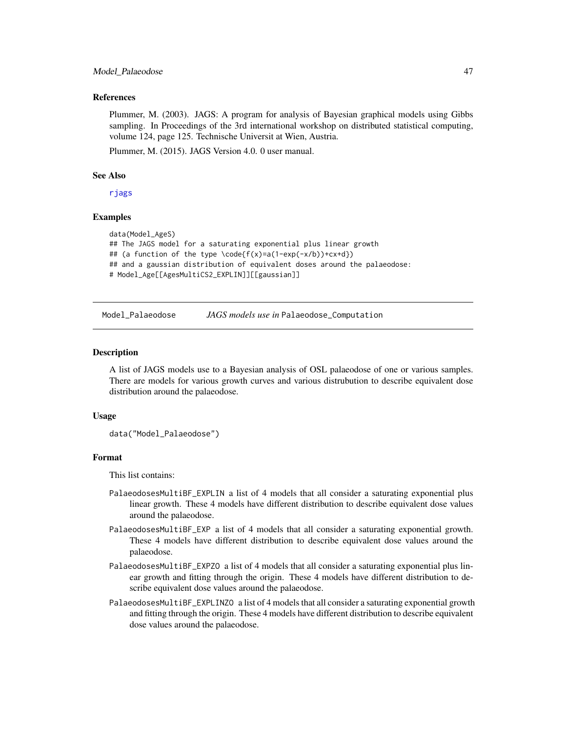### References

Plummer, M. (2003). JAGS: A program for analysis of Bayesian graphical models using Gibbs sampling. In Proceedings of the 3rd international workshop on distributed statistical computing, volume 124, page 125. Technische Universit at Wien, Austria.

Plummer, M. (2015). JAGS Version 4.0. 0 user manual.

### See Also

rjags

### Examples

```
data(Model_AgeS)
## The JAGS model for a saturating exponential plus linear growth
## (a function of the type \code{f(x)=a(1-exp(-x/b))+cx+d})
## and a gaussian distribution of equivalent doses around the palaeodose:
# Model_Age[[AgesMultiCS2_EXPLIN]][[gaussian]]
```

---

## Model_Palaeodose — *JAGS models use in* `Palaeodose_Computation`

### Description

A list of JAGS models use to a Bayesian analysis of OSL palaeodose of one or various samples. There are models for various growth curves and various distrubution to describe equivalent dose distribution around the palaeodose.

### Usage

```
data("Model_Palaeodose")
```

### Format

This list contains:

- `PalaeodosesMultiBF_EXPLIN` a list of 4 models that all consider a saturating exponential plus linear growth. These 4 models have different distribution to describe equivalent dose values around the palaeodose.
- `PalaeodosesMultiBF_EXP` a list of 4 models that all consider a saturating exponential growth. These 4 models have different distribution to describe equivalent dose values around the palaeodose.
- `PalaeodosesMultiBF_EXPZO` a list of 4 models that all consider a saturating exponential plus linear growth and fitting through the origin. These 4 models have different distribution to describe equivalent dose values around the palaeodose.
- `PalaeodosesMultiBF_EXPLINZO` a list of 4 models that all consider a saturating exponential growth and fitting through the origin. These 4 models have different distribution to describe equivalent dose values around the palaeodose.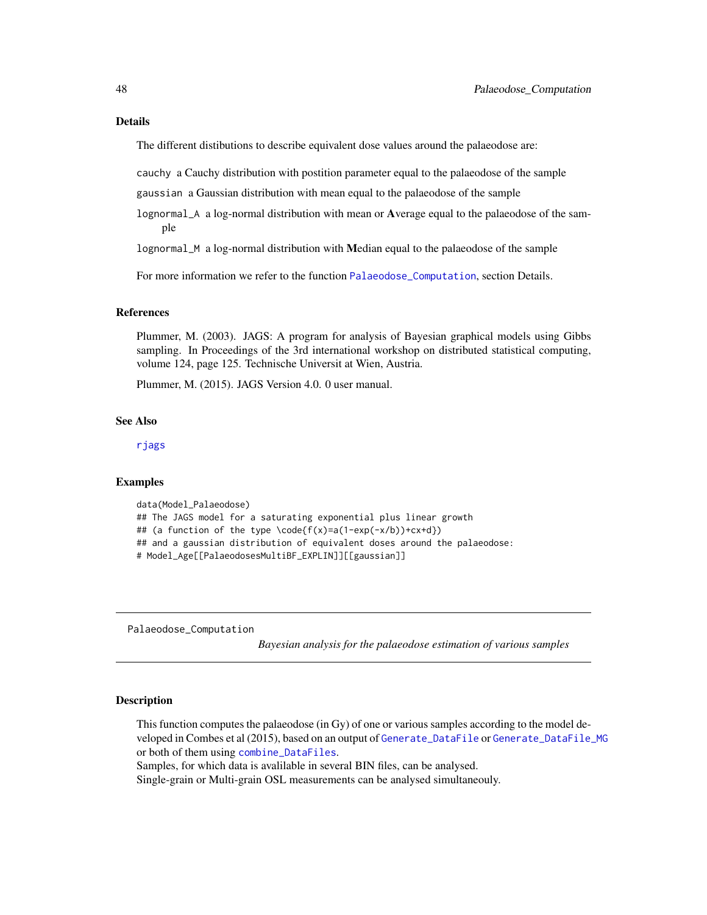## Details

The different distibutions to describe equivalent dose values around the palaeodose are:

cauchy  a Cauchy distribution with postition parameter equal to the palaeodose of the sample

gaussian  a Gaussian distribution with mean equal to the palaeodose of the sample

lognormal_A  a log-normal distribution with mean or **A**verage equal to the palaeodose of the sample

lognormal_M  a log-normal distribution with **M**edian equal to the palaeodose of the sample

For more information we refer to the function Palaeodose_Computation, section Details.

## References

Plummer, M. (2003). JAGS: A program for analysis of Bayesian graphical models using Gibbs sampling. In Proceedings of the 3rd international workshop on distributed statistical computing, volume 124, page 125. Technische Universit at Wien, Austria.

Plummer, M. (2015). JAGS Version 4.0. 0 user manual.

## See Also

rjags

## Examples

```
data(Model_Palaeodose)
## The JAGS model for a saturating exponential plus linear growth
## (a function of the type \code{f(x)=a(1-exp(-x/b))+cx+d})
## and a gaussian distribution of equivalent doses around the palaeodose:
# Model_Age[[PalaeodosesMultiBF_EXPLIN]][[gaussian]]
```

---

# Palaeodose_Computation

*Bayesian analysis for the palaeodose estimation of various samples*

## Description

This function computes the palaeodose (in Gy) of one or various samples according to the model developed in Combes et al (2015), based on an output of Generate_DataFile or Generate_DataFile_MG or both of them using combine_DataFiles.
Samples, for which data is avalilable in several BIN files, can be analysed.
Single-grain or Multi-grain OSL measurements can be analysed simultaneouly.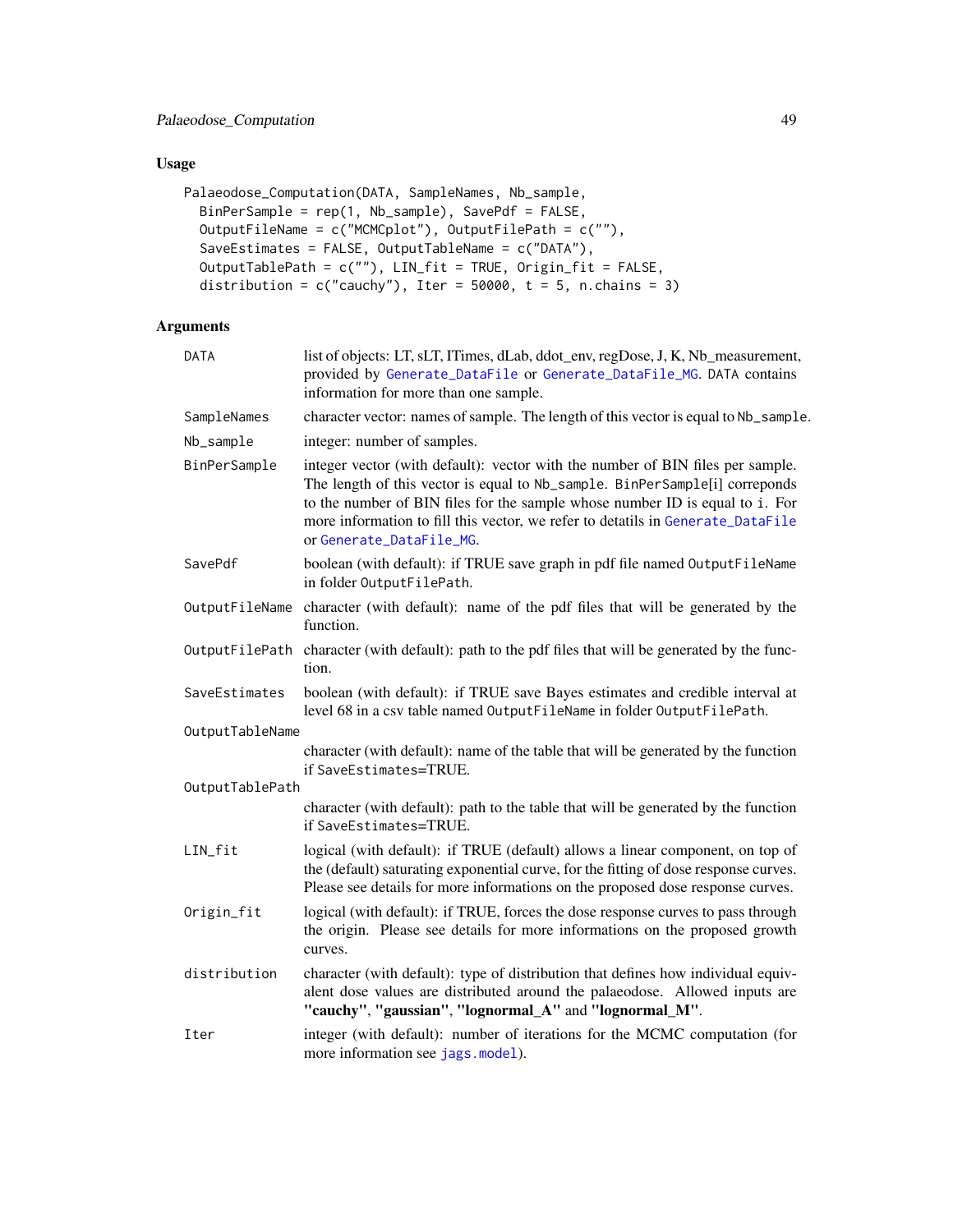## Usage

```
Palaeodose_Computation(DATA, SampleNames, Nb_sample,
  BinPerSample = rep(1, Nb_sample), SavePdf = FALSE,
  OutputFileName = c("MCMCplot"), OutputFilePath = c(""),
  SaveEstimates = FALSE, OutputTableName = c("DATA"),
  OutputTablePath = c(""), LIN_fit = TRUE, Origin_fit = FALSE,
  distribution = c("cauchy"), Iter = 50000, t = 5, n.chains = 3)
```

## Arguments

| | |
|---|---|
| `DATA` | list of objects: LT, sLT, ITimes, dLab, ddot_env, regDose, J, K, Nb_measurement, provided by Generate_DataFile or Generate_DataFile_MG. DATA contains information for more than one sample. |
| `SampleNames` | character vector: names of sample. The length of this vector is equal to `Nb_sample`. |
| `Nb_sample` | integer: number of samples. |
| `BinPerSample` | integer vector (with default): vector with the number of BIN files per sample. The length of this vector is equal to `Nb_sample`. `BinPerSample[i]` correponds to the number of BIN files for the sample whose number ID is equal to `i`. For more information to fill this vector, we refer to detatils in Generate_DataFile or Generate_DataFile_MG. |
| `SavePdf` | boolean (with default): if TRUE save graph in pdf file named `OutputFileName` in folder `OutputFilePath`. |
| `OutputFileName` | character (with default): name of the pdf files that will be generated by the function. |
| `OutputFilePath` | character (with default): path to the pdf files that will be generated by the function. |
| `SaveEstimates` | boolean (with default): if TRUE save Bayes estimates and credible interval at level 68 in a csv table named `OutputFileName` in folder `OutputFilePath`. |
| `OutputTableName` | character (with default): name of the table that will be generated by the function if `SaveEstimates`=TRUE. |
| `OutputTablePath` | character (with default): path to the table that will be generated by the function if `SaveEstimates`=TRUE. |
| `LIN_fit` | logical (with default): if TRUE (default) allows a linear component, on top of the (default) saturating exponential curve, for the fitting of dose response curves. Please see details for more informations on the proposed dose response curves. |
| `Origin_fit` | logical (with default): if TRUE, forces the dose response curves to pass through the origin. Please see details for more informations on the proposed growth curves. |
| `distribution` | character (with default): type of distribution that defines how individual equivalent dose values are distributed around the palaeodose. Allowed inputs are **"cauchy"**, **"gaussian"**, **"lognormal_A"** and **"lognormal_M"**. |
| `Iter` | integer (with default): number of iterations for the MCMC computation (for more information see jags.model). |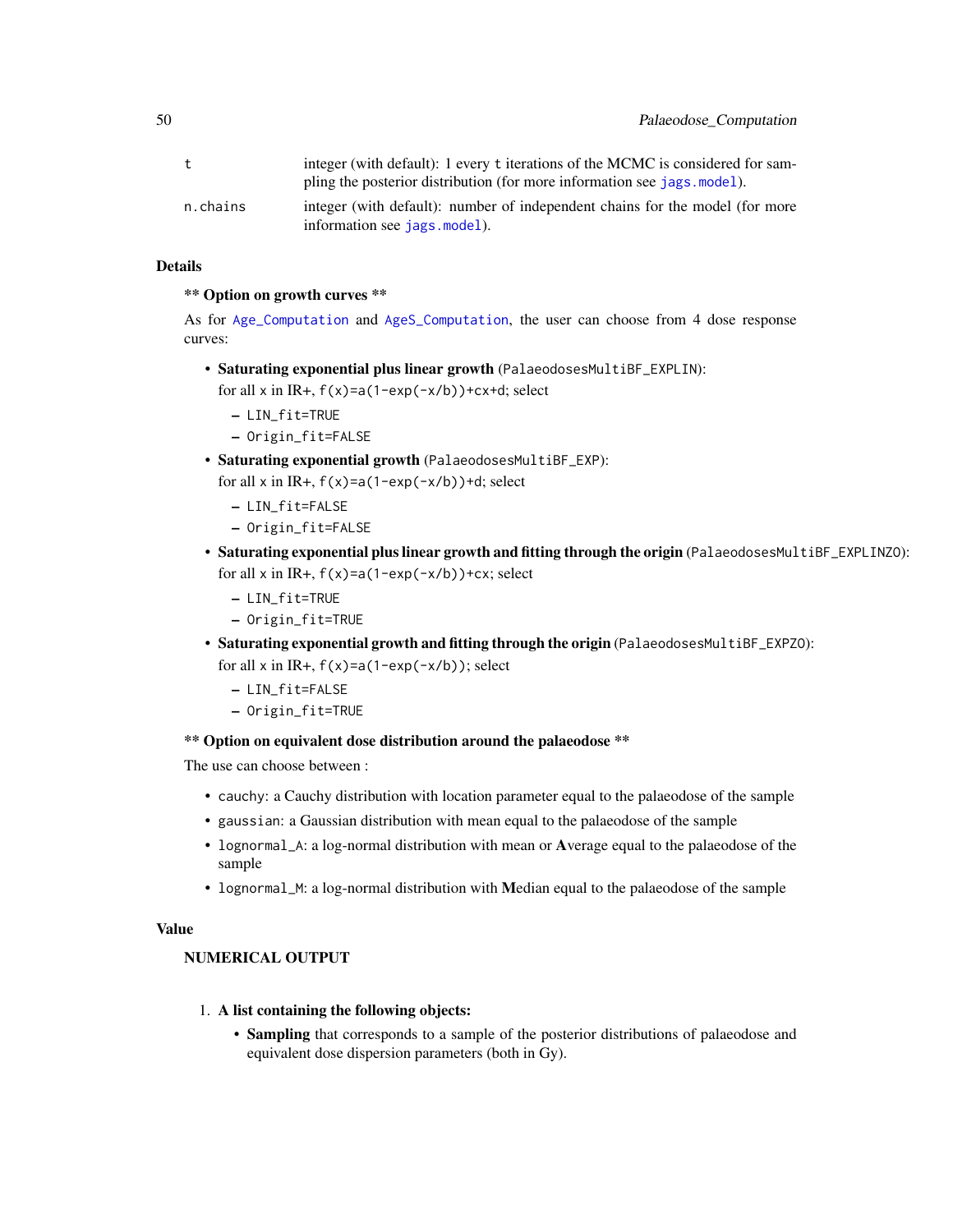| | |
|---|---|
| `t` | integer (with default): 1 every `t` iterations of the MCMC is considered for sampling the posterior distribution (for more information see `jags.model`). |
| `n.chains` | integer (with default): number of independent chains for the model (for more information see `jags.model`). |

### Details

**** Option on growth curves ****

As for `Age_Computation` and `AgeS_Computation`, the user can choose from 4 dose response curves:

- **Saturating exponential plus linear growth** (`PalaeodosesMultiBF_EXPLIN`):
  for all x in IR+, `f(x)=a(1-exp(-x/b))+cx+d`; select
  - `LIN_fit=TRUE`
  - `Origin_fit=FALSE`
- **Saturating exponential growth** (`PalaeodosesMultiBF_EXP`):
  for all x in IR+, `f(x)=a(1-exp(-x/b))+d`; select
  - `LIN_fit=FALSE`
  - `Origin_fit=FALSE`
- **Saturating exponential plus linear growth and fitting through the origin** (`PalaeodosesMultiBF_EXPLINZO`):
  for all x in IR+, `f(x)=a(1-exp(-x/b))+cx`; select
  - `LIN_fit=TRUE`
  - `Origin_fit=TRUE`
- **Saturating exponential growth and fitting through the origin** (`PalaeodosesMultiBF_EXPZO`):
  for all x in IR+, `f(x)=a(1-exp(-x/b))`; select
  - `LIN_fit=FALSE`
  - `Origin_fit=TRUE`

**** Option on equivalent dose distribution around the palaeodose ****

The use can choose between :

- `cauchy`: a Cauchy distribution with location parameter equal to the palaeodose of the sample
- `gaussian`: a Gaussian distribution with mean equal to the palaeodose of the sample
- `lognormal_A`: a log-normal distribution with mean or **A**verage equal to the palaeodose of the sample
- `lognormal_M`: a log-normal distribution with **M**edian equal to the palaeodose of the sample

### Value

**NUMERICAL OUTPUT**

1. **A list containing the following objects:**
   - **Sampling** that corresponds to a sample of the posterior distributions of palaeodose and equivalent dose dispersion parameters (both in Gy).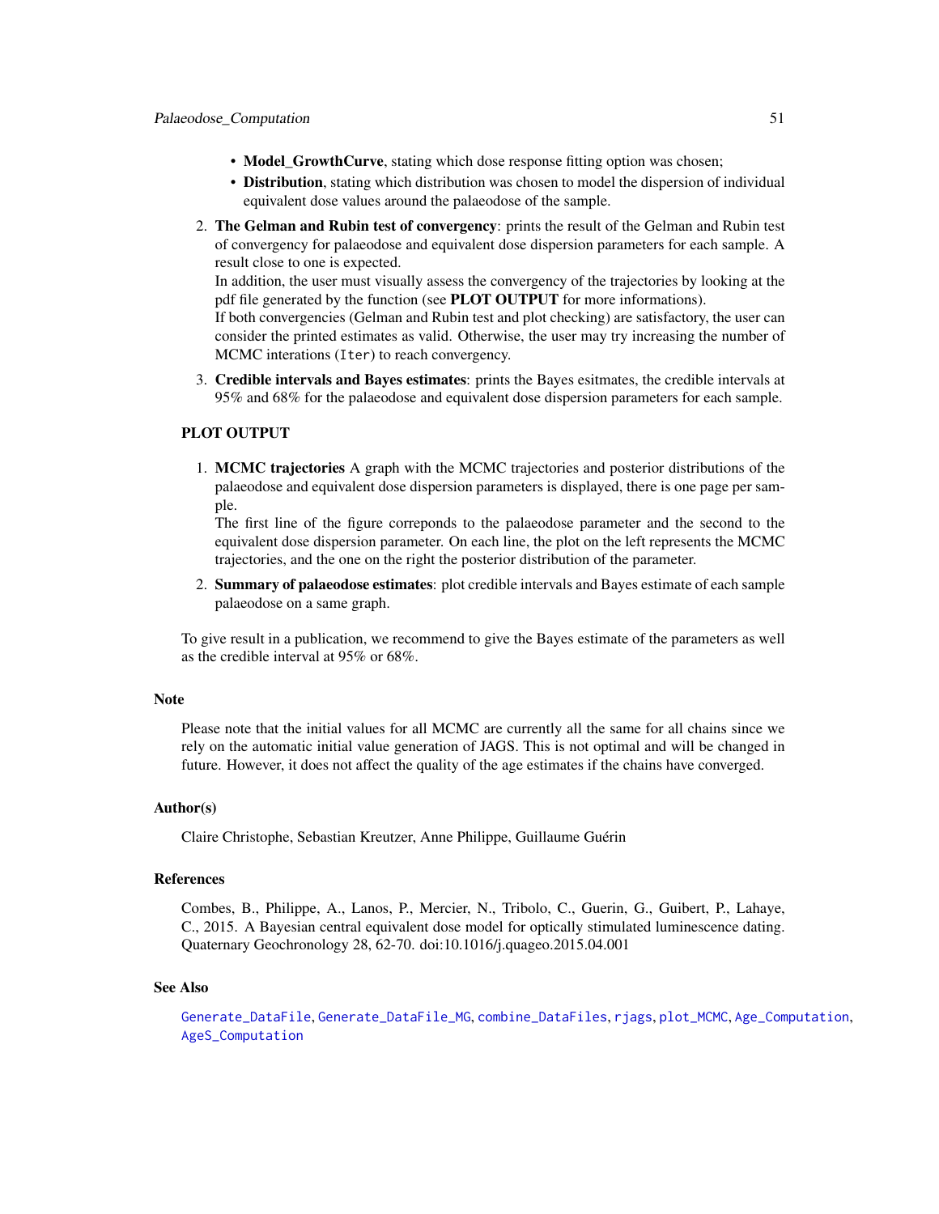- **Model_GrowthCurve**, stating which dose response fitting option was chosen;
- **Distribution**, stating which distribution was chosen to model the dispersion of individual equivalent dose values around the palaeodose of the sample.

2. **The Gelman and Rubin test of convergency**: prints the result of the Gelman and Rubin test of convergency for palaeodose and equivalent dose dispersion parameters for each sample. A result close to one is expected.
   In addition, the user must visually assess the convergency of the trajectories by looking at the pdf file generated by the function (see **PLOT OUTPUT** for more informations).
   If both convergencies (Gelman and Rubin test and plot checking) are satisfactory, the user can consider the printed estimates as valid. Otherwise, the user may try increasing the number of MCMC interations (`Iter`) to reach convergency.
3. **Credible intervals and Bayes estimates**: prints the Bayes esitmates, the credible intervals at 95% and 68% for the palaeodose and equivalent dose dispersion parameters for each sample.

**PLOT OUTPUT**

1. **MCMC trajectories** A graph with the MCMC trajectories and posterior distributions of the palaeodose and equivalent dose dispersion parameters is displayed, there is one page per sample.
   The first line of the figure correponds to the palaeodose parameter and the second to the equivalent dose dispersion parameter. On each line, the plot on the left represents the MCMC trajectories, and the one on the right the posterior distribution of the parameter.
2. **Summary of palaeodose estimates**: plot credible intervals and Bayes estimate of each sample palaeodose on a same graph.

To give result in a publication, we recommend to give the Bayes estimate of the parameters as well as the credible interval at 95% or 68%.

## Note

Please note that the initial values for all MCMC are currently all the same for all chains since we rely on the automatic initial value generation of JAGS. This is not optimal and will be changed in future. However, it does not affect the quality of the age estimates if the chains have converged.

## Author(s)

Claire Christophe, Sebastian Kreutzer, Anne Philippe, Guillaume Guérin

## References

Combes, B., Philippe, A., Lanos, P., Mercier, N., Tribolo, C., Guerin, G., Guibert, P., Lahaye, C., 2015. A Bayesian central equivalent dose model for optically stimulated luminescence dating. Quaternary Geochronology 28, 62-70. doi:10.1016/j.quageo.2015.04.001

## See Also

`Generate_DataFile`, `Generate_DataFile_MG`, `combine_DataFiles`, `rjags`, `plot_MCMC`, `Age_Computation`, `AgeS_Computation`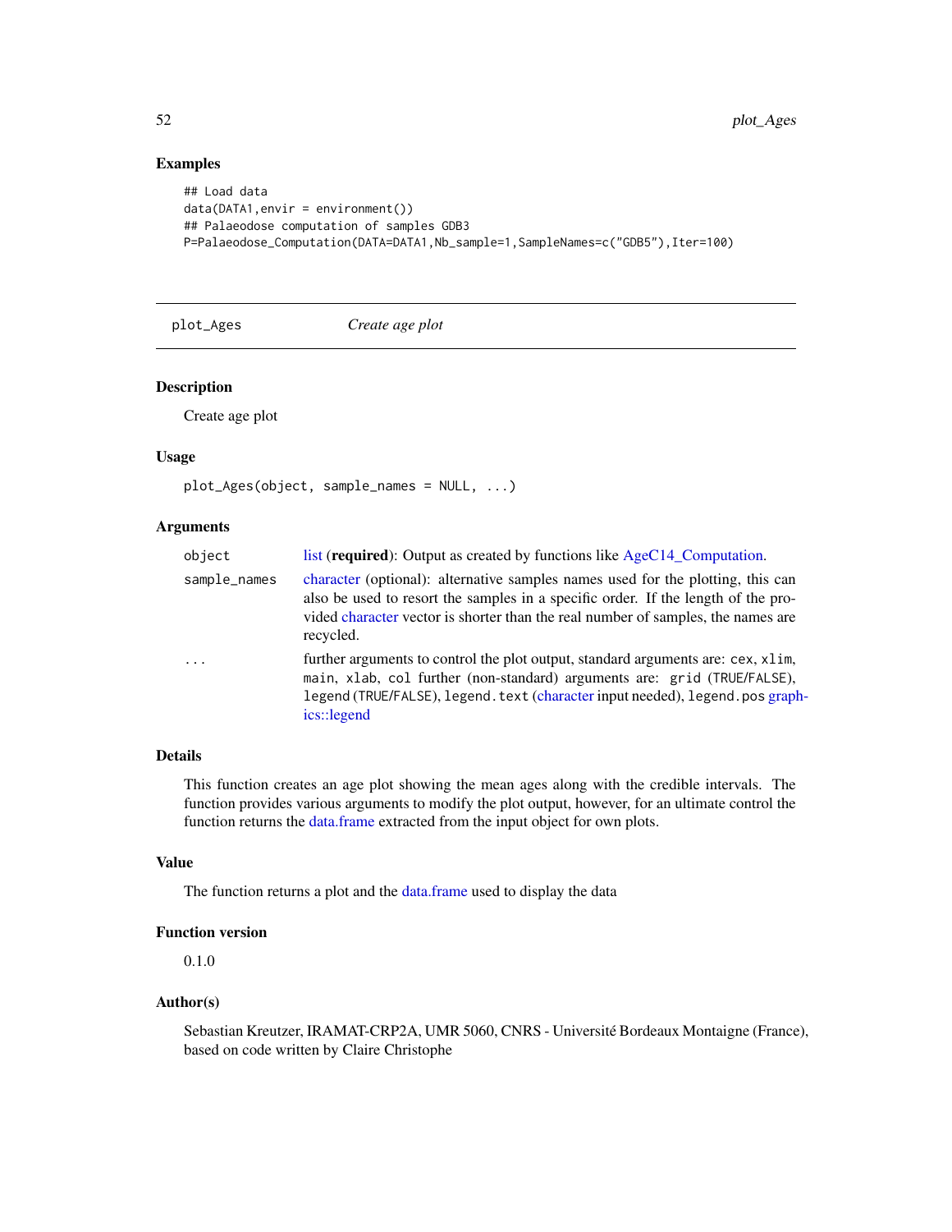### Examples

```
## Load data
data(DATA1,envir = environment())
## Palaeodose computation of samples GDB3
P=Palaeodose_Computation(DATA=DATA1,Nb_sample=1,SampleNames=c("GDB5"),Iter=100)
```

---

## plot_Ages &nbsp;&nbsp;&nbsp;&nbsp;&nbsp;&nbsp; *Create age plot*

---

### Description

Create age plot

### Usage

```
plot_Ages(object, sample_names = NULL, ...)
```

### Arguments

| | |
|---|---|
| `object` | list (**required**): Output as created by functions like AgeC14_Computation. |
| `sample_names` | character (optional): alternative samples names used for the plotting, this can also be used to resort the samples in a specific order. If the length of the provided character vector is shorter than the real number of samples, the names are recycled. |
| `...` | further arguments to control the plot output, standard arguments are: `cex`, `xlim`, `main`, `xlab`, `col` further (non-standard) arguments are: `grid` (`TRUE`/`FALSE`), `legend` (`TRUE`/`FALSE`), `legend.text` (character input needed), `legend.pos` graphics::legend |

### Details

This function creates an age plot showing the mean ages along with the credible intervals. The function provides various arguments to modify the plot output, however, for an ultimate control the function returns the data.frame extracted from the input object for own plots.

### Value

The function returns a plot and the data.frame used to display the data

### Function version

0.1.0

### Author(s)

Sebastian Kreutzer, IRAMAT-CRP2A, UMR 5060, CNRS - Université Bordeaux Montaigne (France), based on code written by Claire Christophe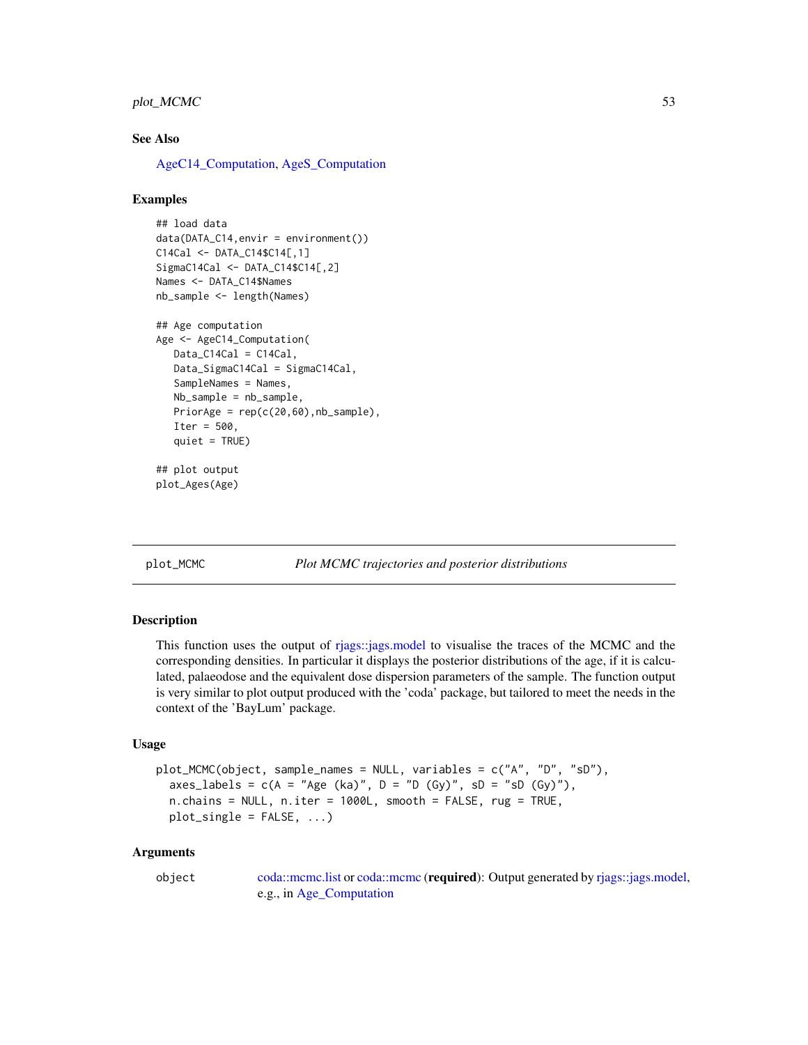### See Also

AgeC14_Computation, AgeS_Computation

### Examples

```
## load data
data(DATA_C14,envir = environment())
C14Cal <- DATA_C14$C14[,1]
SigmaC14Cal <- DATA_C14$C14[,2]
Names <- DATA_C14$Names
nb_sample <- length(Names)

## Age computation
Age <- AgeC14_Computation(
   Data_C14Cal = C14Cal,
   Data_SigmaC14Cal = SigmaC14Cal,
   SampleNames = Names,
   Nb_sample = nb_sample,
   PriorAge = rep(c(20,60),nb_sample),
   Iter = 500,
   quiet = TRUE)

## plot output
plot_Ages(Age)
```

---

## plot_MCMC — *Plot MCMC trajectories and posterior distributions*

---

### Description

This function uses the output of rjags::jags.model to visualise the traces of the MCMC and the corresponding densities. In particular it displays the posterior distributions of the age, if it is calculated, palaeodose and the equivalent dose dispersion parameters of the sample. The function output is very similar to plot output produced with the 'coda' package, but tailored to meet the needs in the context of the 'BayLum' package.

### Usage

```
plot_MCMC(object, sample_names = NULL, variables = c("A", "D", "sD"),
  axes_labels = c(A = "Age (ka)", D = "D (Gy)", sD = "sD (Gy)"),
  n.chains = NULL, n.iter = 1000L, smooth = FALSE, rug = TRUE,
  plot_single = FALSE, ...)
```

### Arguments

| | |
|---|---|
| `object` | coda::mcmc.list or coda::mcmc (**required**): Output generated by rjags::jags.model, e.g., in Age_Computation |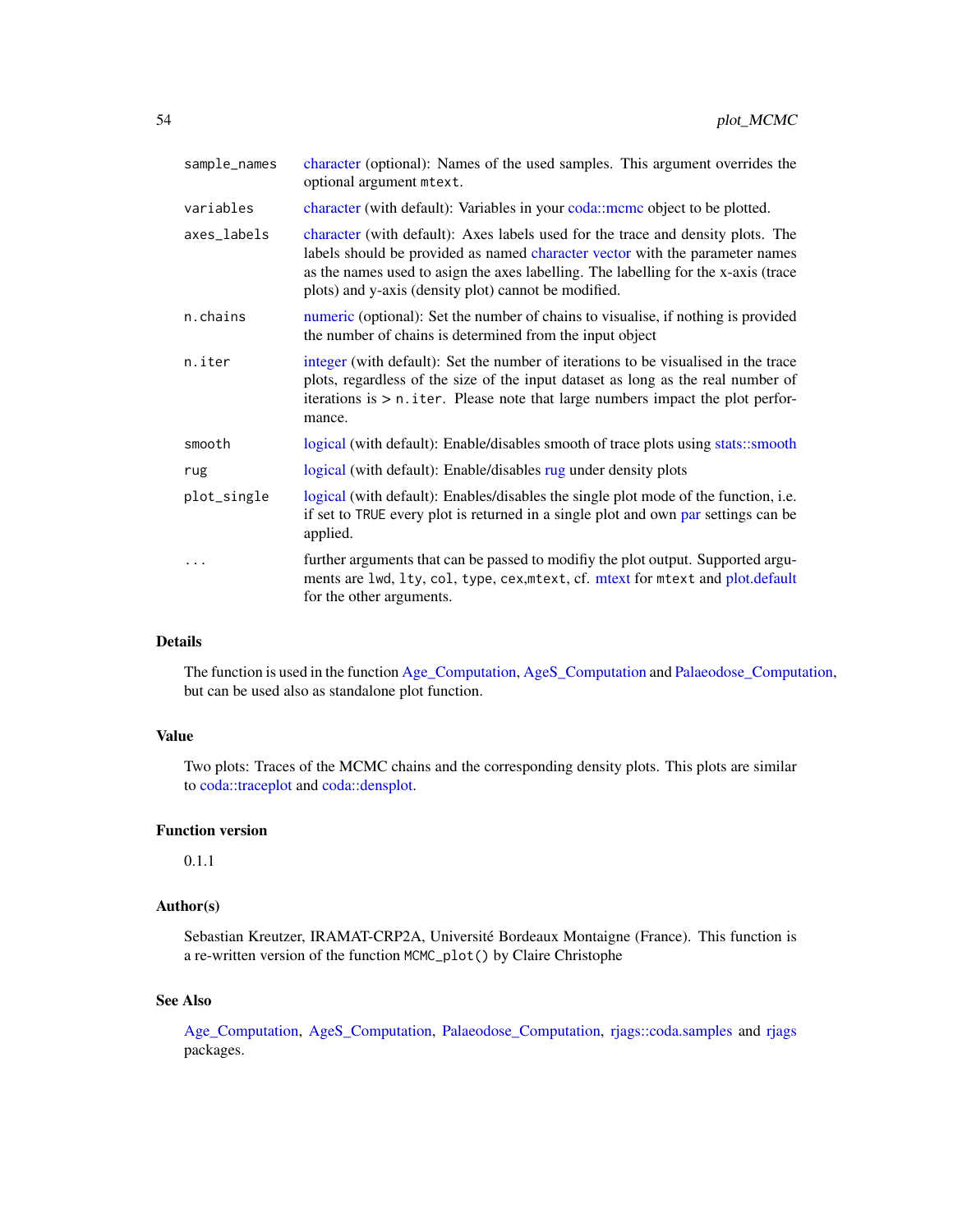| | |
|---|---|
| `sample_names` | character (optional): Names of the used samples. This argument overrides the optional argument `mtext`. |
| `variables` | character (with default): Variables in your coda::mcmc object to be plotted. |
| `axes_labels` | character (with default): Axes labels used for the trace and density plots. The labels should be provided as named character vector with the parameter names as the names used to asign the axes labelling. The labelling for the x-axis (trace plots) and y-axis (density plot) cannot be modified. |
| `n.chains` | numeric (optional): Set the number of chains to visualise, if nothing is provided the number of chains is determined from the input object |
| `n.iter` | integer (with default): Set the number of iterations to be visualised in the trace plots, regardless of the size of the input dataset as long as the real number of iterations is > `n.iter`. Please note that large numbers impact the plot performance. |
| `smooth` | logical (with default): Enable/disables smooth of trace plots using stats::smooth |
| `rug` | logical (with default): Enable/disables rug under density plots |
| `plot_single` | logical (with default): Enables/disables the single plot mode of the function, i.e. if set to `TRUE` every plot is returned in a single plot and own par settings can be applied. |
| `...` | further arguments that can be passed to modifiy the plot output. Supported arguments are `lwd`, `lty`, `col`, `type`, `cex`,`mtext`, cf. mtext for `mtext` and plot.default for the other arguments. |

## Details

The function is used in the function Age_Computation, AgeS_Computation and Palaeodose_Computation, but can be used also as standalone plot function.

## Value

Two plots: Traces of the MCMC chains and the corresponding density plots. This plots are similar to coda::traceplot and coda::densplot.

## Function version

0.1.1

## Author(s)

Sebastian Kreutzer, IRAMAT-CRP2A, Université Bordeaux Montaigne (France). This function is a re-written version of the function `MCMC_plot()` by Claire Christophe

## See Also

Age_Computation, AgeS_Computation, Palaeodose_Computation, rjags::coda.samples and rjags packages.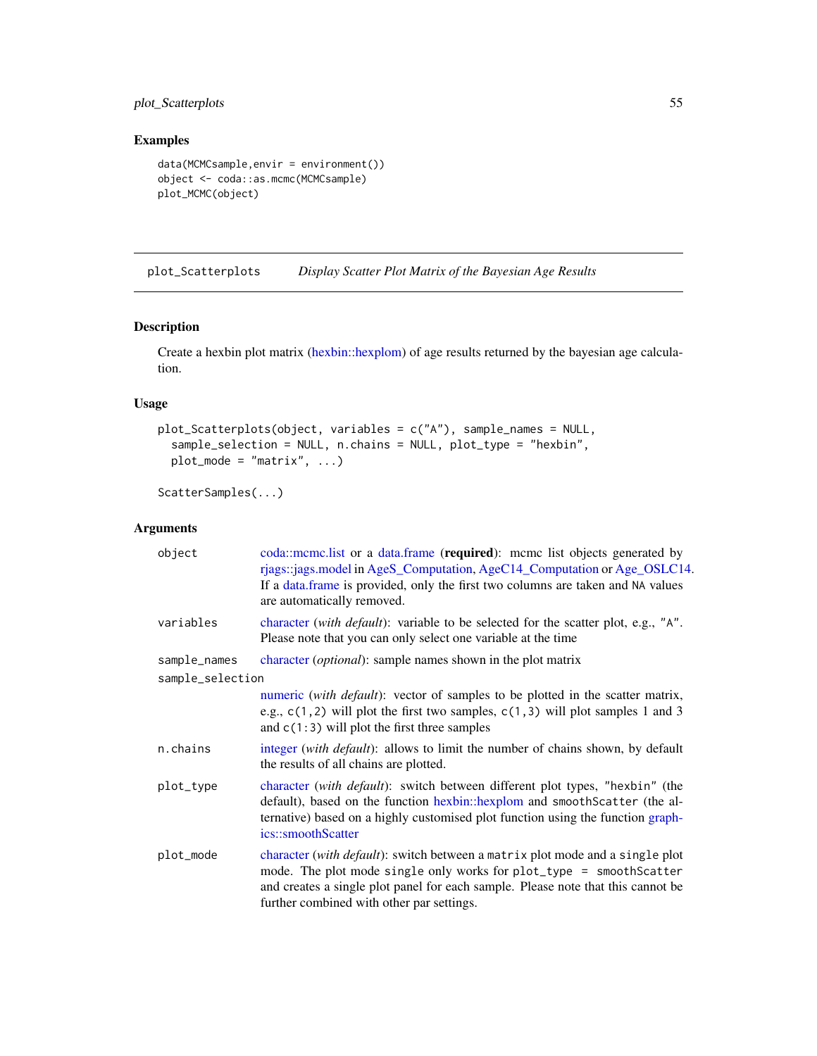## Examples

```
data(MCMCsample,envir = environment())
object <- coda::as.mcmc(MCMCsample)
plot_MCMC(object)
```

---

plot_Scatterplots    *Display Scatter Plot Matrix of the Bayesian Age Results*

---

### Description

Create a hexbin plot matrix (hexbin::hexplom) of age results returned by the bayesian age calculation.

### Usage

```
plot_Scatterplots(object, variables = c("A"), sample_names = NULL,
  sample_selection = NULL, n.chains = NULL, plot_type = "hexbin",
  plot_mode = "matrix", ...)

ScatterSamples(...)
```

### Arguments

| | |
|---|---|
| `object` | coda::mcmc.list or a data.frame (**required**): mcmc list objects generated by rjags::jags.model in AgeS_Computation, AgeC14_Computation or Age_OSLC14. If a data.frame is provided, only the first two columns are taken and `NA` values are automatically removed. |
| `variables` | character (*with default*): variable to be selected for the scatter plot, e.g., `"A"`. Please note that you can only select one variable at the time |
| `sample_names` | character (*optional*): sample names shown in the plot matrix |
| `sample_selection` | numeric (*with default*): vector of samples to be plotted in the scatter matrix, e.g., `c(1,2)` will plot the first two samples, `c(1,3)` will plot samples 1 and 3 and `c(1:3)` will plot the first three samples |
| `n.chains` | integer (*with default*): allows to limit the number of chains shown, by default the results of all chains are plotted. |
| `plot_type` | character (*with default*): switch between different plot types, `"hexbin"` (the default), based on the function hexbin::hexplom and `smoothScatter` (the alternative) based on a highly customised plot function using the function graphics::smoothScatter |
| `plot_mode` | character (*with default*): switch between a `matrix` plot mode and a `single` plot mode. The plot mode `single` only works for `plot_type = smoothScatter` and creates a single plot panel for each sample. Please note that this cannot be further combined with other par settings. |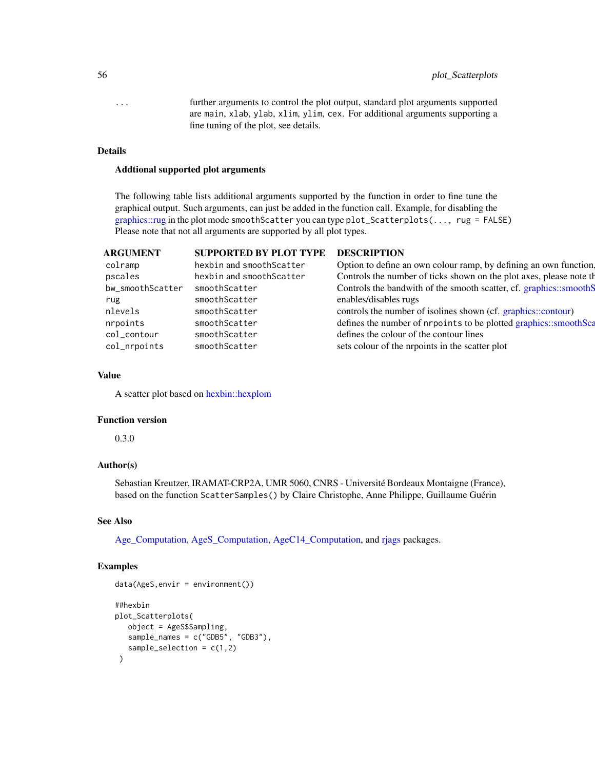`...` further arguments to control the plot output, standard plot arguments supported are `main`, `xlab`, `ylab`, `xlim`, `ylim`, `cex`. For additional arguments supporting a fine tuning of the plot, see details.

## Details

### Addtional supported plot arguments

The following table lists additional arguments supported by the function in order to fine tune the graphical output. Such arguments, can just be added in the function call. Example, for disabling the graphics::rug in the plot mode `smoothScatter` you can type `plot_Scatterplots(..., rug = FALSE)` Please note that not all arguments are supported by all plot types.

| ARGUMENT | SUPPORTED BY PLOT TYPE | DESCRIPTION |
|---|---|---|
| `colramp` | `hexbin` and `smoothScatter` | Option to define an own colour ramp, by defining an own function, |
| `pscales` | `hexbin` and `smoothScatter` | Controls the number of ticks shown on the plot axes, please note th |
| `bw_smoothScatter` | `smoothScatter` | Controls the bandwith of the smooth scatter, cf. graphics::smoothS |
| `rug` | `smoothScatter` | enables/disables rugs |
| `nlevels` | `smoothScatter` | controls the number of isolines shown (cf. graphics::contour) |
| `nrpoints` | `smoothScatter` | defines the number of `nrpoints` to be plotted graphics::smoothSca |
| `col_contour` | `smoothScatter` | defines the colour of the contour lines |
| `col_nrpoints` | `smoothScatter` | sets colour of the nrpoints in the scatter plot |

## Value

A scatter plot based on hexbin::hexplom

## Function version

0.3.0

## Author(s)

Sebastian Kreutzer, IRAMAT-CRP2A, UMR 5060, CNRS - Université Bordeaux Montaigne (France), based on the function `ScatterSamples()` by Claire Christophe, Anne Philippe, Guillaume Guérin

## See Also

Age_Computation, AgeS_Computation, AgeC14_Computation, and rjags packages.

## Examples

```
data(AgeS,envir = environment())

##hexbin
plot_Scatterplots(
   object = AgeS$Sampling,
   sample_names = c("GDB5", "GDB3"),
   sample_selection = c(1,2)
 )
```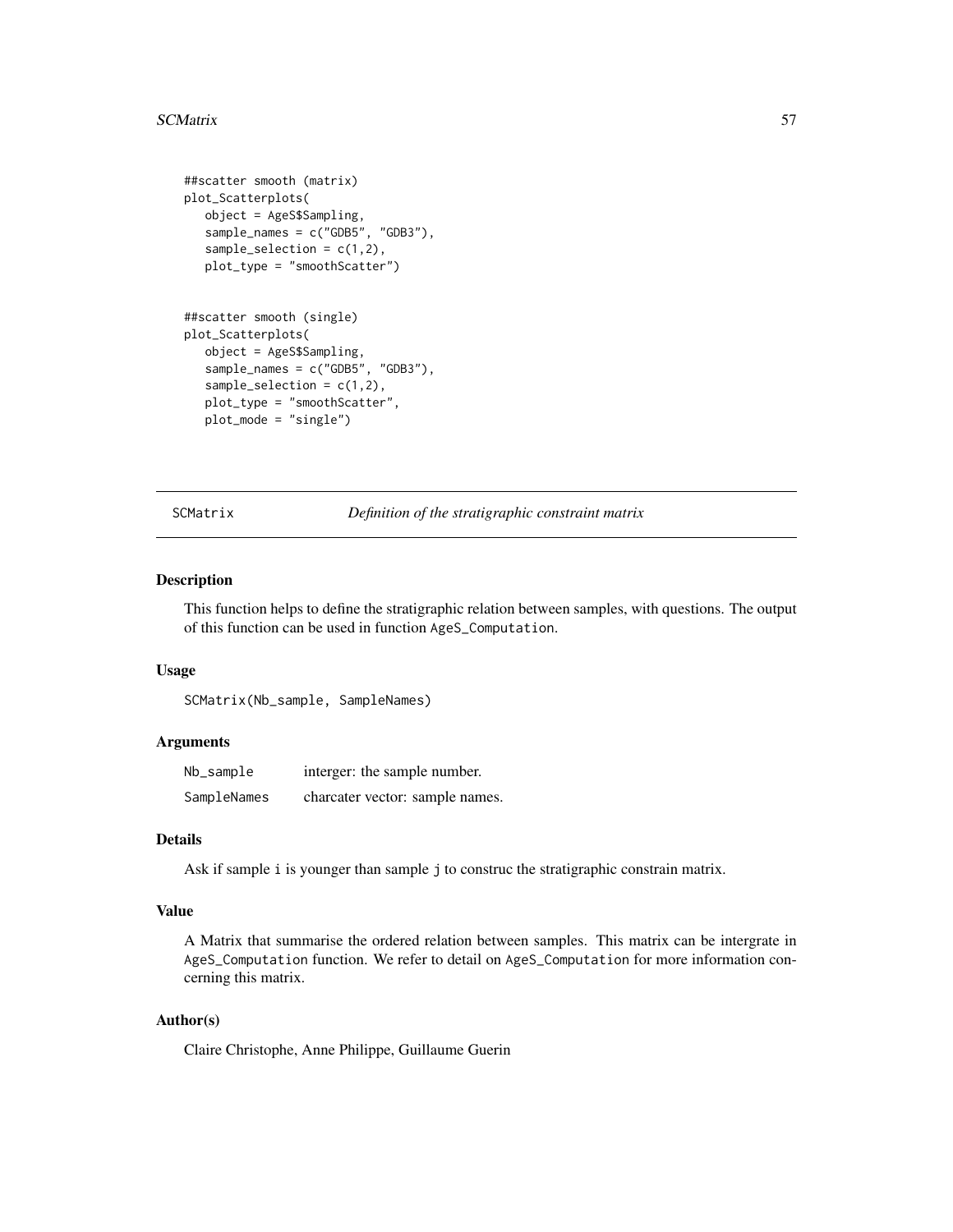```
##scatter smooth (matrix)
plot_Scatterplots(
   object = AgeS$Sampling,
   sample_names = c("GDB5", "GDB3"),
   sample_selection = c(1,2),
   plot_type = "smoothScatter")


##scatter smooth (single)
plot_Scatterplots(
   object = AgeS$Sampling,
   sample_names = c("GDB5", "GDB3"),
   sample_selection = c(1,2),
   plot_type = "smoothScatter",
   plot_mode = "single")
```

## SCMatrix *Definition of the stratigraphic constraint matrix*

### Description

This function helps to define the stratigraphic relation between samples, with questions. The output of this function can be used in function `AgeS_Computation`.

### Usage

```
SCMatrix(Nb_sample, SampleNames)
```

### Arguments

| | |
|---|---|
| `Nb_sample` | interger: the sample number. |
| `SampleNames` | charcater vector: sample names. |

### Details

Ask if sample `i` is younger than sample `j` to construc the stratigraphic constrain matrix.

### Value

A Matrix that summarise the ordered relation between samples. This matrix can be intergrate in `AgeS_Computation` function. We refer to detail on `AgeS_Computation` for more information concerning this matrix.

### Author(s)

Claire Christophe, Anne Philippe, Guillaume Guerin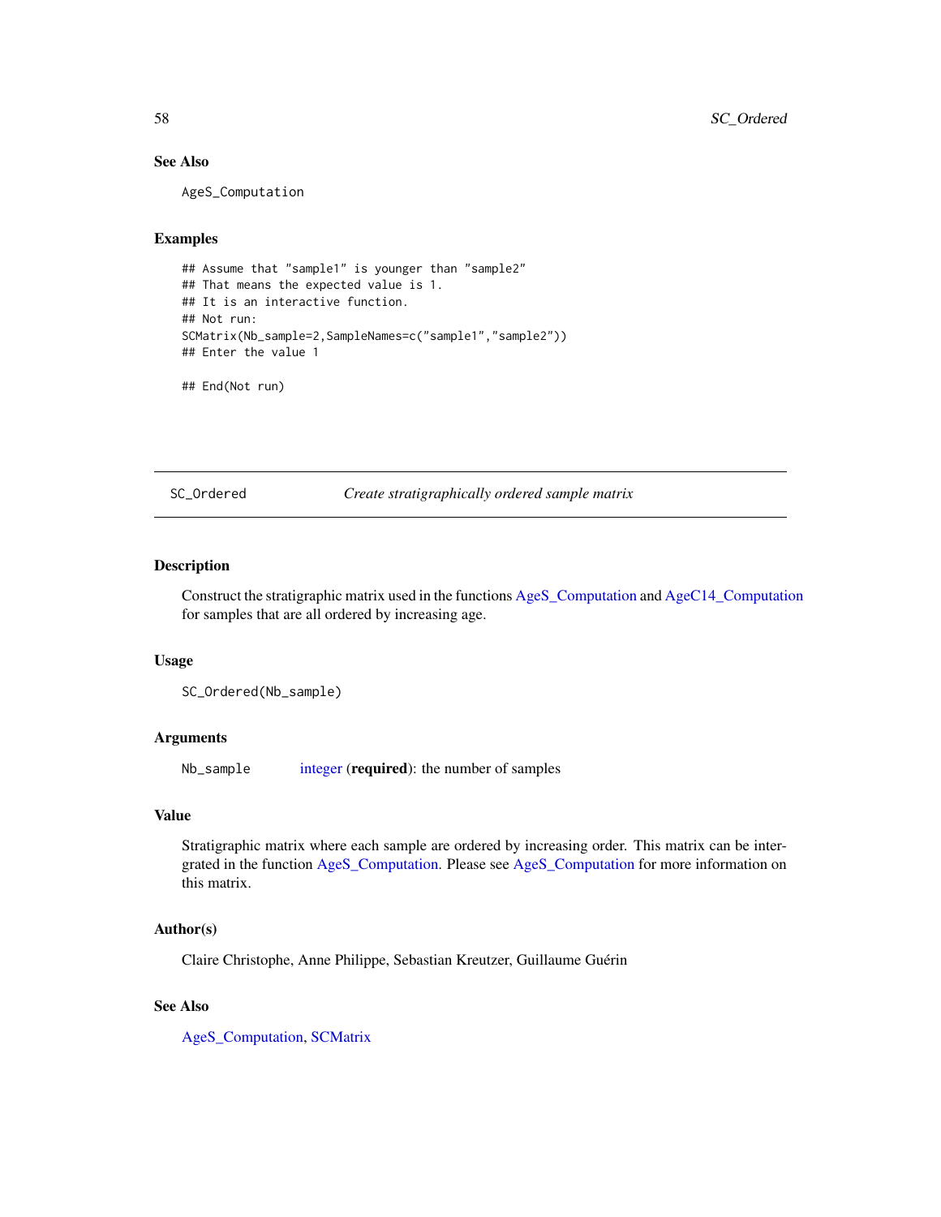### See Also

AgeS_Computation

### Examples

```
## Assume that "sample1" is younger than "sample2"
## That means the expected value is 1.
## It is an interactive function.
## Not run:
SCMatrix(Nb_sample=2,SampleNames=c("sample1","sample2"))
## Enter the value 1

## End(Not run)
```

---

## SC_Ordered — *Create stratigraphically ordered sample matrix*

---

### Description

Construct the stratigraphic matrix used in the functions AgeS_Computation and AgeC14_Computation for samples that are all ordered by increasing age.

### Usage

```
SC_Ordered(Nb_sample)
```

### Arguments

| | |
|---|---|
| Nb_sample | integer (**required**): the number of samples |

### Value

Stratigraphic matrix where each sample are ordered by increasing order. This matrix can be intergrated in the function AgeS_Computation. Please see AgeS_Computation for more information on this matrix.

### Author(s)

Claire Christophe, Anne Philippe, Sebastian Kreutzer, Guillaume Guérin

### See Also

AgeS_Computation, SCMatrix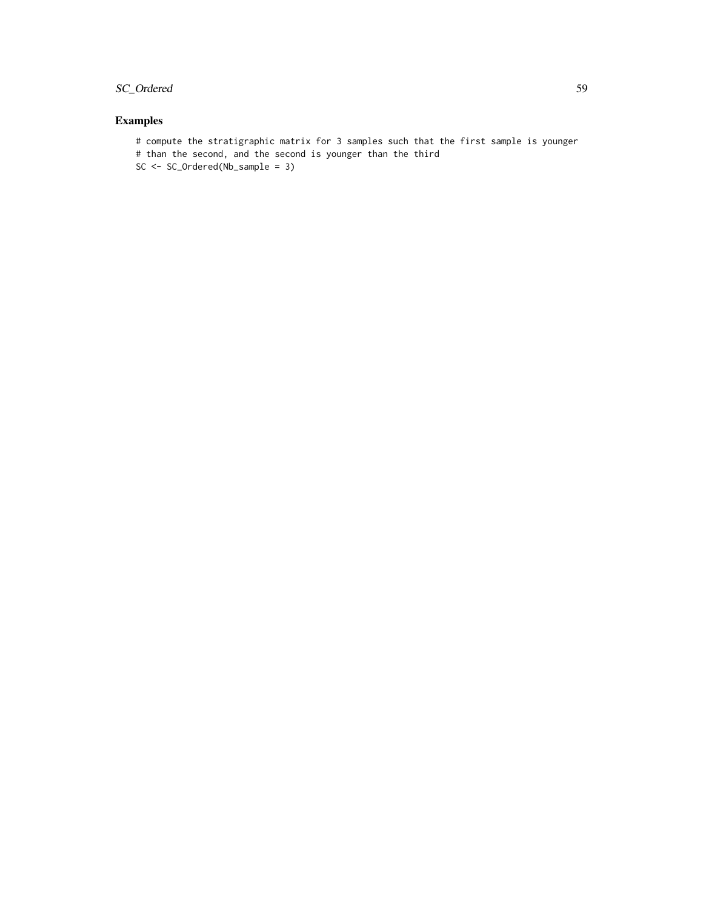## Examples

```
# compute the stratigraphic matrix for 3 samples such that the first sample is younger
# than the second, and the second is younger than the third
SC <- SC_Ordered(Nb_sample = 3)
```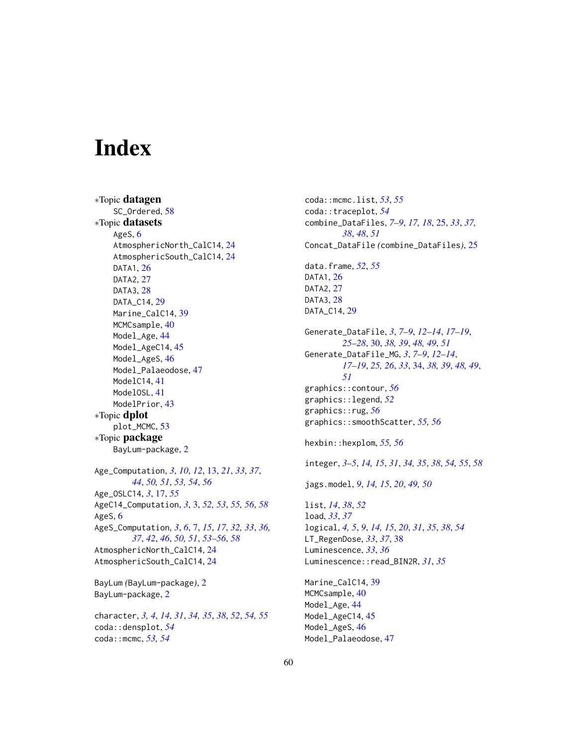# Index

*Topic **datagen**
  SC_Ordered, 58
*Topic **datasets**
  AgesS, 6
  AtmosphericNorth_CalC14, 24
  AtmosphericSouth_CalC14, 24
  DATA1, 26
  DATA2, 27
  DATA3, 28
  DATA_C14, 29
  Marine_CalC14, 39
  MCMCsample, 40
  Model_Age, 44
  Model_AgeC14, 45
  Model_AgeS, 46
  Model_Palaeodose, 47
  ModelC14, 41
  ModelOSL, 41
  ModelPrior, 43
*Topic **dplot**
  plot_MCMC, 53
*Topic **package**
  BayLum-package, 2

Age_Computation, *3*, *10*, *12*, 13, *21*, *33*, *37*, *44*, *50, 51*, *53*, *54*, *56*
Age_OSLC14, *3*, 17, *55*
AgeC14_Computation, *3*, 3, *52, 53*, *55*, *56*, *58*
AgesS, 6
AgesS_Computation, *3*, *6*, 7, *15*, *17*, *32*, *33*, *36, 37*, *42*, *46*, *50*, *51*, *53–56*, *58*
AtmosphericNorth_CalC14, 24
AtmosphericSouth_CalC14, 24

BayLum *(*BayLum-package*)*, 2
BayLum-package, 2

character, *3, 4*, *14*, *31*, *34, 35*, *38*, *52*, *54, 55*
coda::densplot, *54*
coda::mcmc, *53, 54*
coda::mcmc.list, *53*, *55*
coda::traceplot, *54*
combine_DataFiles, *7–9*, *17, 18*, 25, *33*, *37, 38*, *48*, *51*
Concat_DataFile *(*combine_DataFiles*)*, 25

data.frame, *52*, *55*
DATA1, 26
DATA2, 27
DATA3, 28
DATA_C14, 29

Generate_DataFile, *3*, *7–9*, *12–14*, *17–19*, *25–28*, 30, *38, 39*, *48, 49*, *51*
Generate_DataFile_MG, *3*, *7–9*, *12–14*, *17–19*, *25, 26*, *33*, 34, *38, 39*, *48, 49*, *51*
graphics::contour, *56*
graphics::legend, *52*
graphics::rug, *56*
graphics::smoothScatter, *55, 56*

hexbin::hexplom, *55, 56*

integer, *3–5*, *14, 15*, *31*, *34, 35*, *38*, *54, 55*, *58*

jags.model, *9*, *14, 15*, *20*, *49, 50*

list, *14*, *38*, *52*
load, *33*, *37*
logical, *4, 5*, *9*, *14, 15*, *20*, *31*, *35*, *38*, *54*
LT_RegenDose, *33*, *37*, 38
Luminescence, *33*, *36*
Luminescence::read_BIN2R, *31*, *35*

Marine_CalC14, 39
MCMCsample, 40
Model_Age, 44
Model_AgeC14, 45
Model_AgeS, 46
Model_Palaeodose, 47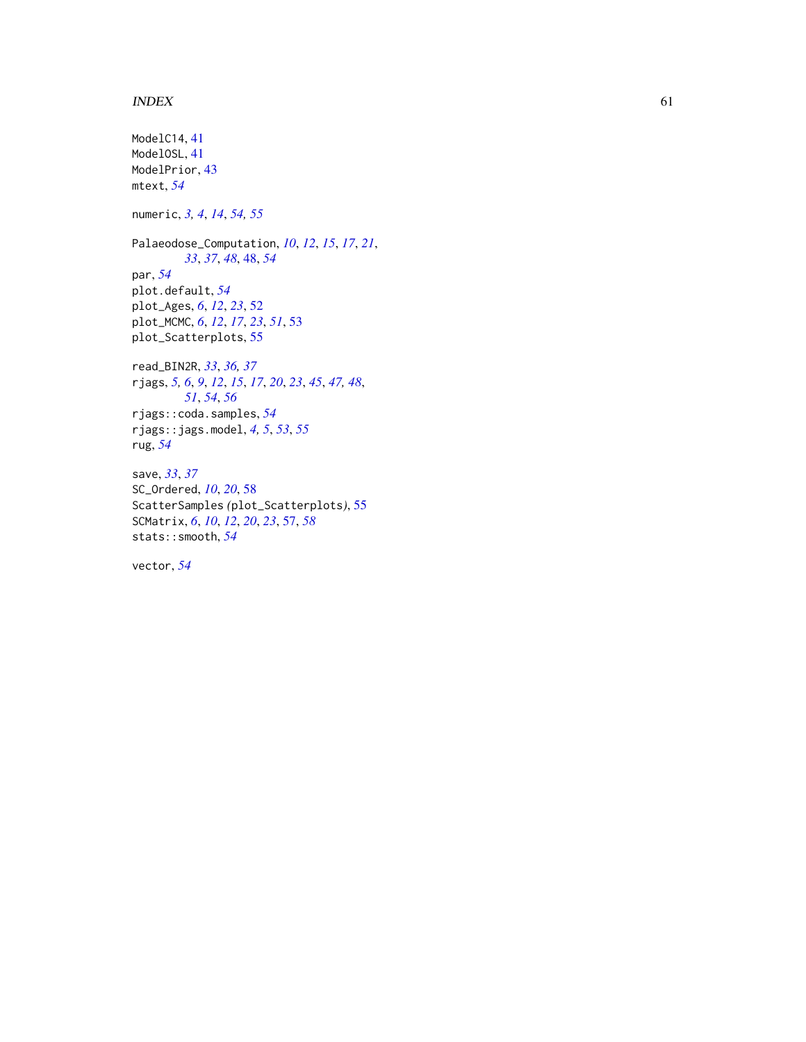ModelC14, 41
ModelOSL, 41
ModelPrior, 43
mtext, *54*

numeric, *3, 4*, *14*, *54, 55*

Palaeodose_Computation, *10*, *12*, *15*, *17*, *21*, *33*, *37*, *48*, 48, *54*
par, *54*
plot.default, *54*
plot_Ages, *6*, *12*, *23*, 52
plot_MCMC, *6*, *12*, *17*, *23*, *51*, 53
plot_Scatterplots, 55

read_BIN2R, *33*, *36, 37*
rjags, *5, 6*, *9*, *12*, *15*, *17*, *20*, *23*, *45*, *47, 48*, *51*, *54*, *56*
rjags::coda.samples, *54*
rjags::jags.model, *4, 5*, *53*, *55*
rug, *54*

save, *33*, *37*
SC_Ordered, *10*, *20*, 58
ScatterSamples *(*plot_Scatterplots*)*, 55
SCMatrix, *6*, *10*, *12*, *20*, *23*, 57, *58*
stats::smooth, *54*

vector, *54*